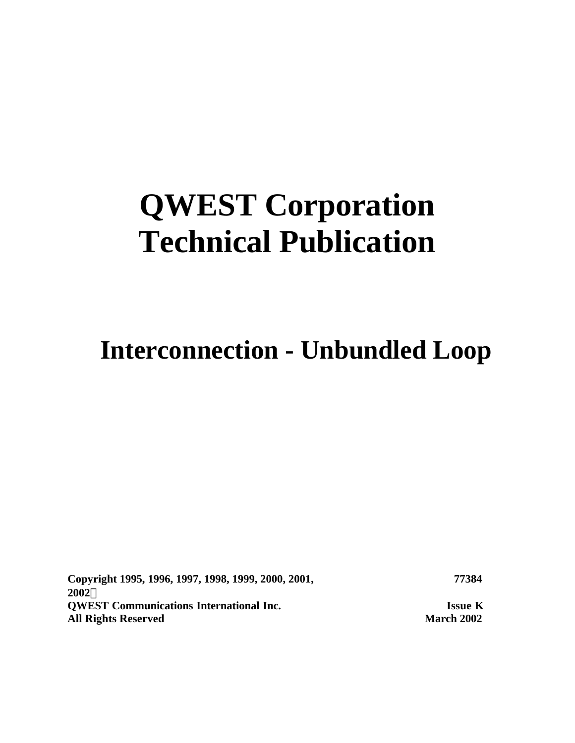# QWEST Corporation Technical Publication

## Interconnection - Unbundled Loop

**Copyright 1995, 1996, 1997, 1998, 1999, 2000, 2001, 2002**
**QWEST Communications International Inc.**
**All Rights Reserved**

**77384**
**Issue K**
**March 2002**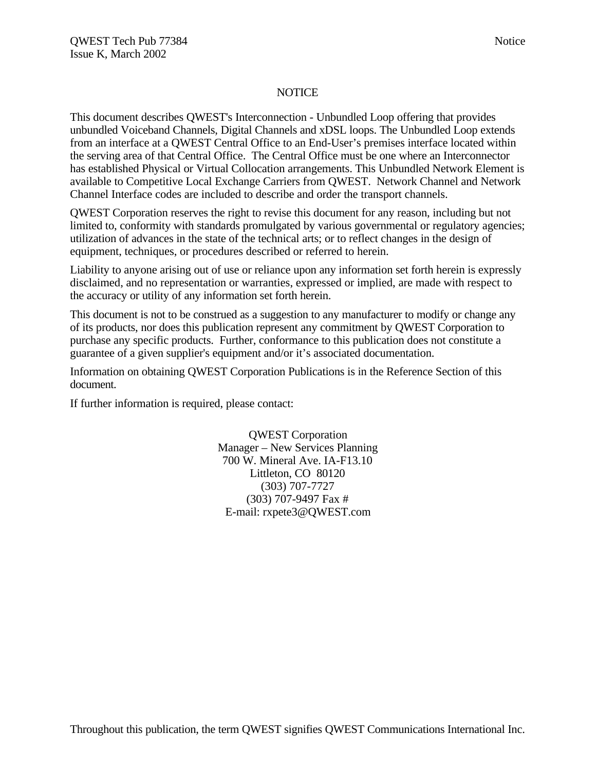# NOTICE

This document describes QWEST's Interconnection - Unbundled Loop offering that provides unbundled Voiceband Channels, Digital Channels and xDSL loops. The Unbundled Loop extends from an interface at a QWEST Central Office to an End-User's premises interface located within the serving area of that Central Office. The Central Office must be one where an Interconnector has established Physical or Virtual Collocation arrangements. This Unbundled Network Element is available to Competitive Local Exchange Carriers from QWEST. Network Channel and Network Channel Interface codes are included to describe and order the transport channels.

QWEST Corporation reserves the right to revise this document for any reason, including but not limited to, conformity with standards promulgated by various governmental or regulatory agencies; utilization of advances in the state of the technical arts; or to reflect changes in the design of equipment, techniques, or procedures described or referred to herein.

Liability to anyone arising out of use or reliance upon any information set forth herein is expressly disclaimed, and no representation or warranties, expressed or implied, are made with respect to the accuracy or utility of any information set forth herein.

This document is not to be construed as a suggestion to any manufacturer to modify or change any of its products, nor does this publication represent any commitment by QWEST Corporation to purchase any specific products. Further, conformance to this publication does not constitute a guarantee of a given supplier's equipment and/or it's associated documentation.

Information on obtaining QWEST Corporation Publications is in the Reference Section of this document.

If further information is required, please contact:

QWEST Corporation
Manager – New Services Planning
700 W. Mineral Ave. IA-F13.10
Littleton, CO 80120
(303) 707-7727
(303) 707-9497 Fax #
E-mail: rxpete3@QWEST.com

Throughout this publication, the term QWEST signifies QWEST Communications International Inc.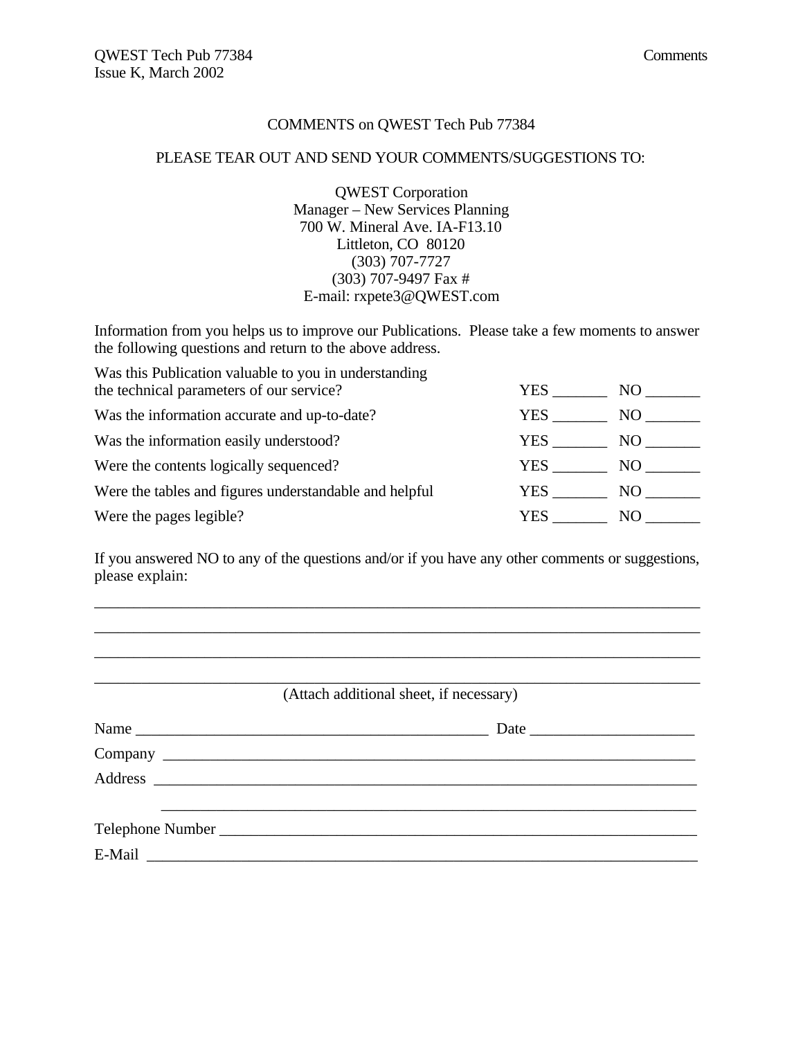# COMMENTS on QWEST Tech Pub 77384

PLEASE TEAR OUT AND SEND YOUR COMMENTS/SUGGESTIONS TO:

QWEST Corporation
Manager – New Services Planning
700 W. Mineral Ave. IA-F13.10
Littleton, CO 80120
(303) 707-7727
(303) 707-9497 Fax #
E-mail: rxpete3@QWEST.com

Information from you helps us to improve our Publications. Please take a few moments to answer the following questions and return to the above address.

| | | |
|---|---|---|
| Was this Publication valuable to you in understanding the technical parameters of our service? | YES _______ | NO _______ |
| Was the information accurate and up-to-date? | YES _______ | NO _______ |
| Was the information easily understood? | YES _______ | NO _______ |
| Were the contents logically sequenced? | YES _______ | NO _______ |
| Were the tables and figures understandable and helpful | YES _______ | NO _______ |
| Were the pages legible? | YES _______ | NO _______ |

If you answered NO to any of the questions and/or if you have any other comments or suggestions, please explain:

________________________________________________________________________________

________________________________________________________________________________

________________________________________________________________________________

________________________________________________________________________________

(Attach additional sheet, if necessary)

Name _______________________________________________ Date _____________________

Company ________________________________________________________________________

Address ________________________________________________________________________

_______________________________________________________________________________

Telephone Number _______________________________________________________________

E-Mail _________________________________________________________________________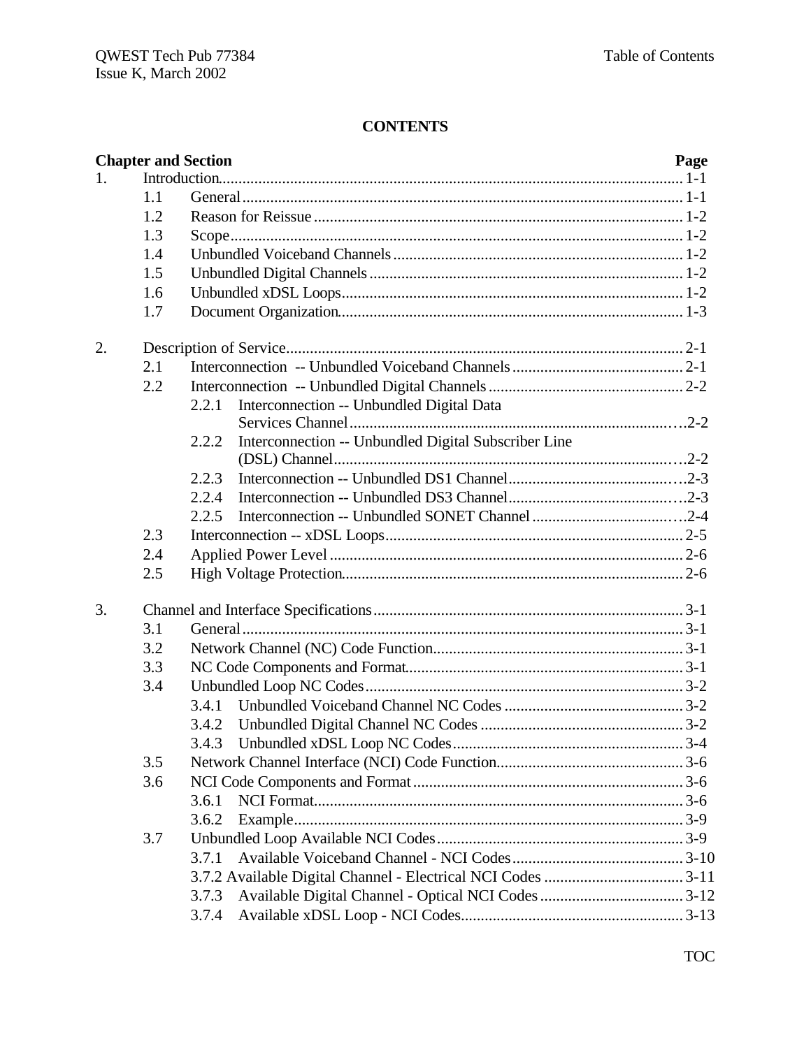# CONTENTS

| Chapter and Section | | | Page |
|---|---|---|---|
| 1. | Introduction | | 1-1 |
| | 1.1 | General | 1-1 |
| | 1.2 | Reason for Reissue | 1-2 |
| | 1.3 | Scope | 1-2 |
| | 1.4 | Unbundled Voiceband Channels | 1-2 |
| | 1.5 | Unbundled Digital Channels | 1-2 |
| | 1.6 | Unbundled xDSL Loops | 1-2 |
| | 1.7 | Document Organization | 1-3 |
| 2. | Description of Service | | 2-1 |
| | 2.1 | Interconnection -- Unbundled Voiceband Channels | 2-1 |
| | 2.2 | Interconnection -- Unbundled Digital Channels | 2-2 |
| | | 2.2.1 Interconnection -- Unbundled Digital Data Services Channel | 2-2 |
| | | 2.2.2 Interconnection -- Unbundled Digital Subscriber Line (DSL) Channel | 2-2 |
| | | 2.2.3 Interconnection -- Unbundled DS1 Channel | 2-3 |
| | | 2.2.4 Interconnection -- Unbundled DS3 Channel | 2-3 |
| | | 2.2.5 Interconnection -- Unbundled SONET Channel | 2-4 |
| | 2.3 | Interconnection -- xDSL Loops | 2-5 |
| | 2.4 | Applied Power Level | 2-6 |
| | 2.5 | High Voltage Protection | 2-6 |
| 3. | Channel and Interface Specifications | | 3-1 |
| | 3.1 | General | 3-1 |
| | 3.2 | Network Channel (NC) Code Function | 3-1 |
| | 3.3 | NC Code Components and Format | 3-1 |
| | 3.4 | Unbundled Loop NC Codes | 3-2 |
| | | 3.4.1 Unbundled Voiceband Channel NC Codes | 3-2 |
| | | 3.4.2 Unbundled Digital Channel NC Codes | 3-2 |
| | | 3.4.3 Unbundled xDSL Loop NC Codes | 3-4 |
| | 3.5 | Network Channel Interface (NCI) Code Function | 3-6 |
| | 3.6 | NCI Code Components and Format | 3-6 |
| | | 3.6.1 NCI Format | 3-6 |
| | | 3.6.2 Example | 3-9 |
| | 3.7 | Unbundled Loop Available NCI Codes | 3-9 |
| | | 3.7.1 Available Voiceband Channel - NCI Codes | 3-10 |
| | | 3.7.2 Available Digital Channel - Electrical NCI Codes | 3-11 |
| | | 3.7.3 Available Digital Channel - Optical NCI Codes | 3-12 |
| | | 3.7.4 Available xDSL Loop - NCI Codes | 3-13 |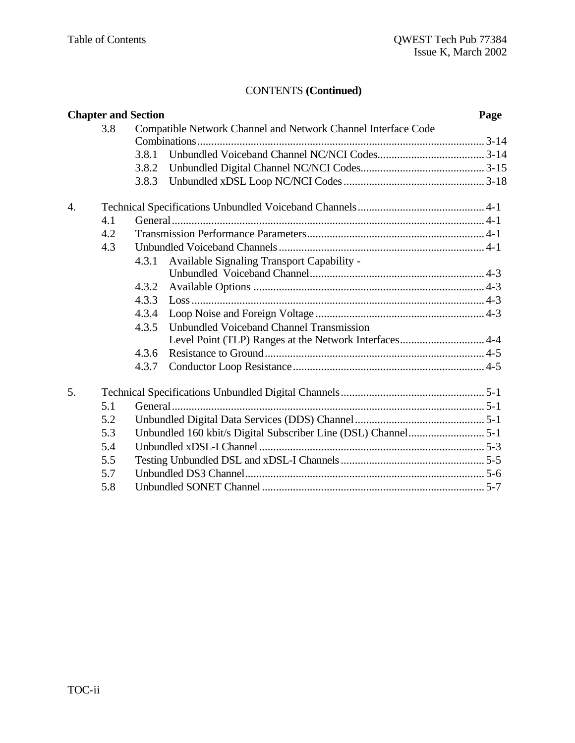CONTENTS **(Continued)**

| **Chapter and Section** | | | **Page** |
|---|---|---|---|
| | 3.8 | Compatible Network Channel and Network Channel Interface Code Combinations | 3-14 |
| | | 3.8.1 Unbundled Voiceband Channel NC/NCI Codes | 3-14 |
| | | 3.8.2 Unbundled Digital Channel NC/NCI Codes | 3-15 |
| | | 3.8.3 Unbundled xDSL Loop NC/NCI Codes | 3-18 |
| 4. | | Technical Specifications Unbundled Voiceband Channels | 4-1 |
| | 4.1 | General | 4-1 |
| | 4.2 | Transmission Performance Parameters | 4-1 |
| | 4.3 | Unbundled Voiceband Channels | 4-1 |
| | | 4.3.1 Available Signaling Transport Capability - Unbundled Voiceband Channel | 4-3 |
| | | 4.3.2 Available Options | 4-3 |
| | | 4.3.3 Loss | 4-3 |
| | | 4.3.4 Loop Noise and Foreign Voltage | 4-3 |
| | | 4.3.5 Unbundled Voiceband Channel Transmission Level Point (TLP) Ranges at the Network Interfaces | 4-4 |
| | | 4.3.6 Resistance to Ground | 4-5 |
| | | 4.3.7 Conductor Loop Resistance | 4-5 |
| 5. | | Technical Specifications Unbundled Digital Channels | 5-1 |
| | 5.1 | General | 5-1 |
| | 5.2 | Unbundled Digital Data Services (DDS) Channel | 5-1 |
| | 5.3 | Unbundled 160 kbit/s Digital Subscriber Line (DSL) Channel | 5-1 |
| | 5.4 | Unbundled xDSL-I Channel | 5-3 |
| | 5.5 | Testing Unbundled DSL and xDSL-I Channels | 5-5 |
| | 5.7 | Unbundled DS3 Channel | 5-6 |
| | 5.8 | Unbundled SONET Channel | 5-7 |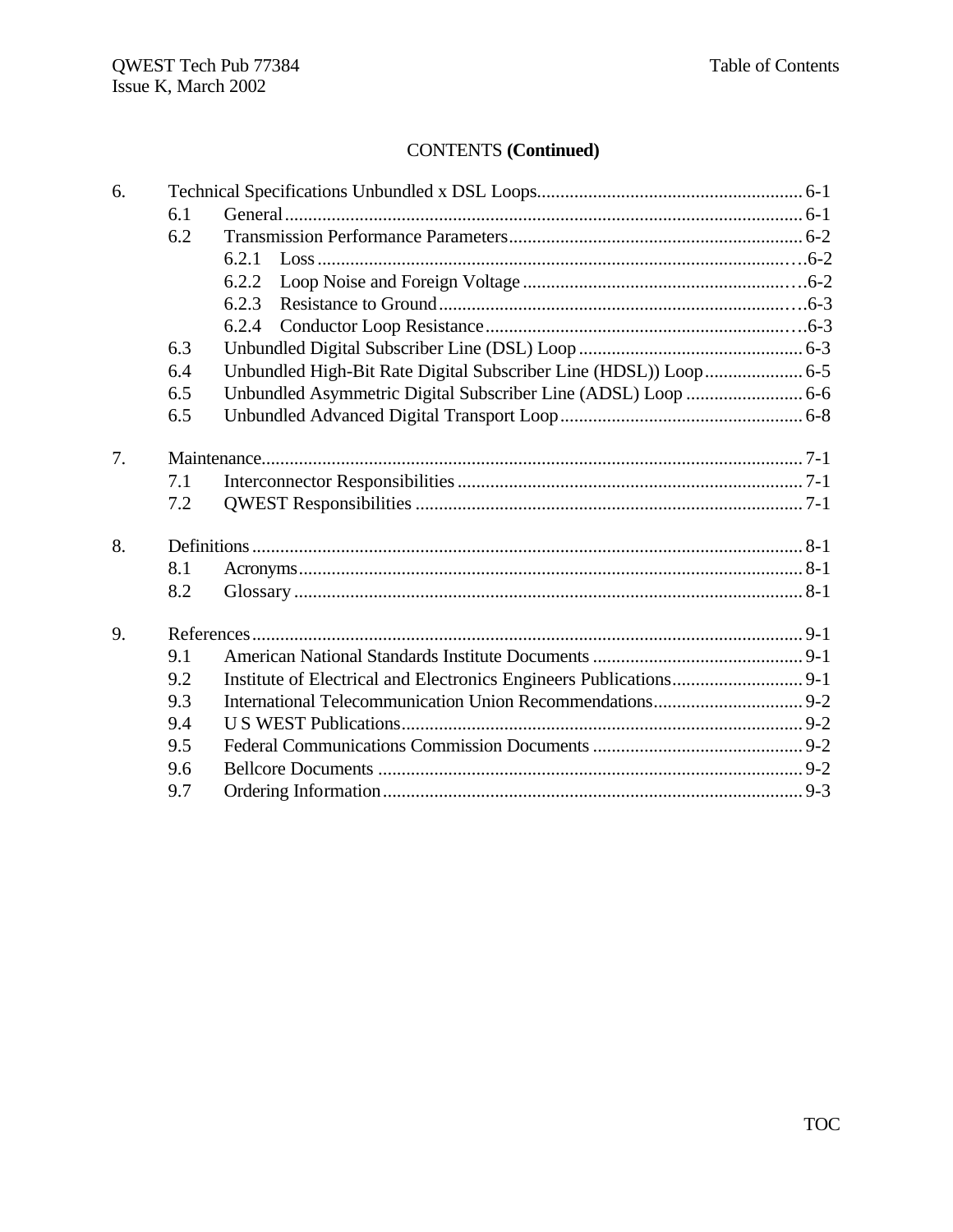CONTENTS **(Continued)**

| | | | |
|---|---|---|---|
| 6. | Technical Specifications Unbundled x DSL Loops | | 6-1 |
| | 6.1 | General | 6-1 |
| | 6.2 | Transmission Performance Parameters | 6-2 |
| | | 6.2.1 Loss | 6-2 |
| | | 6.2.2 Loop Noise and Foreign Voltage | 6-2 |
| | | 6.2.3 Resistance to Ground | 6-3 |
| | | 6.2.4 Conductor Loop Resistance | 6-3 |
| | 6.3 | Unbundled Digital Subscriber Line (DSL) Loop | 6-3 |
| | 6.4 | Unbundled High-Bit Rate Digital Subscriber Line (HDSL)) Loop | 6-5 |
| | 6.5 | Unbundled Asymmetric Digital Subscriber Line (ADSL) Loop | 6-6 |
| | 6.5 | Unbundled Advanced Digital Transport Loop | 6-8 |
| 7. | Maintenance | | 7-1 |
| | 7.1 | Interconnector Responsibilities | 7-1 |
| | 7.2 | QWEST Responsibilities | 7-1 |
| 8. | Definitions | | 8-1 |
| | 8.1 | Acronyms | 8-1 |
| | 8.2 | Glossary | 8-1 |
| 9. | References | | 9-1 |
| | 9.1 | American National Standards Institute Documents | 9-1 |
| | 9.2 | Institute of Electrical and Electronics Engineers Publications | 9-1 |
| | 9.3 | International Telecommunication Union Recommendations | 9-2 |
| | 9.4 | U S WEST Publications | 9-2 |
| | 9.5 | Federal Communications Commission Documents | 9-2 |
| | 9.6 | Bellcore Documents | 9-2 |
| | 9.7 | Ordering Information | 9-3 |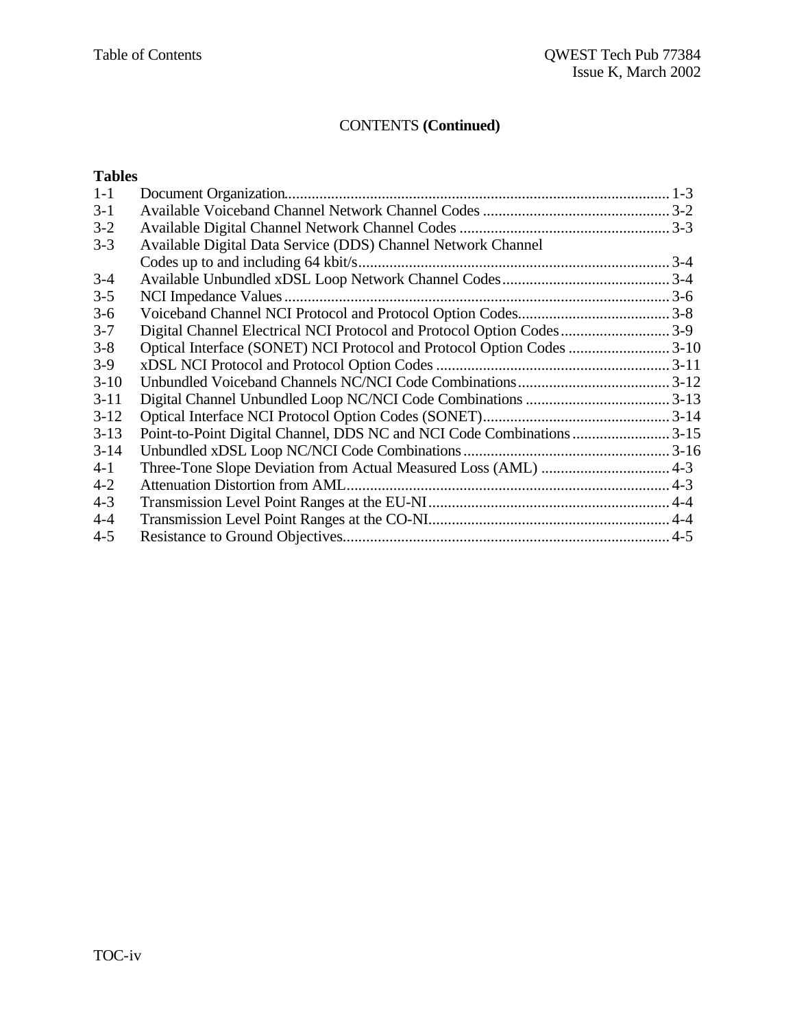CONTENTS **(Continued)**

**Tables**

| | | |
|---|---|---|
| 1-1 | Document Organization | 1-3 |
| 3-1 | Available Voiceband Channel Network Channel Codes | 3-2 |
| 3-2 | Available Digital Channel Network Channel Codes | 3-3 |
| 3-3 | Available Digital Data Service (DDS) Channel Network Channel Codes up to and including 64 kbit/s | 3-4 |
| 3-4 | Available Unbundled xDSL Loop Network Channel Codes | 3-4 |
| 3-5 | NCI Impedance Values | 3-6 |
| 3-6 | Voiceband Channel NCI Protocol and Protocol Option Codes | 3-8 |
| 3-7 | Digital Channel Electrical NCI Protocol and Protocol Option Codes | 3-9 |
| 3-8 | Optical Interface (SONET) NCI Protocol and Protocol Option Codes | 3-10 |
| 3-9 | xDSL NCI Protocol and Protocol Option Codes | 3-11 |
| 3-10 | Unbundled Voiceband Channels NC/NCI Code Combinations | 3-12 |
| 3-11 | Digital Channel Unbundled Loop NC/NCI Code Combinations | 3-13 |
| 3-12 | Optical Interface NCI Protocol Option Codes (SONET) | 3-14 |
| 3-13 | Point-to-Point Digital Channel, DDS NC and NCI Code Combinations | 3-15 |
| 3-14 | Unbundled xDSL Loop NC/NCI Code Combinations | 3-16 |
| 4-1 | Three-Tone Slope Deviation from Actual Measured Loss (AML) | 4-3 |
| 4-2 | Attenuation Distortion from AML | 4-3 |
| 4-3 | Transmission Level Point Ranges at the EU-NI | 4-4 |
| 4-4 | Transmission Level Point Ranges at the CO-NI | 4-4 |
| 4-5 | Resistance to Ground Objectives | 4-5 |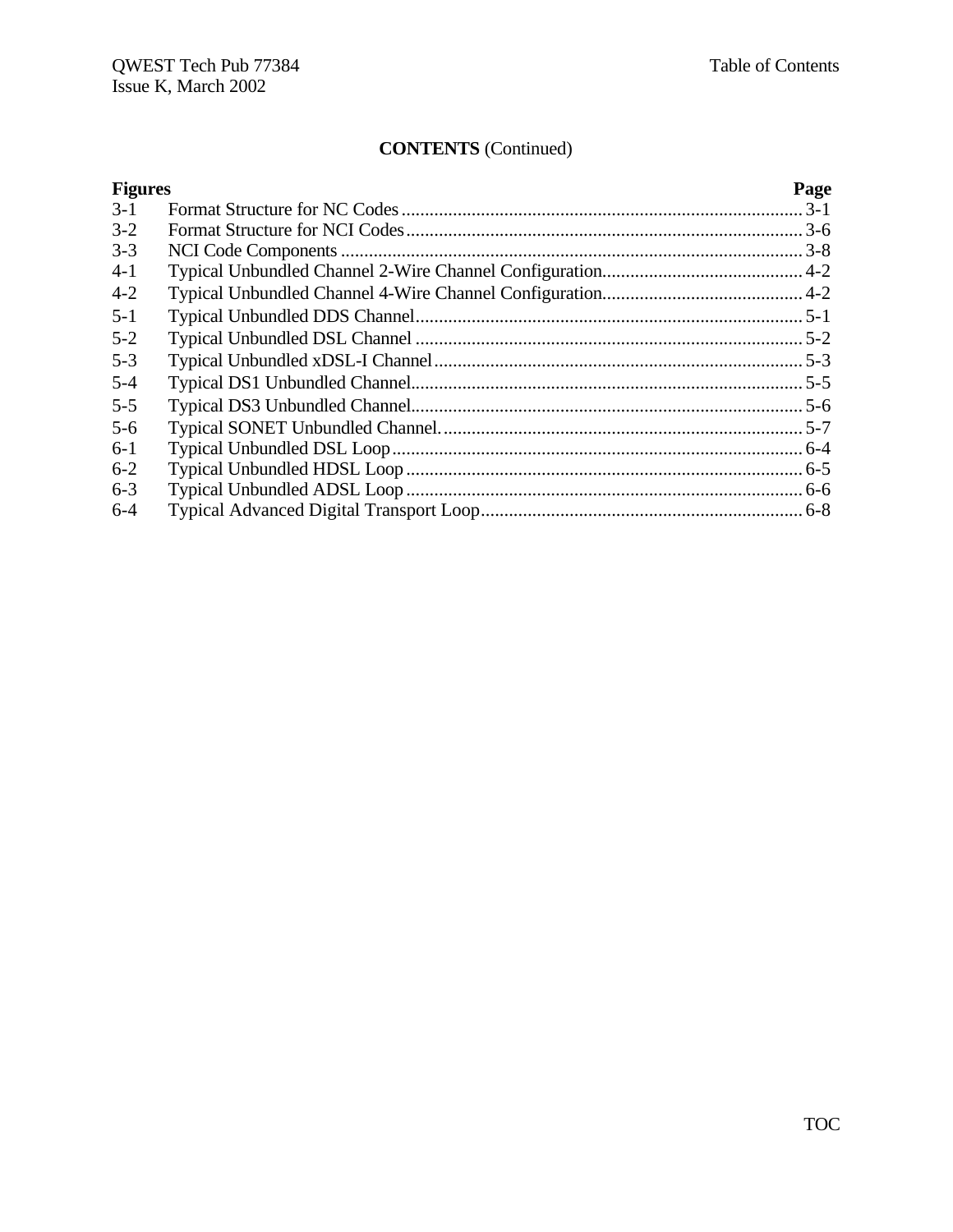## CONTENTS (Continued)

| Figures | | Page |
|---|---|---|
| 3-1 | Format Structure for NC Codes | 3-1 |
| 3-2 | Format Structure for NCI Codes | 3-6 |
| 3-3 | NCI Code Components | 3-8 |
| 4-1 | Typical Unbundled Channel 2-Wire Channel Configuration | 4-2 |
| 4-2 | Typical Unbundled Channel 4-Wire Channel Configuration | 4-2 |
| 5-1 | Typical Unbundled DDS Channel | 5-1 |
| 5-2 | Typical Unbundled DSL Channel | 5-2 |
| 5-3 | Typical Unbundled xDSL-I Channel | 5-3 |
| 5-4 | Typical DS1 Unbundled Channel | 5-5 |
| 5-5 | Typical DS3 Unbundled Channel | 5-6 |
| 5-6 | Typical SONET Unbundled Channel. | 5-7 |
| 6-1 | Typical Unbundled DSL Loop | 6-4 |
| 6-2 | Typical Unbundled HDSL Loop | 6-5 |
| 6-3 | Typical Unbundled ADSL Loop | 6-6 |
| 6-4 | Typical Advanced Digital Transport Loop | 6-8 |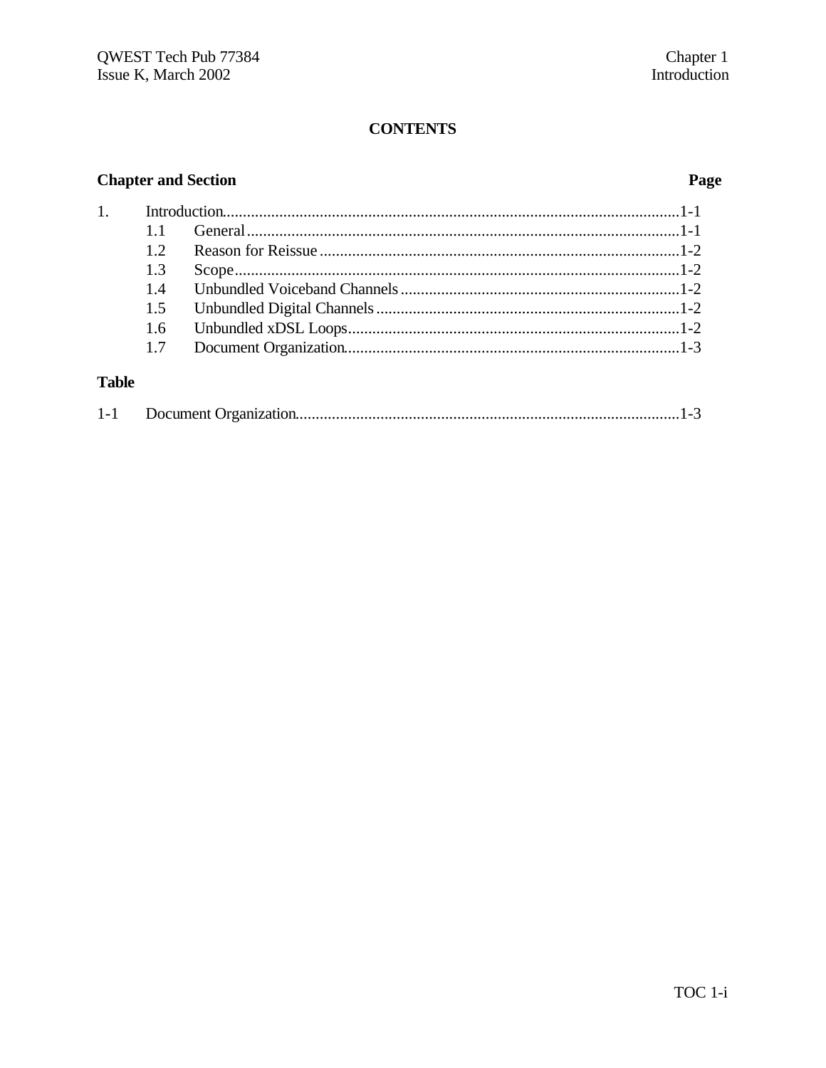# CONTENTS

| Chapter and Section | | Page |
|---|---|---|
| 1. | Introduction | 1-1 |
| 1.1 | General | 1-1 |
| 1.2 | Reason for Reissue | 1-2 |
| 1.3 | Scope | 1-2 |
| 1.4 | Unbundled Voiceband Channels | 1-2 |
| 1.5 | Unbundled Digital Channels | 1-2 |
| 1.6 | Unbundled xDSL Loops | 1-2 |
| 1.7 | Document Organization | 1-3 |

**Table**

| | | |
|---|---|---|
| 1-1 | Document Organization | 1-3 |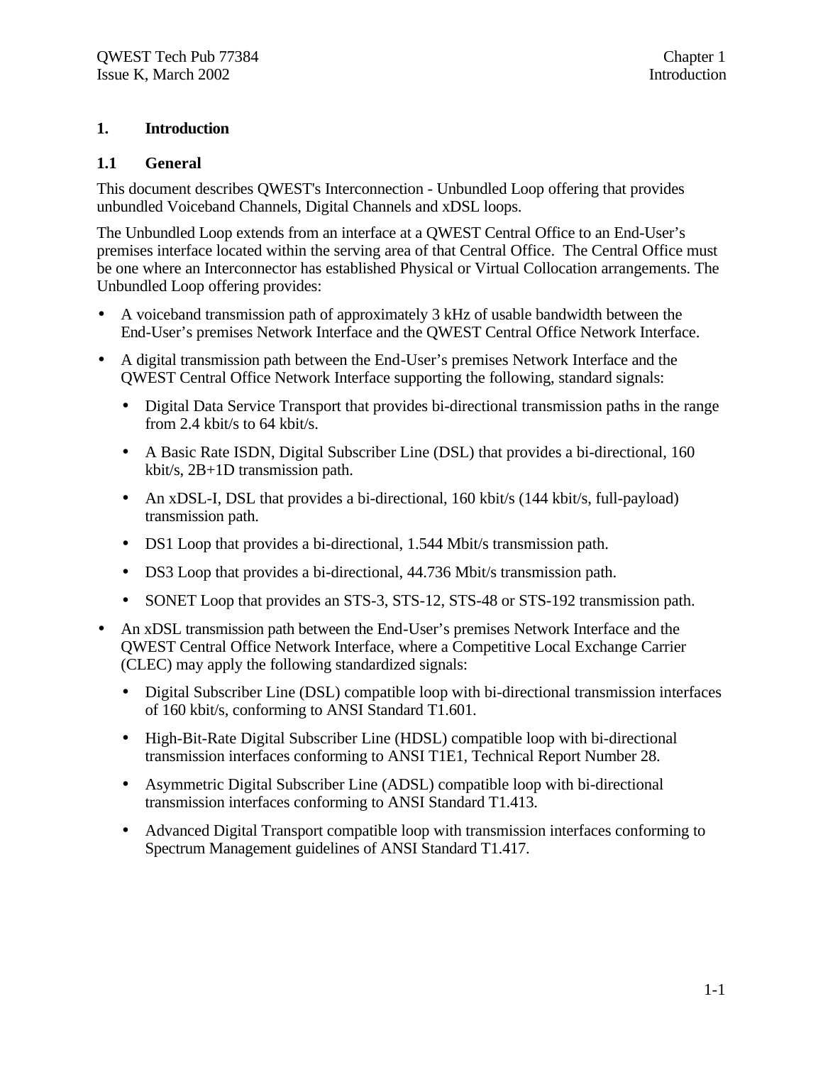# 1. Introduction

## 1.1 General

This document describes QWEST's Interconnection - Unbundled Loop offering that provides unbundled Voiceband Channels, Digital Channels and xDSL loops.

The Unbundled Loop extends from an interface at a QWEST Central Office to an End-User's premises interface located within the serving area of that Central Office. The Central Office must be one where an Interconnector has established Physical or Virtual Collocation arrangements. The Unbundled Loop offering provides:

- A voiceband transmission path of approximately 3 kHz of usable bandwidth between the End-User's premises Network Interface and the QWEST Central Office Network Interface.
- A digital transmission path between the End-User's premises Network Interface and the QWEST Central Office Network Interface supporting the following, standard signals:
  - Digital Data Service Transport that provides bi-directional transmission paths in the range from 2.4 kbit/s to 64 kbit/s.
  - A Basic Rate ISDN, Digital Subscriber Line (DSL) that provides a bi-directional, 160 kbit/s, 2B+1D transmission path.
  - An xDSL-I, DSL that provides a bi-directional, 160 kbit/s (144 kbit/s, full-payload) transmission path.
  - DS1 Loop that provides a bi-directional, 1.544 Mbit/s transmission path.
  - DS3 Loop that provides a bi-directional, 44.736 Mbit/s transmission path.
  - SONET Loop that provides an STS-3, STS-12, STS-48 or STS-192 transmission path.
- An xDSL transmission path between the End-User's premises Network Interface and the QWEST Central Office Network Interface, where a Competitive Local Exchange Carrier (CLEC) may apply the following standardized signals:
  - Digital Subscriber Line (DSL) compatible loop with bi-directional transmission interfaces of 160 kbit/s, conforming to ANSI Standard T1.601.
  - High-Bit-Rate Digital Subscriber Line (HDSL) compatible loop with bi-directional transmission interfaces conforming to ANSI T1E1, Technical Report Number 28.
  - Asymmetric Digital Subscriber Line (ADSL) compatible loop with bi-directional transmission interfaces conforming to ANSI Standard T1.413.
  - Advanced Digital Transport compatible loop with transmission interfaces conforming to Spectrum Management guidelines of ANSI Standard T1.417.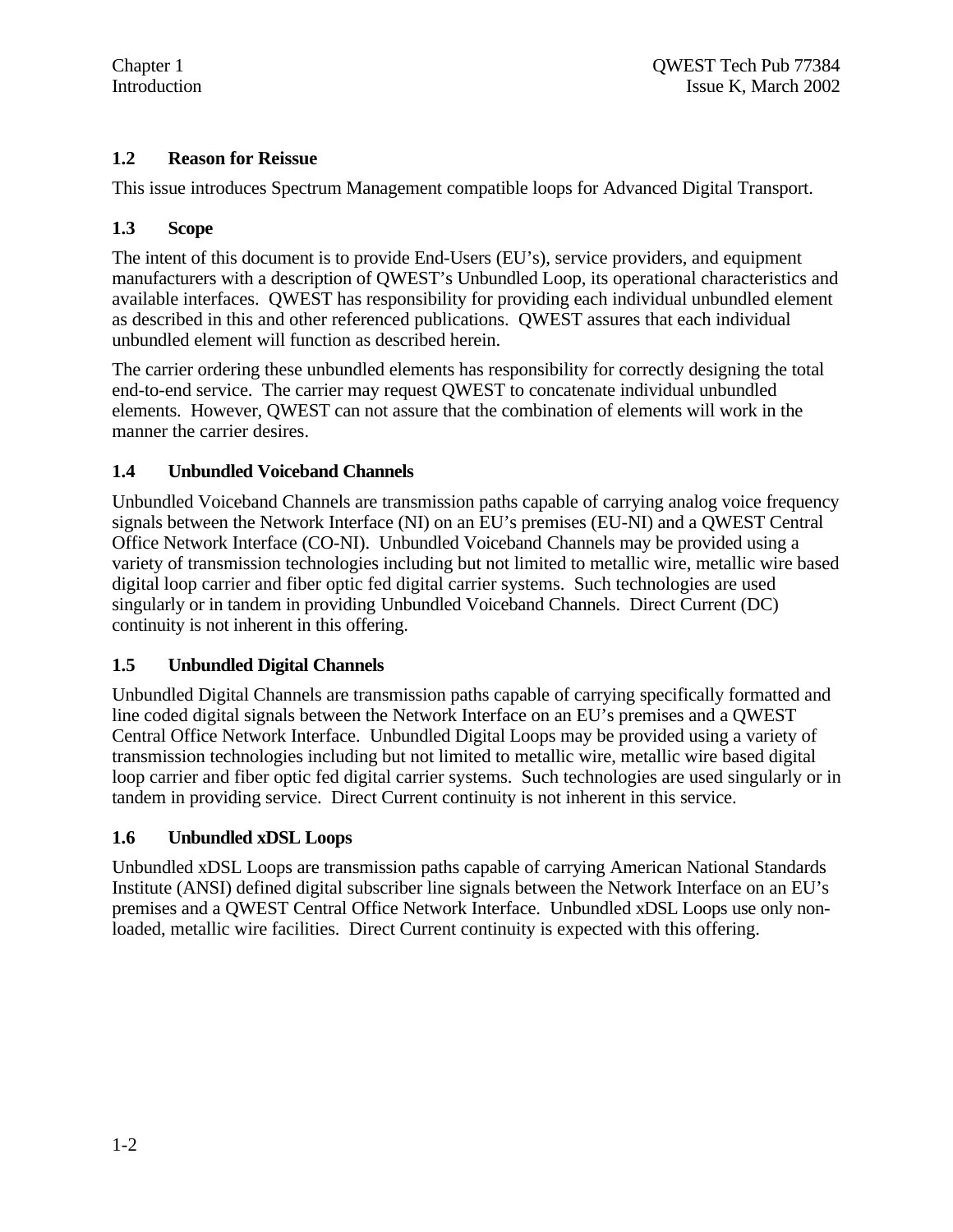## 1.2 Reason for Reissue

This issue introduces Spectrum Management compatible loops for Advanced Digital Transport.

## 1.3 Scope

The intent of this document is to provide End-Users (EU's), service providers, and equipment manufacturers with a description of QWEST's Unbundled Loop, its operational characteristics and available interfaces. QWEST has responsibility for providing each individual unbundled element as described in this and other referenced publications. QWEST assures that each individual unbundled element will function as described herein.

The carrier ordering these unbundled elements has responsibility for correctly designing the total end-to-end service. The carrier may request QWEST to concatenate individual unbundled elements. However, QWEST can not assure that the combination of elements will work in the manner the carrier desires.

## 1.4 Unbundled Voiceband Channels

Unbundled Voiceband Channels are transmission paths capable of carrying analog voice frequency signals between the Network Interface (NI) on an EU's premises (EU-NI) and a QWEST Central Office Network Interface (CO-NI). Unbundled Voiceband Channels may be provided using a variety of transmission technologies including but not limited to metallic wire, metallic wire based digital loop carrier and fiber optic fed digital carrier systems. Such technologies are used singularly or in tandem in providing Unbundled Voiceband Channels. Direct Current (DC) continuity is not inherent in this offering.

## 1.5 Unbundled Digital Channels

Unbundled Digital Channels are transmission paths capable of carrying specifically formatted and line coded digital signals between the Network Interface on an EU's premises and a QWEST Central Office Network Interface. Unbundled Digital Loops may be provided using a variety of transmission technologies including but not limited to metallic wire, metallic wire based digital loop carrier and fiber optic fed digital carrier systems. Such technologies are used singularly or in tandem in providing service. Direct Current continuity is not inherent in this service.

## 1.6 Unbundled xDSL Loops

Unbundled xDSL Loops are transmission paths capable of carrying American National Standards Institute (ANSI) defined digital subscriber line signals between the Network Interface on an EU's premises and a QWEST Central Office Network Interface. Unbundled xDSL Loops use only non-loaded, metallic wire facilities. Direct Current continuity is expected with this offering.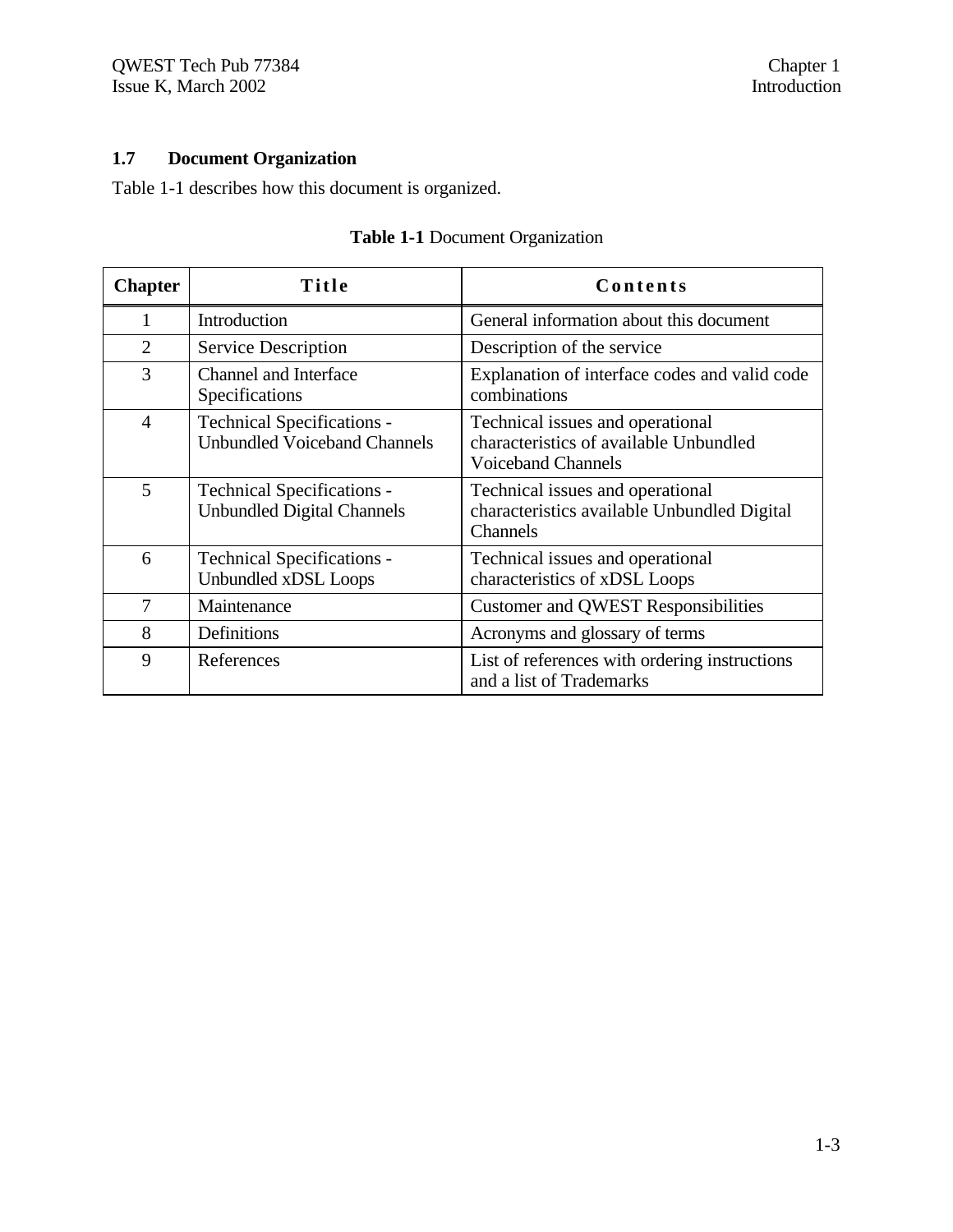## 1.7 Document Organization

Table 1-1 describes how this document is organized.

**Table 1-1** Document Organization

| Chapter | Title | Contents |
|---|---|---|
| 1 | Introduction | General information about this document |
| 2 | Service Description | Description of the service |
| 3 | Channel and Interface Specifications | Explanation of interface codes and valid code combinations |
| 4 | Technical Specifications - Unbundled Voiceband Channels | Technical issues and operational characteristics of available Unbundled Voiceband Channels |
| 5 | Technical Specifications - Unbundled Digital Channels | Technical issues and operational characteristics available Unbundled Digital Channels |
| 6 | Technical Specifications - Unbundled xDSL Loops | Technical issues and operational characteristics of xDSL Loops |
| 7 | Maintenance | Customer and QWEST Responsibilities |
| 8 | Definitions | Acronyms and glossary of terms |
| 9 | References | List of references with ordering instructions and a list of Trademarks |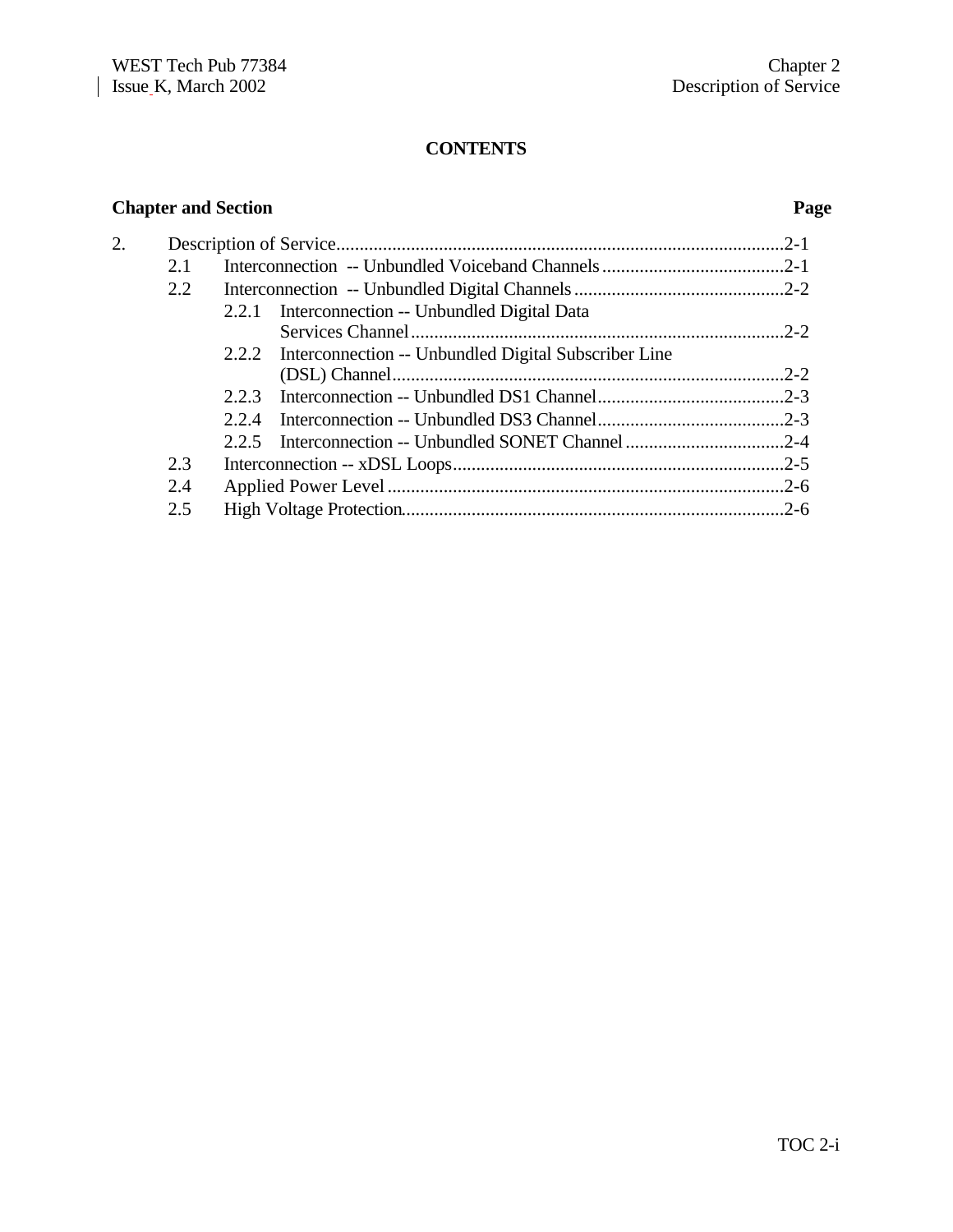**CONTENTS**

| Chapter and Section | | | Page |
|---|---|---|---|
| 2. | Description of Service | | 2-1 |
| | 2.1 | Interconnection -- Unbundled Voiceband Channels | 2-1 |
| | 2.2 | Interconnection -- Unbundled Digital Channels | 2-2 |
| | | 2.2.1 Interconnection -- Unbundled Digital Data Services Channel | 2-2 |
| | | 2.2.2 Interconnection -- Unbundled Digital Subscriber Line (DSL) Channel | 2-2 |
| | | 2.2.3 Interconnection -- Unbundled DS1 Channel | 2-3 |
| | | 2.2.4 Interconnection -- Unbundled DS3 Channel | 2-3 |
| | | 2.2.5 Interconnection -- Unbundled SONET Channel | 2-4 |
| | 2.3 | Interconnection -- xDSL Loops | 2-5 |
| | 2.4 | Applied Power Level | 2-6 |
| | 2.5 | High Voltage Protection | 2-6 |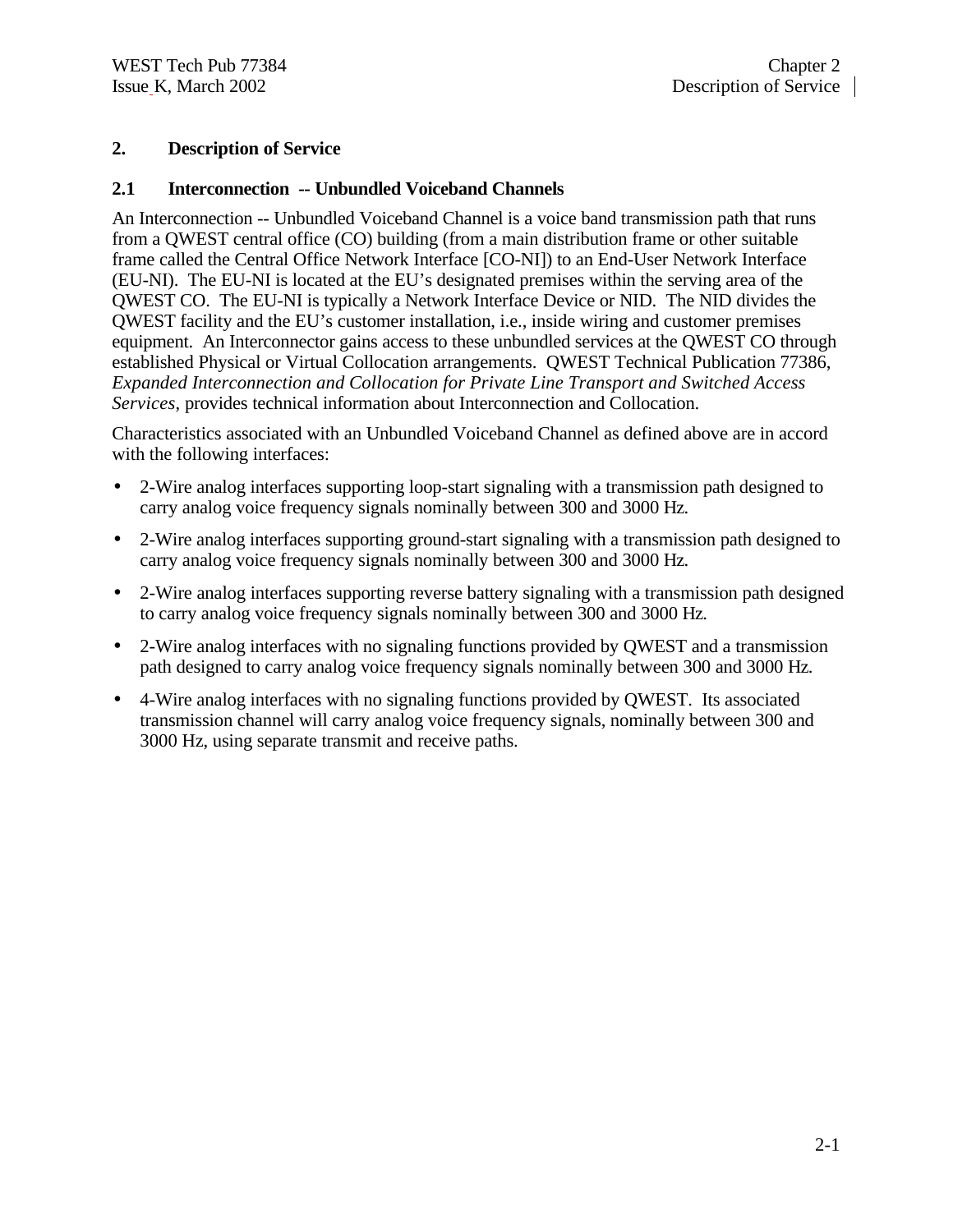# 2. Description of Service

## 2.1 Interconnection -- Unbundled Voiceband Channels

An Interconnection -- Unbundled Voiceband Channel is a voice band transmission path that runs from a QWEST central office (CO) building (from a main distribution frame or other suitable frame called the Central Office Network Interface [CO-NI]) to an End-User Network Interface (EU-NI). The EU-NI is located at the EU's designated premises within the serving area of the QWEST CO. The EU-NI is typically a Network Interface Device or NID. The NID divides the QWEST facility and the EU's customer installation, i.e., inside wiring and customer premises equipment. An Interconnector gains access to these unbundled services at the QWEST CO through established Physical or Virtual Collocation arrangements. QWEST Technical Publication 77386, *Expanded Interconnection and Collocation for Private Line Transport and Switched Access Services*, provides technical information about Interconnection and Collocation.

Characteristics associated with an Unbundled Voiceband Channel as defined above are in accord with the following interfaces:

- 2-Wire analog interfaces supporting loop-start signaling with a transmission path designed to carry analog voice frequency signals nominally between 300 and 3000 Hz.
- 2-Wire analog interfaces supporting ground-start signaling with a transmission path designed to carry analog voice frequency signals nominally between 300 and 3000 Hz.
- 2-Wire analog interfaces supporting reverse battery signaling with a transmission path designed to carry analog voice frequency signals nominally between 300 and 3000 Hz.
- 2-Wire analog interfaces with no signaling functions provided by QWEST and a transmission path designed to carry analog voice frequency signals nominally between 300 and 3000 Hz.
- 4-Wire analog interfaces with no signaling functions provided by QWEST. Its associated transmission channel will carry analog voice frequency signals, nominally between 300 and 3000 Hz, using separate transmit and receive paths.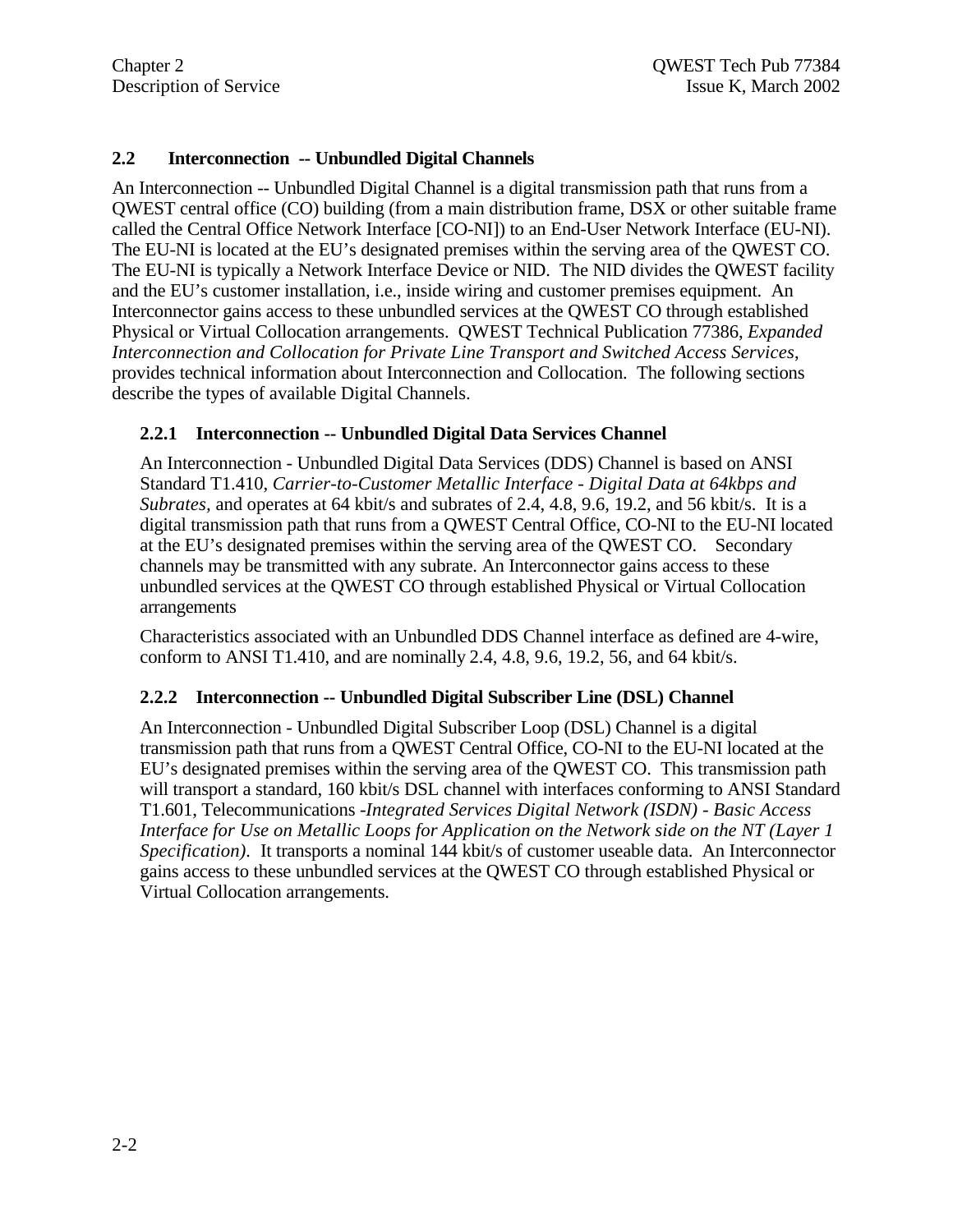## 2.2 Interconnection -- Unbundled Digital Channels

An Interconnection -- Unbundled Digital Channel is a digital transmission path that runs from a QWEST central office (CO) building (from a main distribution frame, DSX or other suitable frame called the Central Office Network Interface [CO-NI]) to an End-User Network Interface (EU-NI). The EU-NI is located at the EU's designated premises within the serving area of the QWEST CO. The EU-NI is typically a Network Interface Device or NID. The NID divides the QWEST facility and the EU's customer installation, i.e., inside wiring and customer premises equipment. An Interconnector gains access to these unbundled services at the QWEST CO through established Physical or Virtual Collocation arrangements. QWEST Technical Publication 77386, *Expanded Interconnection and Collocation for Private Line Transport and Switched Access Services*, provides technical information about Interconnection and Collocation. The following sections describe the types of available Digital Channels.

### 2.2.1 Interconnection -- Unbundled Digital Data Services Channel

An Interconnection - Unbundled Digital Data Services (DDS) Channel is based on ANSI Standard T1.410, *Carrier-to-Customer Metallic Interface - Digital Data at 64kbps and Subrates,* and operates at 64 kbit/s and subrates of 2.4, 4.8, 9.6, 19.2, and 56 kbit/s. It is a digital transmission path that runs from a QWEST Central Office, CO-NI to the EU-NI located at the EU's designated premises within the serving area of the QWEST CO. Secondary channels may be transmitted with any subrate. An Interconnector gains access to these unbundled services at the QWEST CO through established Physical or Virtual Collocation arrangements

Characteristics associated with an Unbundled DDS Channel interface as defined are 4-wire, conform to ANSI T1.410, and are nominally 2.4, 4.8, 9.6, 19.2, 56, and 64 kbit/s.

### 2.2.2 Interconnection -- Unbundled Digital Subscriber Line (DSL) Channel

An Interconnection - Unbundled Digital Subscriber Loop (DSL) Channel is a digital transmission path that runs from a QWEST Central Office, CO-NI to the EU-NI located at the EU's designated premises within the serving area of the QWEST CO. This transmission path will transport a standard, 160 kbit/s DSL channel with interfaces conforming to ANSI Standard T1.601, Telecommunications -*Integrated Services Digital Network (ISDN) - Basic Access Interface for Use on Metallic Loops for Application on the Network side on the NT (Layer 1 Specification)*. It transports a nominal 144 kbit/s of customer useable data. An Interconnector gains access to these unbundled services at the QWEST CO through established Physical or Virtual Collocation arrangements.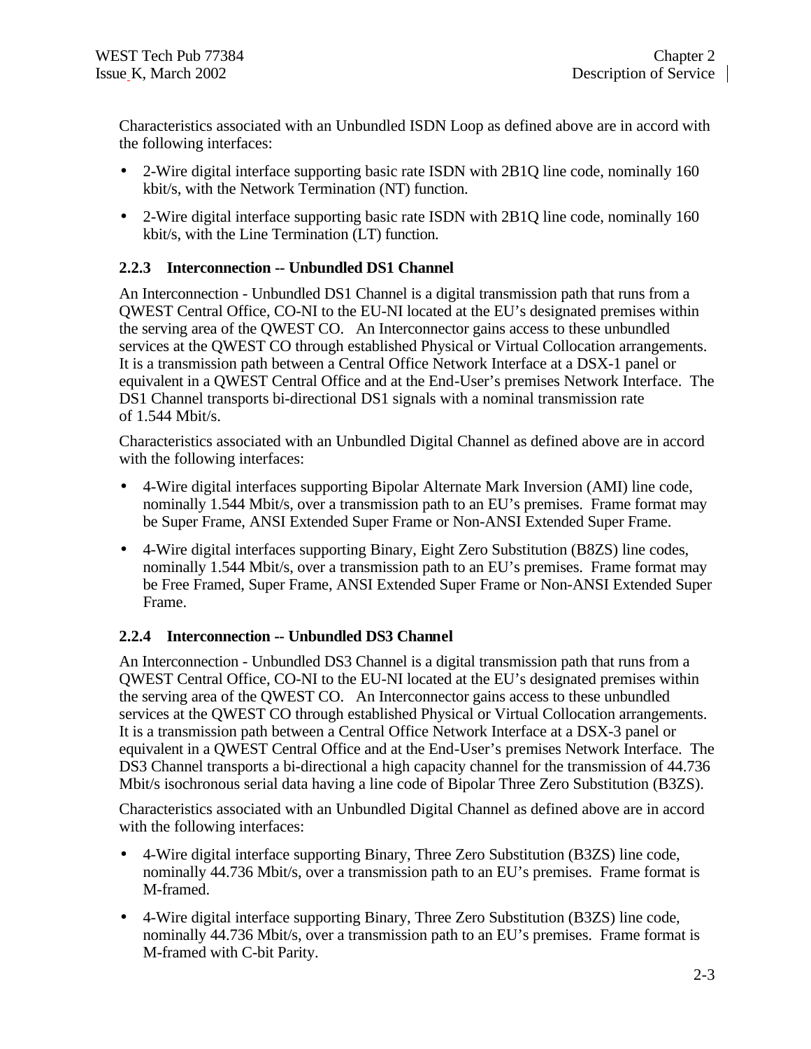Characteristics associated with an Unbundled ISDN Loop as defined above are in accord with the following interfaces:

- 2-Wire digital interface supporting basic rate ISDN with 2B1Q line code, nominally 160 kbit/s, with the Network Termination (NT) function.
- 2-Wire digital interface supporting basic rate ISDN with 2B1Q line code, nominally 160 kbit/s, with the Line Termination (LT) function.

### 2.2.3 Interconnection -- Unbundled DS1 Channel

An Interconnection - Unbundled DS1 Channel is a digital transmission path that runs from a QWEST Central Office, CO-NI to the EU-NI located at the EU's designated premises within the serving area of the QWEST CO. An Interconnector gains access to these unbundled services at the QWEST CO through established Physical or Virtual Collocation arrangements. It is a transmission path between a Central Office Network Interface at a DSX-1 panel or equivalent in a QWEST Central Office and at the End-User's premises Network Interface. The DS1 Channel transports bi-directional DS1 signals with a nominal transmission rate of 1.544 Mbit/s.

Characteristics associated with an Unbundled Digital Channel as defined above are in accord with the following interfaces:

- 4-Wire digital interfaces supporting Bipolar Alternate Mark Inversion (AMI) line code, nominally 1.544 Mbit/s, over a transmission path to an EU's premises. Frame format may be Super Frame, ANSI Extended Super Frame or Non-ANSI Extended Super Frame.
- 4-Wire digital interfaces supporting Binary, Eight Zero Substitution (B8ZS) line codes, nominally 1.544 Mbit/s, over a transmission path to an EU's premises. Frame format may be Free Framed, Super Frame, ANSI Extended Super Frame or Non-ANSI Extended Super Frame.

### 2.2.4 Interconnection -- Unbundled DS3 Channel

An Interconnection - Unbundled DS3 Channel is a digital transmission path that runs from a QWEST Central Office, CO-NI to the EU-NI located at the EU's designated premises within the serving area of the QWEST CO. An Interconnector gains access to these unbundled services at the QWEST CO through established Physical or Virtual Collocation arrangements. It is a transmission path between a Central Office Network Interface at a DSX-3 panel or equivalent in a QWEST Central Office and at the End-User's premises Network Interface. The DS3 Channel transports a bi-directional a high capacity channel for the transmission of 44.736 Mbit/s isochronous serial data having a line code of Bipolar Three Zero Substitution (B3ZS).

Characteristics associated with an Unbundled Digital Channel as defined above are in accord with the following interfaces:

- 4-Wire digital interface supporting Binary, Three Zero Substitution (B3ZS) line code, nominally 44.736 Mbit/s, over a transmission path to an EU's premises. Frame format is M-framed.
- 4-Wire digital interface supporting Binary, Three Zero Substitution (B3ZS) line code, nominally 44.736 Mbit/s, over a transmission path to an EU's premises. Frame format is M-framed with C-bit Parity.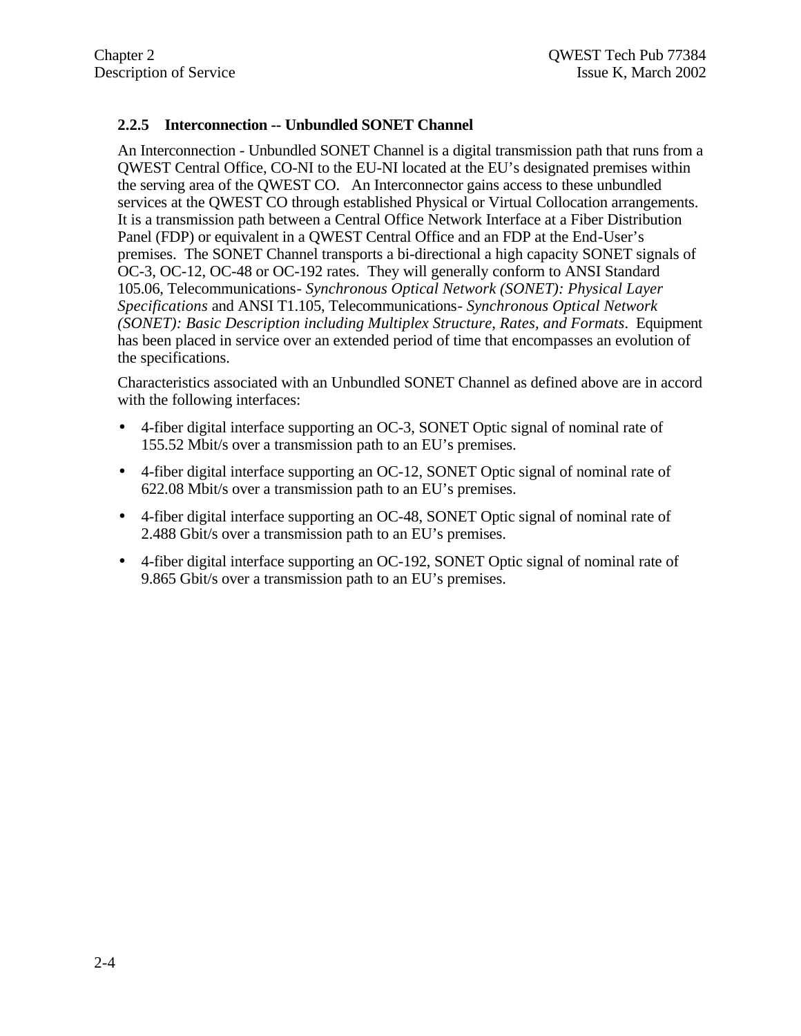### 2.2.5 Interconnection -- Unbundled SONET Channel

An Interconnection - Unbundled SONET Channel is a digital transmission path that runs from a QWEST Central Office, CO-NI to the EU-NI located at the EU's designated premises within the serving area of the QWEST CO. An Interconnector gains access to these unbundled services at the QWEST CO through established Physical or Virtual Collocation arrangements. It is a transmission path between a Central Office Network Interface at a Fiber Distribution Panel (FDP) or equivalent in a QWEST Central Office and an FDP at the End-User's premises. The SONET Channel transports a bi-directional a high capacity SONET signals of OC-3, OC-12, OC-48 or OC-192 rates. They will generally conform to ANSI Standard 105.06, Telecommunications- *Synchronous Optical Network (SONET): Physical Layer Specifications* and ANSI T1.105, Telecommunications- *Synchronous Optical Network (SONET): Basic Description including Multiplex Structure, Rates, and Formats*. Equipment has been placed in service over an extended period of time that encompasses an evolution of the specifications.

Characteristics associated with an Unbundled SONET Channel as defined above are in accord with the following interfaces:

- 4-fiber digital interface supporting an OC-3, SONET Optic signal of nominal rate of 155.52 Mbit/s over a transmission path to an EU's premises.
- 4-fiber digital interface supporting an OC-12, SONET Optic signal of nominal rate of 622.08 Mbit/s over a transmission path to an EU's premises.
- 4-fiber digital interface supporting an OC-48, SONET Optic signal of nominal rate of 2.488 Gbit/s over a transmission path to an EU's premises.
- 4-fiber digital interface supporting an OC-192, SONET Optic signal of nominal rate of 9.865 Gbit/s over a transmission path to an EU's premises.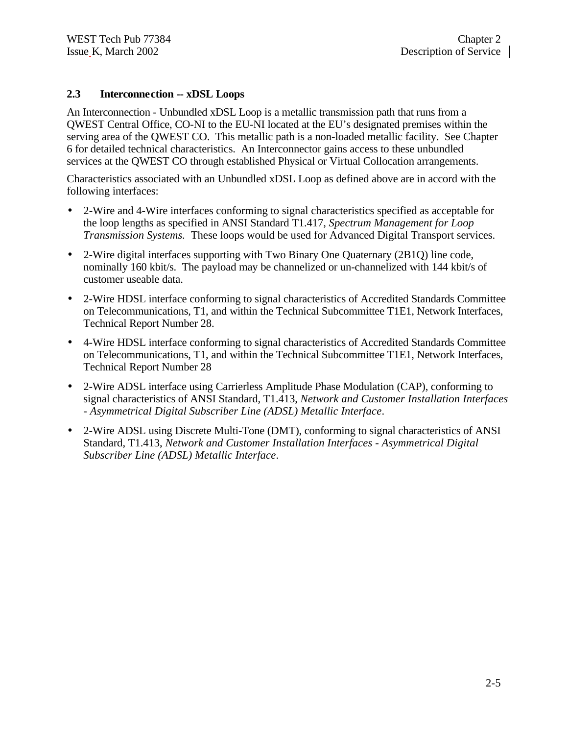## 2.3 Interconnection -- xDSL Loops

An Interconnection - Unbundled xDSL Loop is a metallic transmission path that runs from a QWEST Central Office, CO-NI to the EU-NI located at the EU's designated premises within the serving area of the QWEST CO. This metallic path is a non-loaded metallic facility. See Chapter 6 for detailed technical characteristics. An Interconnector gains access to these unbundled services at the QWEST CO through established Physical or Virtual Collocation arrangements.

Characteristics associated with an Unbundled xDSL Loop as defined above are in accord with the following interfaces:

- 2-Wire and 4-Wire interfaces conforming to signal characteristics specified as acceptable for the loop lengths as specified in ANSI Standard T1.417, *Spectrum Management for Loop Transmission Systems.* These loops would be used for Advanced Digital Transport services.
- 2-Wire digital interfaces supporting with Two Binary One Quaternary (2B1Q) line code, nominally 160 kbit/s. The payload may be channelized or un-channelized with 144 kbit/s of customer useable data.
- 2-Wire HDSL interface conforming to signal characteristics of Accredited Standards Committee on Telecommunications, T1, and within the Technical Subcommittee T1E1, Network Interfaces, Technical Report Number 28.
- 4-Wire HDSL interface conforming to signal characteristics of Accredited Standards Committee on Telecommunications, T1, and within the Technical Subcommittee T1E1, Network Interfaces, Technical Report Number 28
- 2-Wire ADSL interface using Carrierless Amplitude Phase Modulation (CAP), conforming to signal characteristics of ANSI Standard, T1.413, *Network and Customer Installation Interfaces - Asymmetrical Digital Subscriber Line (ADSL) Metallic Interface*.
- 2-Wire ADSL using Discrete Multi-Tone (DMT), conforming to signal characteristics of ANSI Standard, T1.413, *Network and Customer Installation Interfaces - Asymmetrical Digital Subscriber Line (ADSL) Metallic Interface*.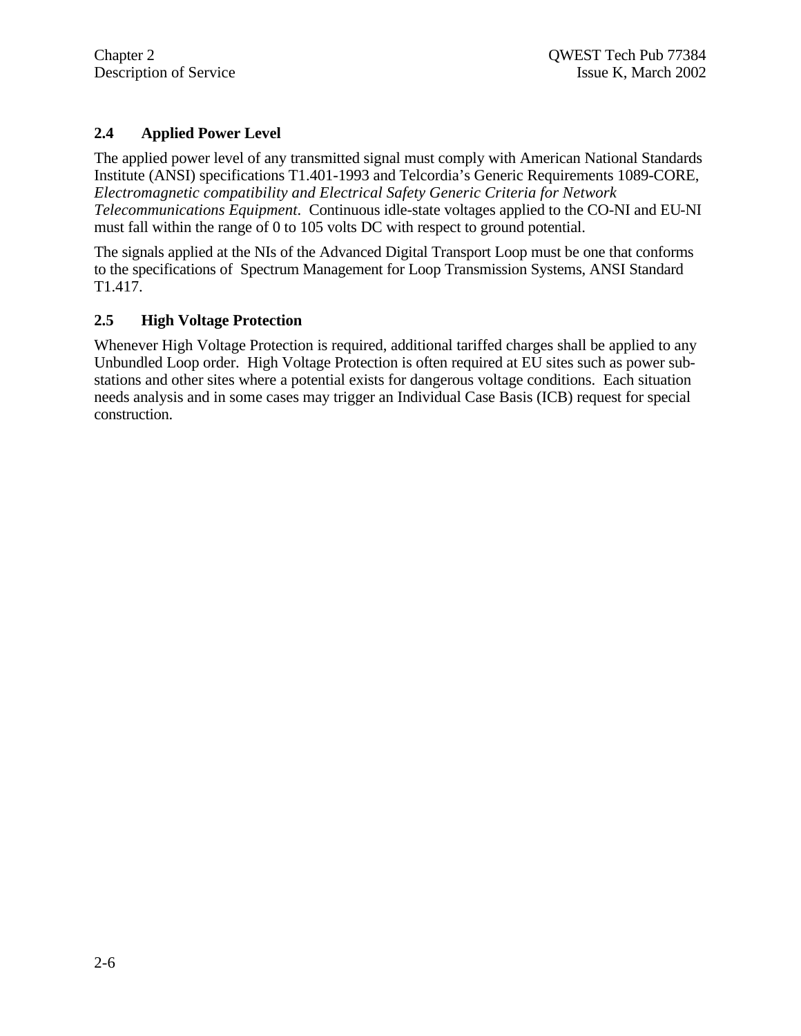## 2.4 Applied Power Level

The applied power level of any transmitted signal must comply with American National Standards Institute (ANSI) specifications T1.401-1993 and Telcordia's Generic Requirements 1089-CORE, *Electromagnetic compatibility and Electrical Safety Generic Criteria for Network Telecommunications Equipment*. Continuous idle-state voltages applied to the CO-NI and EU-NI must fall within the range of 0 to 105 volts DC with respect to ground potential.

The signals applied at the NIs of the Advanced Digital Transport Loop must be one that conforms to the specifications of Spectrum Management for Loop Transmission Systems, ANSI Standard T1.417.

## 2.5 High Voltage Protection

Whenever High Voltage Protection is required, additional tariffed charges shall be applied to any Unbundled Loop order. High Voltage Protection is often required at EU sites such as power sub-stations and other sites where a potential exists for dangerous voltage conditions. Each situation needs analysis and in some cases may trigger an Individual Case Basis (ICB) request for special construction.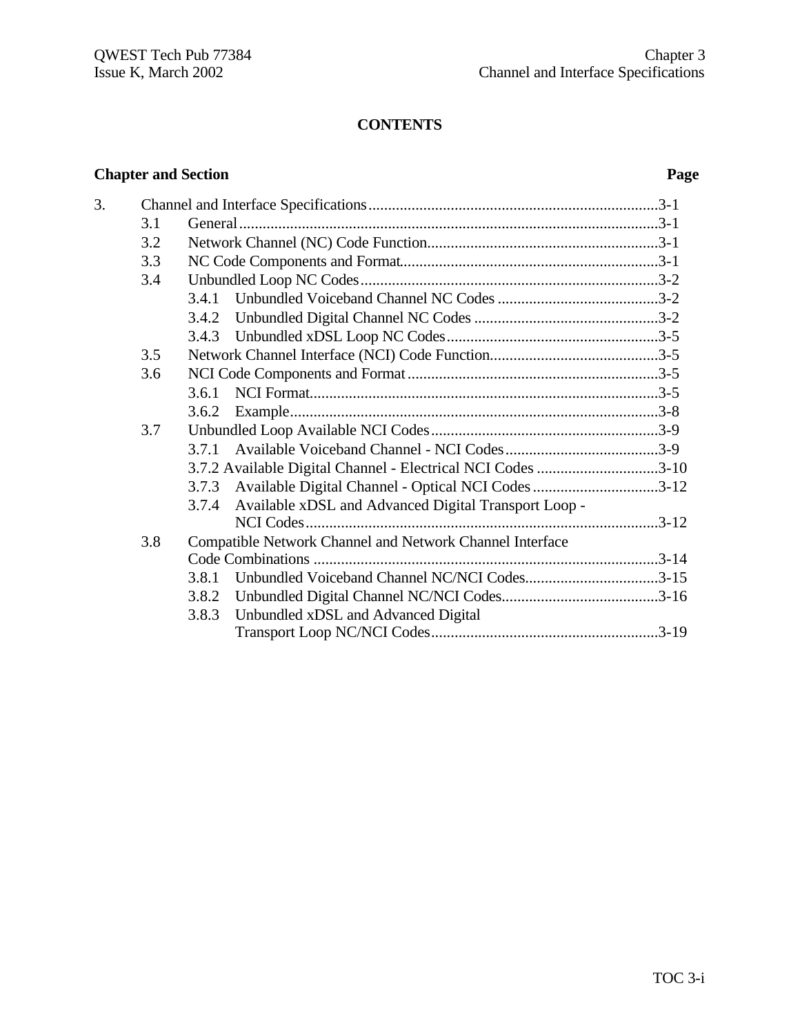**CONTENTS**

| Chapter and Section | | | Page |
|---|---|---|---|
| 3. | Channel and Interface Specifications | | 3-1 |
| | 3.1 | General | 3-1 |
| | 3.2 | Network Channel (NC) Code Function | 3-1 |
| | 3.3 | NC Code Components and Format | 3-1 |
| | 3.4 | Unbundled Loop NC Codes | 3-2 |
| | | 3.4.1 Unbundled Voiceband Channel NC Codes | 3-2 |
| | | 3.4.2 Unbundled Digital Channel NC Codes | 3-2 |
| | | 3.4.3 Unbundled xDSL Loop NC Codes | 3-5 |
| | 3.5 | Network Channel Interface (NCI) Code Function | 3-5 |
| | 3.6 | NCI Code Components and Format | 3-5 |
| | | 3.6.1 NCI Format | 3-5 |
| | | 3.6.2 Example | 3-8 |
| | 3.7 | Unbundled Loop Available NCI Codes | 3-9 |
| | | 3.7.1 Available Voiceband Channel - NCI Codes | 3-9 |
| | | 3.7.2 Available Digital Channel - Electrical NCI Codes | 3-10 |
| | | 3.7.3 Available Digital Channel - Optical NCI Codes | 3-12 |
| | | 3.7.4 Available xDSL and Advanced Digital Transport Loop - NCI Codes | 3-12 |
| | 3.8 | Compatible Network Channel and Network Channel Interface Code Combinations | 3-14 |
| | | 3.8.1 Unbundled Voiceband Channel NC/NCI Codes | 3-15 |
| | | 3.8.2 Unbundled Digital Channel NC/NCI Codes | 3-16 |
| | | 3.8.3 Unbundled xDSL and Advanced Digital Transport Loop NC/NCI Codes | 3-19 |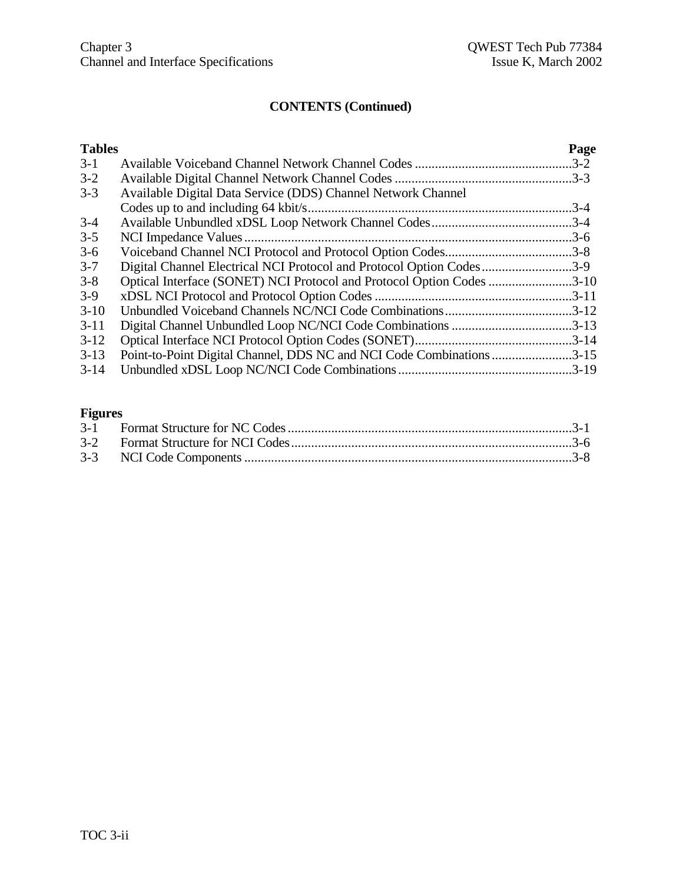## CONTENTS (Continued)

| Tables | | Page |
|---|---|---|
| 3-1 | Available Voiceband Channel Network Channel Codes | 3-2 |
| 3-2 | Available Digital Channel Network Channel Codes | 3-3 |
| 3-3 | Available Digital Data Service (DDS) Channel Network Channel Codes up to and including 64 kbit/s | 3-4 |
| 3-4 | Available Unbundled xDSL Loop Network Channel Codes | 3-4 |
| 3-5 | NCI Impedance Values | 3-6 |
| 3-6 | Voiceband Channel NCI Protocol and Protocol Option Codes | 3-8 |
| 3-7 | Digital Channel Electrical NCI Protocol and Protocol Option Codes | 3-9 |
| 3-8 | Optical Interface (SONET) NCI Protocol and Protocol Option Codes | 3-10 |
| 3-9 | xDSL NCI Protocol and Protocol Option Codes | 3-11 |
| 3-10 | Unbundled Voiceband Channels NC/NCI Code Combinations | 3-12 |
| 3-11 | Digital Channel Unbundled Loop NC/NCI Code Combinations | 3-13 |
| 3-12 | Optical Interface NCI Protocol Option Codes (SONET) | 3-14 |
| 3-13 | Point-to-Point Digital Channel, DDS NC and NCI Code Combinations | 3-15 |
| 3-14 | Unbundled xDSL Loop NC/NCI Code Combinations | 3-19 |

| Figures | | |
|---|---|---|
| 3-1 | Format Structure for NC Codes | 3-1 |
| 3-2 | Format Structure for NCI Codes | 3-6 |
| 3-3 | NCI Code Components | 3-8 |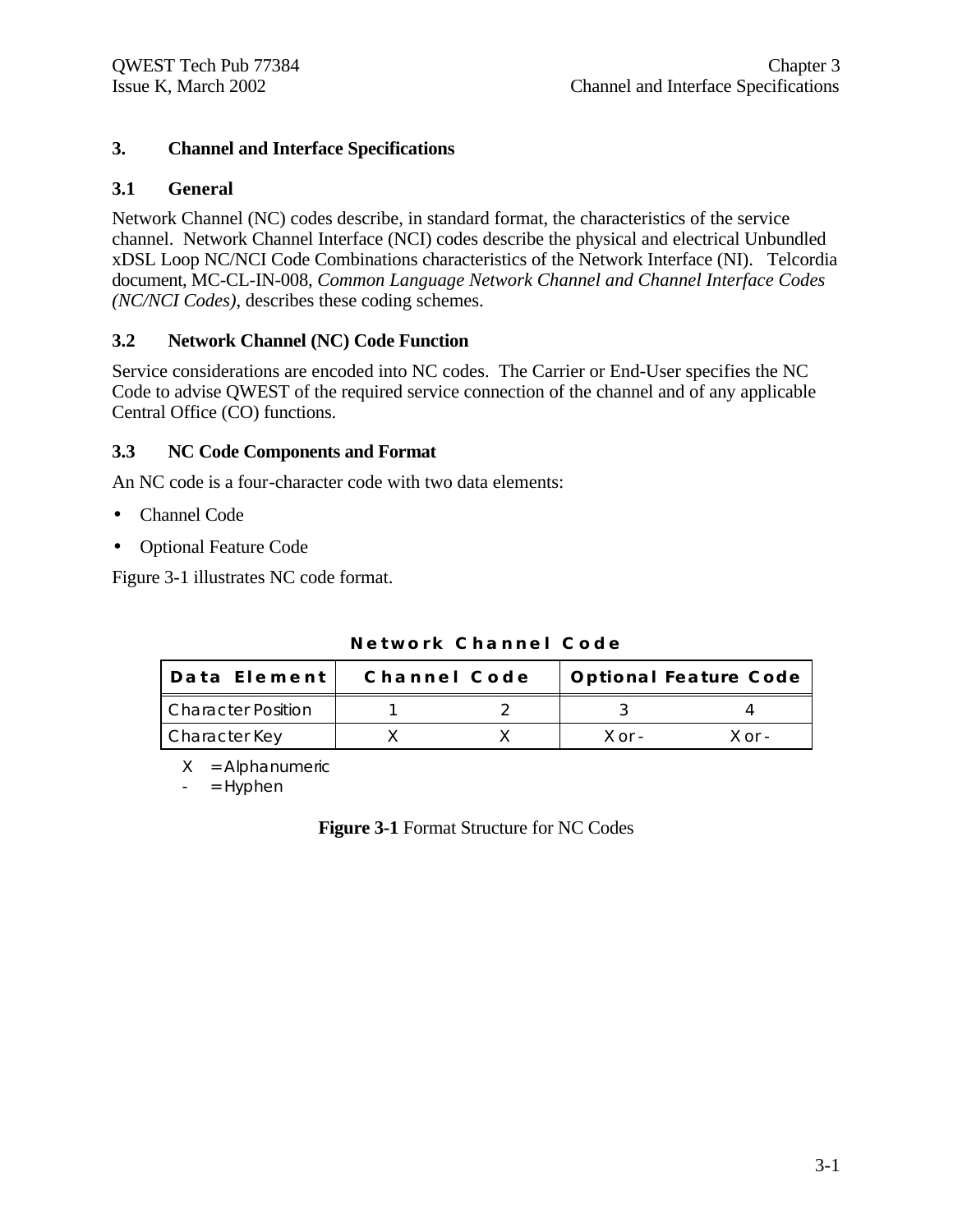# 3. Channel and Interface Specifications

## 3.1 General

Network Channel (NC) codes describe, in standard format, the characteristics of the service channel. Network Channel Interface (NCI) codes describe the physical and electrical Unbundled xDSL Loop NC/NCI Code Combinations characteristics of the Network Interface (NI). Telcordia document, MC-CL-IN-008, *Common Language Network Channel and Channel Interface Codes (NC/NCI Codes)*, describes these coding schemes.

## 3.2 Network Channel (NC) Code Function

Service considerations are encoded into NC codes. The Carrier or End-User specifies the NC Code to advise QWEST of the required service connection of the channel and of any applicable Central Office (CO) functions.

## 3.3 NC Code Components and Format

An NC code is a four-character code with two data elements:

- Channel Code
- Optional Feature Code

Figure 3-1 illustrates NC code format.

**Network Channel Code**

| Data Element | Channel Code | | Optional Feature Code | |
|---|---|---|---|---|
| Character Position | 1 | 2 | 3 | 4 |
| Character Key | X | X | X or - | X or - |

X = Alphanumeric
\- = Hyphen

**Figure 3-1** Format Structure for NC Codes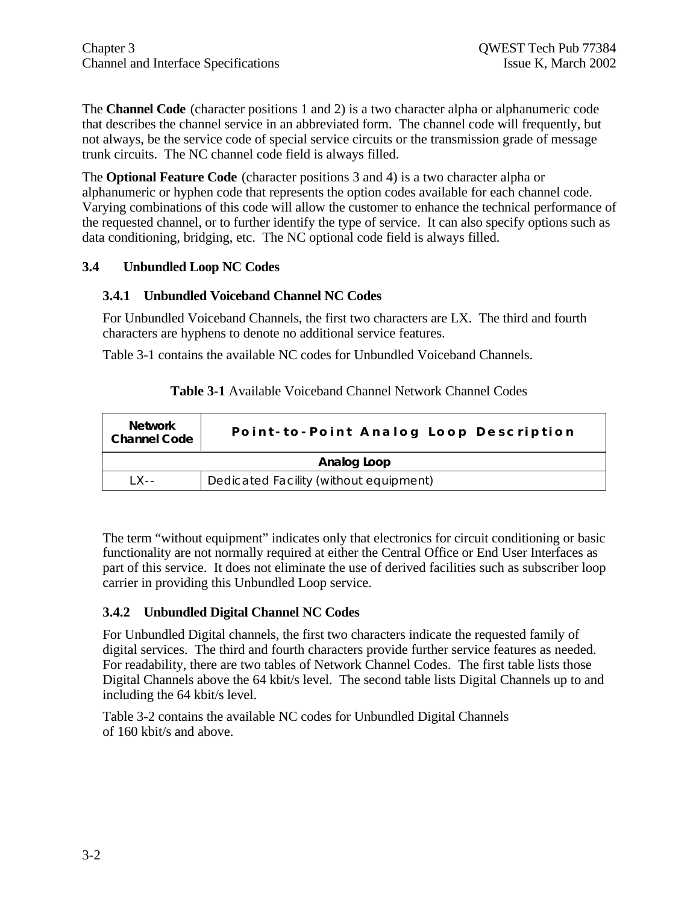The **Channel Code** (character positions 1 and 2) is a two character alpha or alphanumeric code that describes the channel service in an abbreviated form. The channel code will frequently, but not always, be the service code of special service circuits or the transmission grade of message trunk circuits. The NC channel code field is always filled.

The **Optional Feature Code** (character positions 3 and 4) is a two character alpha or alphanumeric or hyphen code that represents the option codes available for each channel code. Varying combinations of this code will allow the customer to enhance the technical performance of the requested channel, or to further identify the type of service. It can also specify options such as data conditioning, bridging, etc. The NC optional code field is always filled.

## 3.4 Unbundled Loop NC Codes

### 3.4.1 Unbundled Voiceband Channel NC Codes

For Unbundled Voiceband Channels, the first two characters are LX. The third and fourth characters are hyphens to denote no additional service features.

Table 3-1 contains the available NC codes for Unbundled Voiceband Channels.

**Table 3-1** Available Voiceband Channel Network Channel Codes

| Network Channel Code | Point-to-Point Analog Loop Description |
|---|---|
| **Analog Loop** | |
| LX-- | Dedicated Facility (without equipment) |

The term "without equipment" indicates only that electronics for circuit conditioning or basic functionality are not normally required at either the Central Office or End User Interfaces as part of this service. It does not eliminate the use of derived facilities such as subscriber loop carrier in providing this Unbundled Loop service.

### 3.4.2 Unbundled Digital Channel NC Codes

For Unbundled Digital channels, the first two characters indicate the requested family of digital services. The third and fourth characters provide further service features as needed. For readability, there are two tables of Network Channel Codes. The first table lists those Digital Channels above the 64 kbit/s level. The second table lists Digital Channels up to and including the 64 kbit/s level.

Table 3-2 contains the available NC codes for Unbundled Digital Channels of 160 kbit/s and above.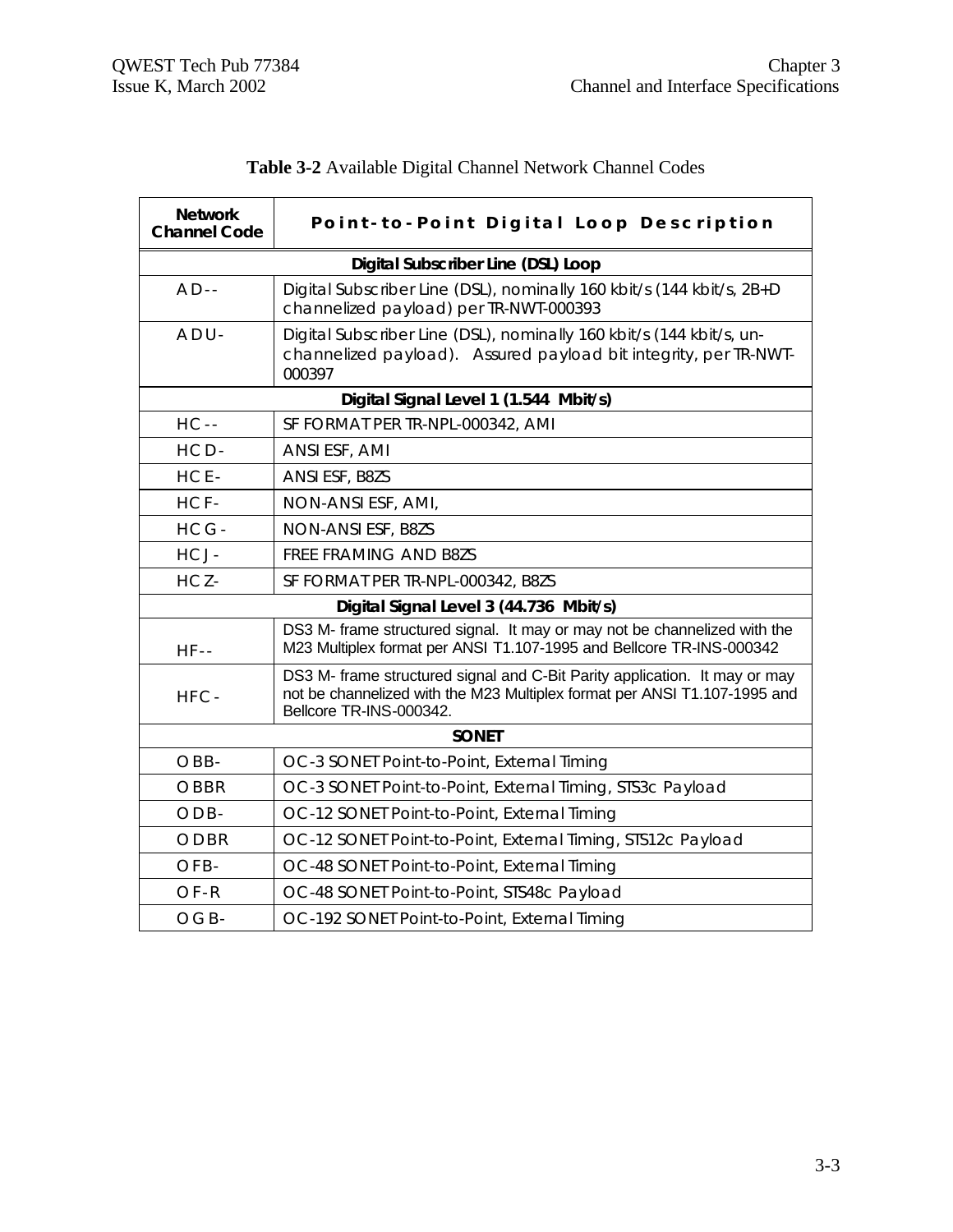**Table 3-2** Available Digital Channel Network Channel Codes

| Network Channel Code | Point-to-Point Digital Loop Description |
|---|---|
| **Digital Subscriber Line (DSL) Loop** | |
| AD-- | Digital Subscriber Line (DSL), nominally 160 kbit/s (144 kbit/s, 2B+D channelized payload) per TR-NWT-000393 |
| ADU- | Digital Subscriber Line (DSL), nominally 160 kbit/s (144 kbit/s, un-channelized payload). Assured payload bit integrity, per TR-NWT-000397 |
| **Digital Signal Level 1 (1.544 Mbit/s)** | |
| HC-- | SF FORMAT PER TR-NPL-000342, AMI |
| HCD- | ANSI ESF, AMI |
| HCE- | ANSI ESF, B8ZS |
| HCF- | NON-ANSI ESF, AMI, |
| HCG- | NON-ANSI ESF, B8ZS |
| HCJ- | FREE FRAMING AND B8ZS |
| HCZ- | SF FORMAT PER TR-NPL-000342, B8ZS |
| **Digital Signal Level 3 (44.736 Mbit/s)** | |
| HF-- | DS3 M- frame structured signal. It may or may not be channelized with the M23 Multiplex format per ANSI T1.107-1995 and Bellcore TR-INS-000342 |
| HFC- | DS3 M- frame structured signal and C-Bit Parity application. It may or may not be channelized with the M23 Multiplex format per ANSI T1.107-1995 and Bellcore TR-INS-000342. |
| **SONET** | |
| OBB- | OC-3 SONET Point-to-Point, External Timing |
| OBBR | OC-3 SONET Point-to-Point, External Timing, STS3c Payload |
| ODB- | OC-12 SONET Point-to-Point, External Timing |
| ODBR | OC-12 SONET Point-to-Point, External Timing, STS12c Payload |
| OFB- | OC-48 SONET Point-to-Point, External Timing |
| OF-R | OC-48 SONET Point-to-Point, STS48c Payload |
| OGB- | OC-192 SONET Point-to-Point, External Timing |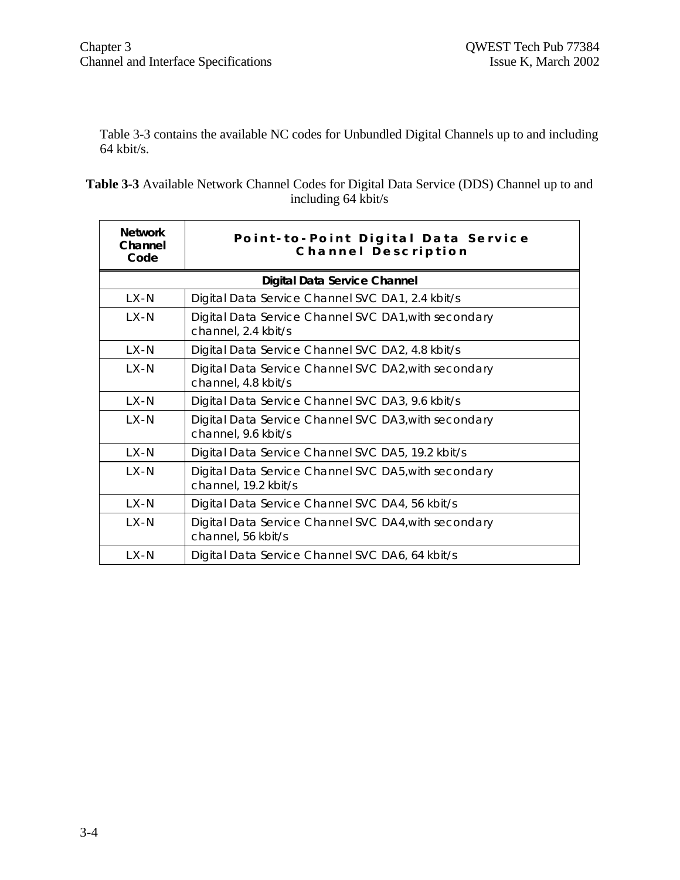Table 3-3 contains the available NC codes for Unbundled Digital Channels up to and including 64 kbit/s.

**Table 3-3** Available Network Channel Codes for Digital Data Service (DDS) Channel up to and including 64 kbit/s

| Network Channel Code | Point-to-Point Digital Data Service Channel Description |
|---|---|
| **Digital Data Service Channel** | |
| LX-N | Digital Data Service Channel SVC DA1, 2.4 kbit/s |
| LX-N | Digital Data Service Channel SVC DA1,with secondary channel, 2.4 kbit/s |
| LX-N | Digital Data Service Channel SVC DA2, 4.8 kbit/s |
| LX-N | Digital Data Service Channel SVC DA2,with secondary channel, 4.8 kbit/s |
| LX-N | Digital Data Service Channel SVC DA3, 9.6 kbit/s |
| LX-N | Digital Data Service Channel SVC DA3,with secondary channel, 9.6 kbit/s |
| LX-N | Digital Data Service Channel SVC DA5, 19.2 kbit/s |
| LX-N | Digital Data Service Channel SVC DA5,with secondary channel, 19.2 kbit/s |
| LX-N | Digital Data Service Channel SVC DA4, 56 kbit/s |
| LX-N | Digital Data Service Channel SVC DA4,with secondary channel, 56 kbit/s |
| LX-N | Digital Data Service Channel SVC DA6, 64 kbit/s |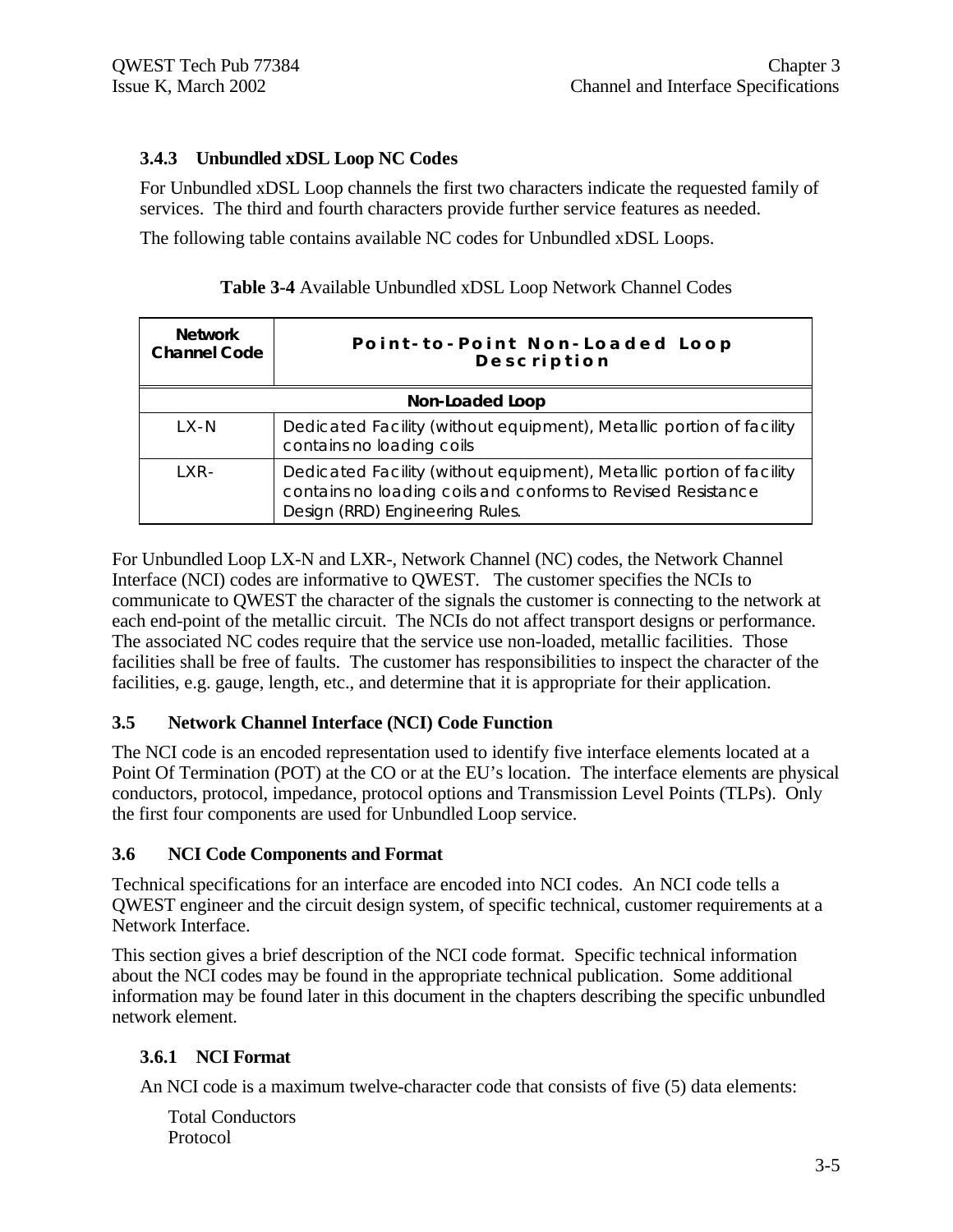### 3.4.3 Unbundled xDSL Loop NC Codes

For Unbundled xDSL Loop channels the first two characters indicate the requested family of services. The third and fourth characters provide further service features as needed.

The following table contains available NC codes for Unbundled xDSL Loops.

**Table 3-4** Available Unbundled xDSL Loop Network Channel Codes

| Network Channel Code | Point-to-Point Non-Loaded Loop Description |
|---|---|
| **Non-Loaded Loop** | |
| LX-N | Dedicated Facility (without equipment), Metallic portion of facility contains no loading coils |
| LXR- | Dedicated Facility (without equipment), Metallic portion of facility contains no loading coils and conforms to Revised Resistance Design (RRD) Engineering Rules. |

For Unbundled Loop LX-N and LXR-, Network Channel (NC) codes, the Network Channel Interface (NCI) codes are informative to QWEST. The customer specifies the NCIs to communicate to QWEST the character of the signals the customer is connecting to the network at each end-point of the metallic circuit. The NCIs do not affect transport designs or performance. The associated NC codes require that the service use non-loaded, metallic facilities. Those facilities shall be free of faults. The customer has responsibilities to inspect the character of the facilities, e.g. gauge, length, etc., and determine that it is appropriate for their application.

## 3.5 Network Channel Interface (NCI) Code Function

The NCI code is an encoded representation used to identify five interface elements located at a Point Of Termination (POT) at the CO or at the EU's location. The interface elements are physical conductors, protocol, impedance, protocol options and Transmission Level Points (TLPs). Only the first four components are used for Unbundled Loop service.

## 3.6 NCI Code Components and Format

Technical specifications for an interface are encoded into NCI codes. An NCI code tells a QWEST engineer and the circuit design system, of specific technical, customer requirements at a Network Interface.

This section gives a brief description of the NCI code format. Specific technical information about the NCI codes may be found in the appropriate technical publication. Some additional information may be found later in this document in the chapters describing the specific unbundled network element.

### 3.6.1 NCI Format

An NCI code is a maximum twelve-character code that consists of five (5) data elements:

Total Conductors
Protocol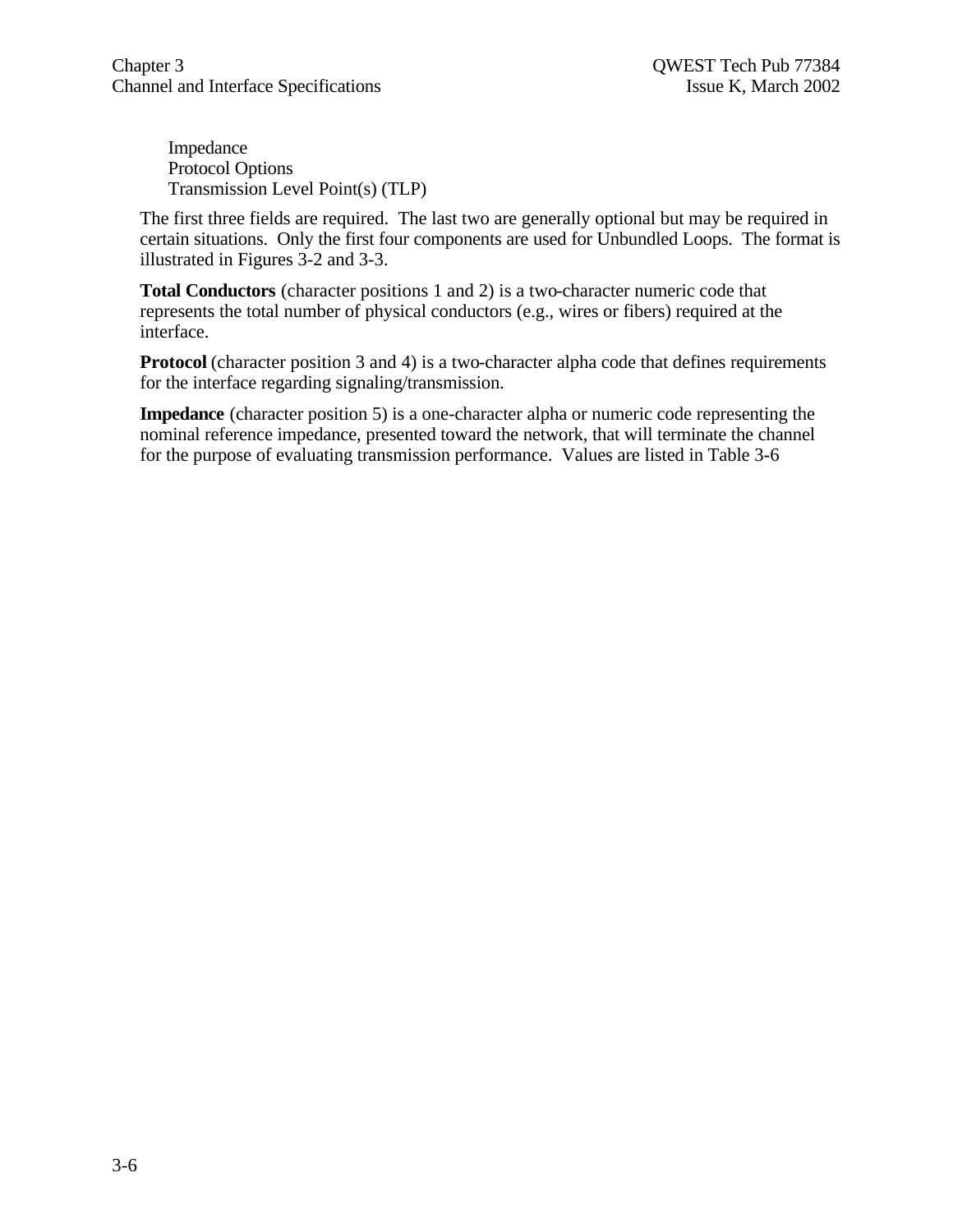- Impedance
- Protocol Options
- Transmission Level Point(s) (TLP)

The first three fields are required. The last two are generally optional but may be required in certain situations. Only the first four components are used for Unbundled Loops. The format is illustrated in Figures 3-2 and 3-3.

**Total Conductors** (character positions 1 and 2) is a two-character numeric code that represents the total number of physical conductors (e.g., wires or fibers) required at the interface.

**Protocol** (character position 3 and 4) is a two-character alpha code that defines requirements for the interface regarding signaling/transmission.

**Impedance** (character position 5) is a one-character alpha or numeric code representing the nominal reference impedance, presented toward the network, that will terminate the channel for the purpose of evaluating transmission performance. Values are listed in Table 3-6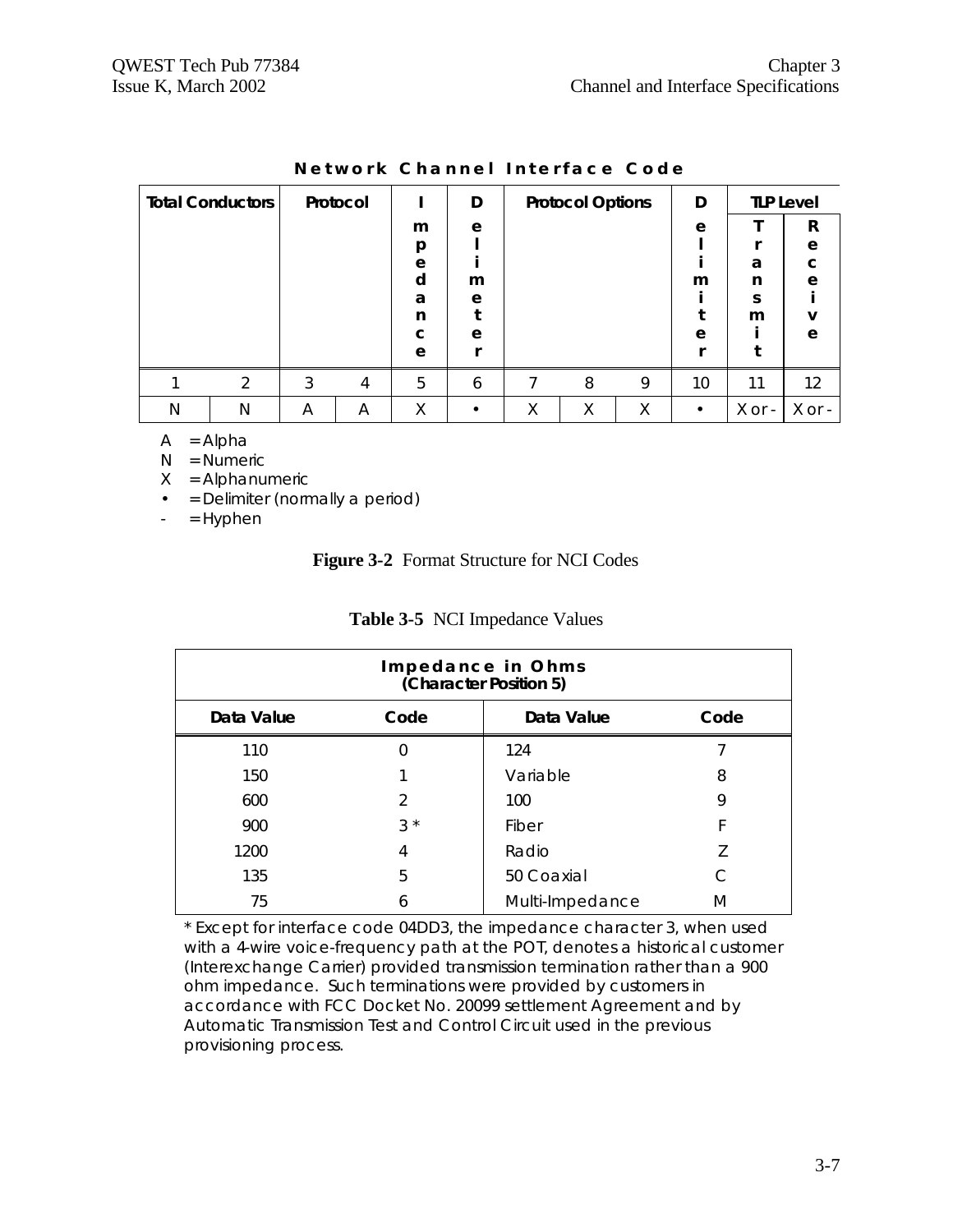**Network Channel Interface Code**

| Total Conductors | | Protocol | | Impedance | Delimeter | Protocol Options | | | Delimiter | TLP Level | |
|---|---|---|---|---|---|---|---|---|---|---|---|
| | | | | | | | | | | Transmit | Receive |
| 1 | 2 | 3 | 4 | 5 | 6 | 7 | 8 | 9 | 10 | 11 | 12 |
| N | N | A | A | X | • | X | X | X | • | X or - | X or - |

A = Alpha
N = Numeric
X = Alphanumeric
• = Delimiter (normally a period)
\- = Hyphen

**Figure 3-2** Format Structure for NCI Codes

**Table 3-5** NCI Impedance Values

| Impedance in Ohms (Character Position 5) | | | |
|---|---|---|---|
| **Data Value** | **Code** | **Data Value** | **Code** |
| 110 | 0 | 124 | 7 |
| 150 | 1 | Variable | 8 |
| 600 | 2 | 100 | 9 |
| 900 | 3 * | Fiber | F |
| 1200 | 4 | Radio | Z |
| 135 | 5 | 50 Coaxial | C |
| 75 | 6 | Multi-Impedance | M |

\* Except for interface code 04DD3, the impedance character 3, when used with a 4-wire voice-frequency path at the POT, denotes a historical customer (Interexchange Carrier) provided transmission termination rather than a 900 ohm impedance. Such terminations were provided by customers in accordance with FCC Docket No. 20099 settlement Agreement and by Automatic Transmission Test and Control Circuit used in the previous provisioning process.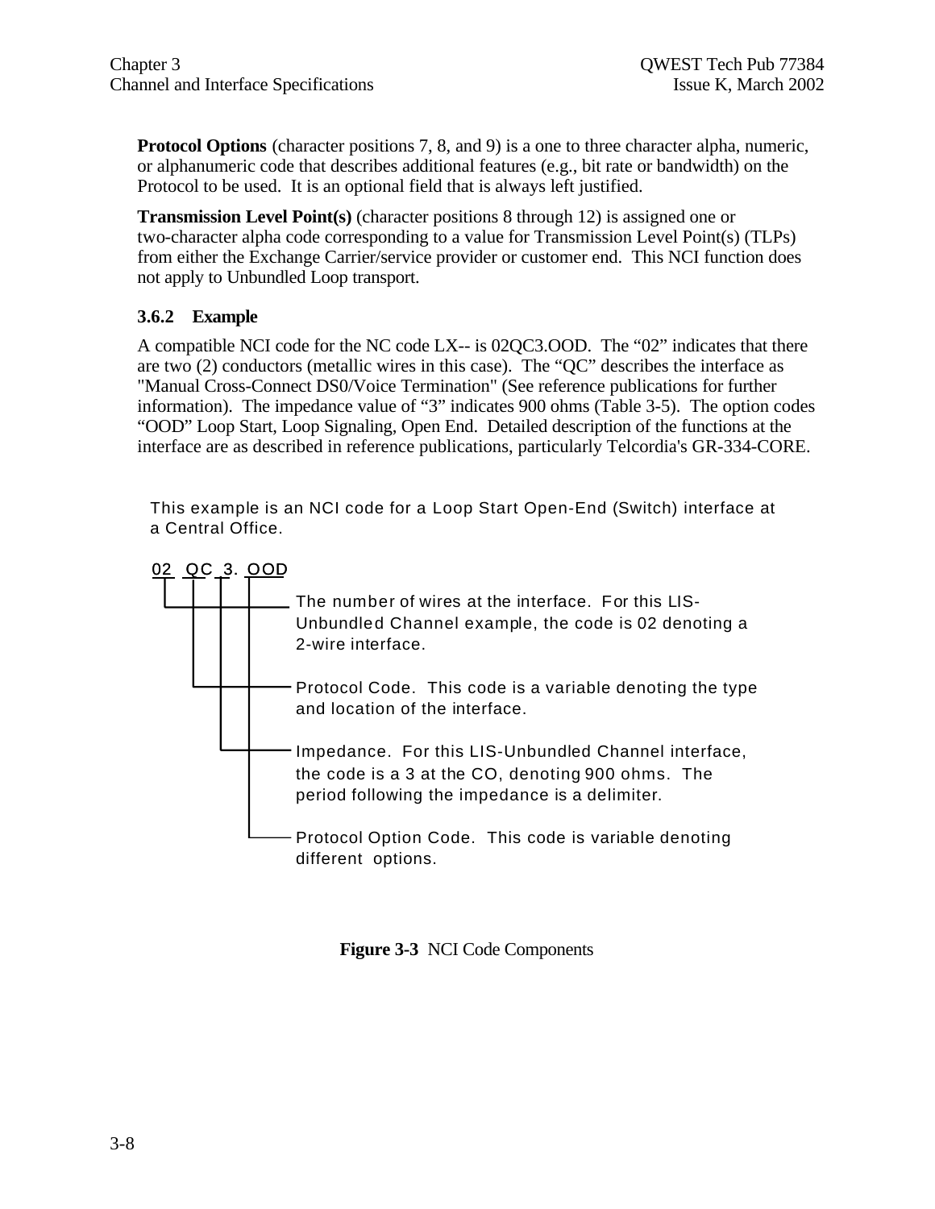**Protocol Options** (character positions 7, 8, and 9) is a one to three character alpha, numeric, or alphanumeric code that describes additional features (e.g., bit rate or bandwidth) on the Protocol to be used. It is an optional field that is always left justified.

**Transmission Level Point(s)** (character positions 8 through 12) is assigned one or two-character alpha code corresponding to a value for Transmission Level Point(s) (TLPs) from either the Exchange Carrier/service provider or customer end. This NCI function does not apply to Unbundled Loop transport.

### 3.6.2 Example

A compatible NCI code for the NC code LX-- is 02QC3.OOD. The "02" indicates that there are two (2) conductors (metallic wires in this case). The "QC" describes the interface as "Manual Cross-Connect DS0/Voice Termination" (See reference publications for further information). The impedance value of "3" indicates 900 ohms (Table 3-5). The option codes "OOD" Loop Start, Loop Signaling, Open End. Detailed description of the functions at the interface are as described in reference publications, particularly Telcordia's GR-334-CORE.

This example is an NCI code for a Loop Start Open-End (Switch) interface at a Central Office.

02 QC 3. OOD

- **02** — The number of wires at the interface. For this LIS-Unbundled Channel example, the code is 02 denoting a 2-wire interface.
- **QC** — Protocol Code. This code is a variable denoting the type and location of the interface.
- **3.** — Impedance. For this LIS-Unbundled Channel interface, the code is a 3 at the CO, denoting 900 ohms. The period following the impedance is a delimiter.
- **OOD** — Protocol Option Code. This code is variable denoting different options.

**Figure 3-3** NCI Code Components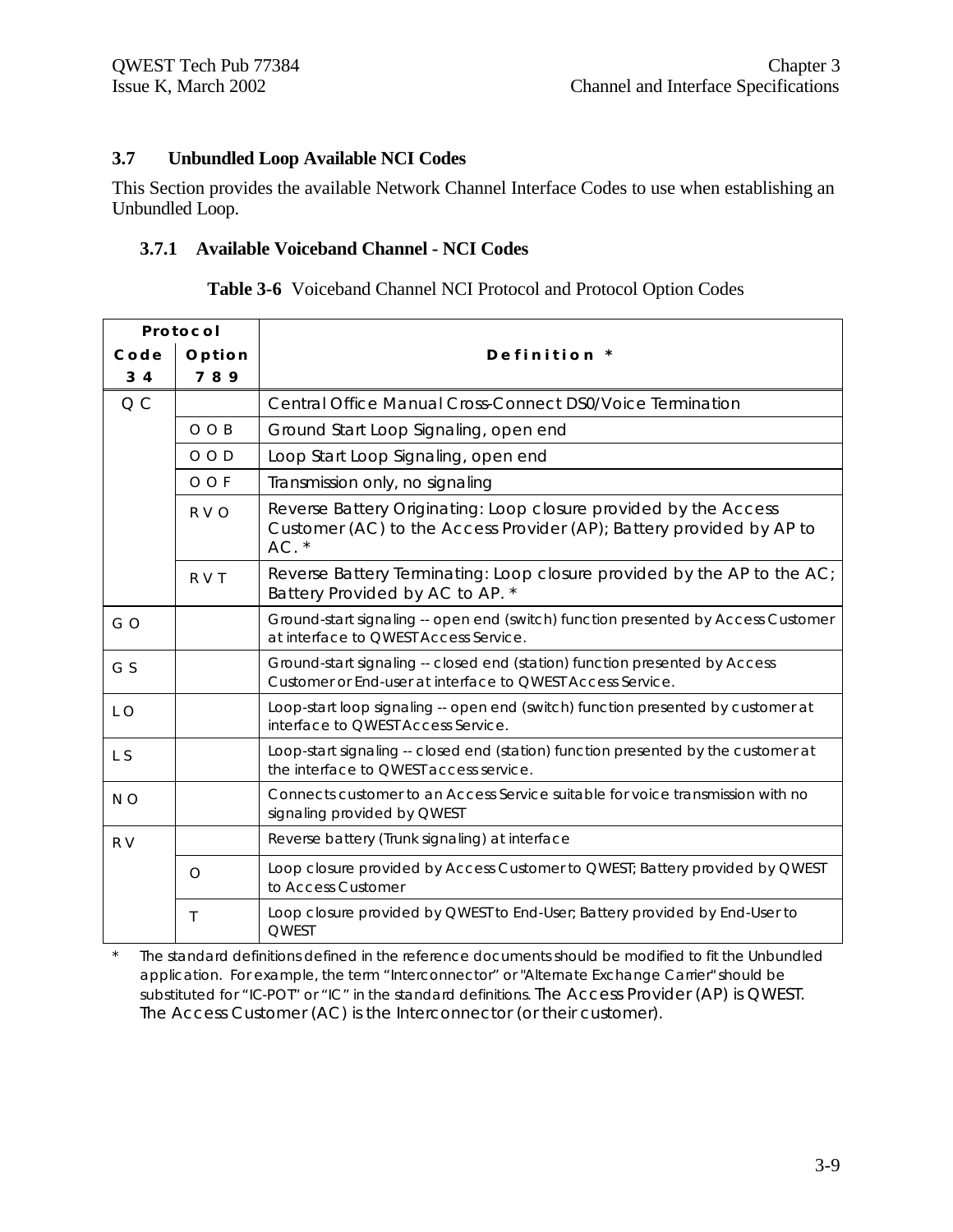## 3.7 Unbundled Loop Available NCI Codes

This Section provides the available Network Channel Interface Codes to use when establishing an Unbundled Loop.

### 3.7.1 Available Voiceband Channel - NCI Codes

**Table 3-6** Voiceband Channel NCI Protocol and Protocol Option Codes

| Protocol Code 3 4 | Protocol Option 7 8 9 | Definition * |
|---|---|---|
| Q C | | Central Office Manual Cross-Connect DS0/Voice Termination |
| | O O B | Ground Start Loop Signaling, open end |
| | O O D | Loop Start Loop Signaling, open end |
| | O O F | Transmission only, no signaling |
| | R V O | Reverse Battery Originating: Loop closure provided by the Access Customer (AC) to the Access Provider (AP); Battery provided by AP to AC. * |
| | R V T | Reverse Battery Terminating: Loop closure provided by the AP to the AC; Battery Provided by AC to AP. * |
| G O | | Ground-start signaling -- open end (switch) function presented by Access Customer at interface to QWEST Access Service. |
| G S | | Ground-start signaling -- closed end (station) function presented by Access Customer or End-user at interface to QWEST Access Service. |
| L O | | Loop-start loop signaling -- open end (switch) function presented by customer at interface to QWEST Access Service. |
| L S | | Loop-start signaling -- closed end (station) function presented by the customer at the interface to QWEST access service. |
| N O | | Connects customer to an Access Service suitable for voice transmission with no signaling provided by QWEST |
| R V | | Reverse battery (Trunk signaling) at interface |
| | O | Loop closure provided by Access Customer to QWEST; Battery provided by QWEST to Access Customer |
| | T | Loop closure provided by QWEST to End-User; Battery provided by End-User to QWEST |

\* The standard definitions defined in the reference documents should be modified to fit the Unbundled application. For example, the term "Interconnector" or "Alternate Exchange Carrier" should be substituted for "IC-POT" or "IC" in the standard definitions. The Access Provider (AP) is QWEST. The Access Customer (AC) is the Interconnector (or their customer).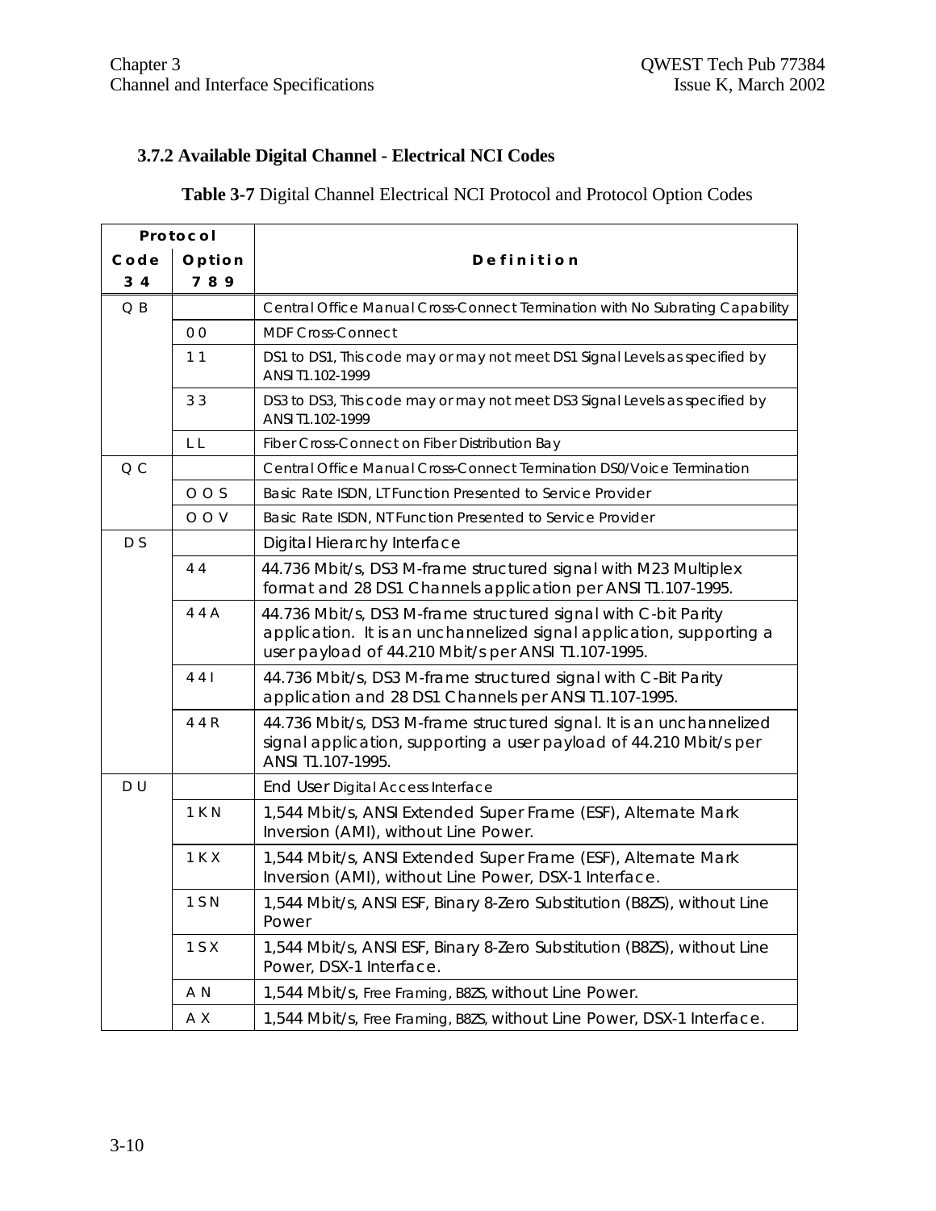### 3.7.2 Available Digital Channel - Electrical NCI Codes

**Table 3-7** Digital Channel Electrical NCI Protocol and Protocol Option Codes

| Protocol Code 3 4 | Protocol Option 7 8 9 | Definition |
|---|---|---|
| Q B | | Central Office Manual Cross-Connect Termination with No Subrating Capability |
| | 0 0 | MDF Cross-Connect |
| | 1 1 | DS1 to DS1, This code may or may not meet DS1 Signal Levels as specified by ANSI T1.102-1999 |
| | 3 3 | DS3 to DS3, This code may or may not meet DS3 Signal Levels as specified by ANSI T1.102-1999 |
| | L L | Fiber Cross-Connect on Fiber Distribution Bay |
| Q C | | Central Office Manual Cross-Connect Termination DS0/Voice Termination |
| | O O S | Basic Rate ISDN, LT Function Presented to Service Provider |
| | O O V | Basic Rate ISDN, NT Function Presented to Service Provider |
| D S | | Digital Hierarchy Interface |
| | 4 4 | 44.736 Mbit/s, DS3 M-frame structured signal with M23 Multiplex format and 28 DS1 Channels application per ANSI T1.107-1995. |
| | 4 4 A | 44.736 Mbit/s, DS3 M-frame structured signal with C-bit Parity application. It is an unchannelized signal application, supporting a user payload of 44.210 Mbit/s per ANSI T1.107-1995. |
| | 4 4 I | 44.736 Mbit/s, DS3 M-frame structured signal with C-Bit Parity application and 28 DS1 Channels per ANSI T1.107-1995. |
| | 4 4 R | 44.736 Mbit/s, DS3 M-frame structured signal. It is an unchannelized signal application, supporting a user payload of 44.210 Mbit/s per ANSI T1.107-1995. |
| D U | | End User Digital Access Interface |
| | 1 K N | 1,544 Mbit/s, ANSI Extended Super Frame (ESF), Alternate Mark Inversion (AMI), without Line Power. |
| | 1 K X | 1,544 Mbit/s, ANSI Extended Super Frame (ESF), Alternate Mark Inversion (AMI), without Line Power, DSX-1 Interface. |
| | 1 S N | 1,544 Mbit/s, ANSI ESF, Binary 8-Zero Substitution (B8ZS), without Line Power |
| | 1 S X | 1,544 Mbit/s, ANSI ESF, Binary 8-Zero Substitution (B8ZS), without Line Power, DSX-1 Interface. |
| | A N | 1,544 Mbit/s, Free Framing, B8ZS, without Line Power. |
| | A X | 1,544 Mbit/s, Free Framing, B8ZS, without Line Power, DSX-1 Interface. |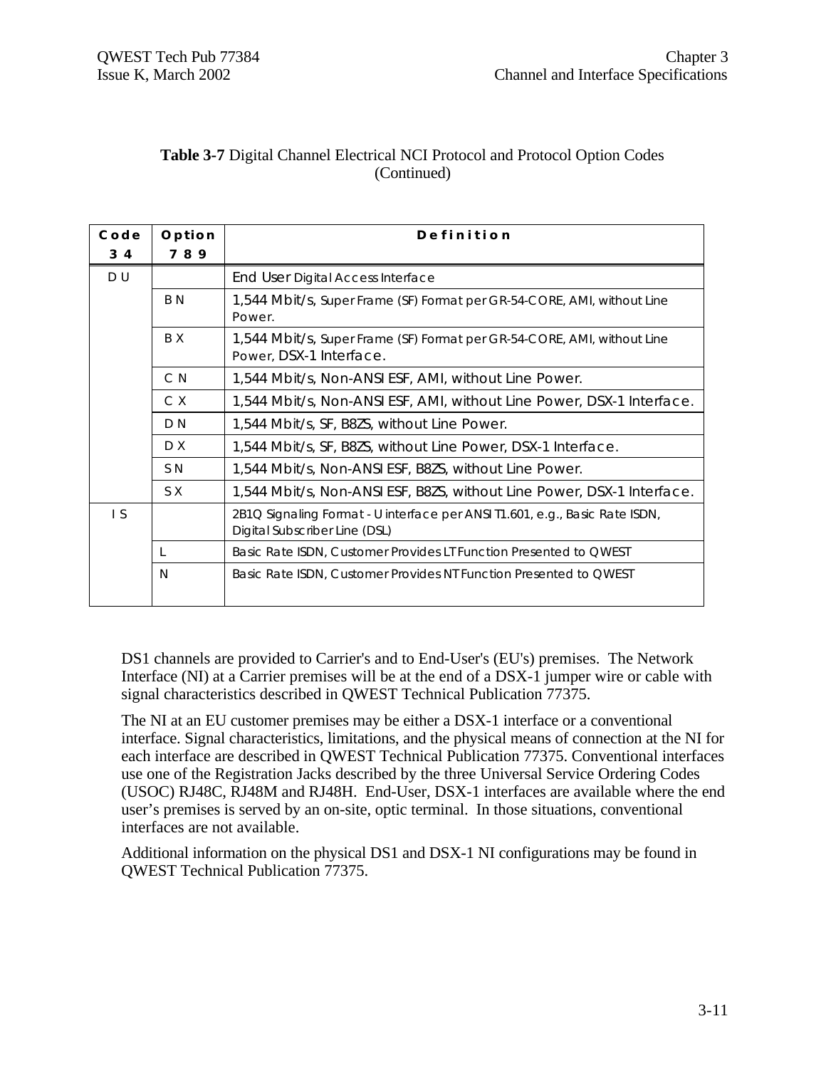**Table 3-7** Digital Channel Electrical NCI Protocol and Protocol Option Codes (Continued)

| Code 3 4 | Option 7 8 9 | Definition |
|---|---|---|
| D U | | End User Digital Access Interface |
| | B N | 1,544 Mbit/s, Super Frame (SF) Format per GR-54-CORE, AMI, without Line Power. |
| | B X | 1,544 Mbit/s, Super Frame (SF) Format per GR-54-CORE, AMI, without Line Power, DSX-1 Interface. |
| | C N | 1,544 Mbit/s, Non-ANSI ESF, AMI, without Line Power. |
| | C X | 1,544 Mbit/s, Non-ANSI ESF, AMI, without Line Power, DSX-1 Interface. |
| | D N | 1,544 Mbit/s, SF, B8ZS, without Line Power. |
| | D X | 1,544 Mbit/s, SF, B8ZS, without Line Power, DSX-1 Interface. |
| | S N | 1,544 Mbit/s, Non-ANSI ESF, B8ZS, without Line Power. |
| | S X | 1,544 Mbit/s, Non-ANSI ESF, B8ZS, without Line Power, DSX-1 Interface. |
| I S | | 2B1Q Signaling Format - U interface per ANSI T1.601, e.g., Basic Rate ISDN, Digital Subscriber Line (DSL) |
| | L | Basic Rate ISDN, Customer Provides LT Function Presented to QWEST |
| | N | Basic Rate ISDN, Customer Provides NT Function Presented to QWEST |

DS1 channels are provided to Carrier's and to End-User's (EU's) premises. The Network Interface (NI) at a Carrier premises will be at the end of a DSX-1 jumper wire or cable with signal characteristics described in QWEST Technical Publication 77375.

The NI at an EU customer premises may be either a DSX-1 interface or a conventional interface. Signal characteristics, limitations, and the physical means of connection at the NI for each interface are described in QWEST Technical Publication 77375. Conventional interfaces use one of the Registration Jacks described by the three Universal Service Ordering Codes (USOC) RJ48C, RJ48M and RJ48H. End-User, DSX-1 interfaces are available where the end user's premises is served by an on-site, optic terminal. In those situations, conventional interfaces are not available.

Additional information on the physical DS1 and DSX-1 NI configurations may be found in QWEST Technical Publication 77375.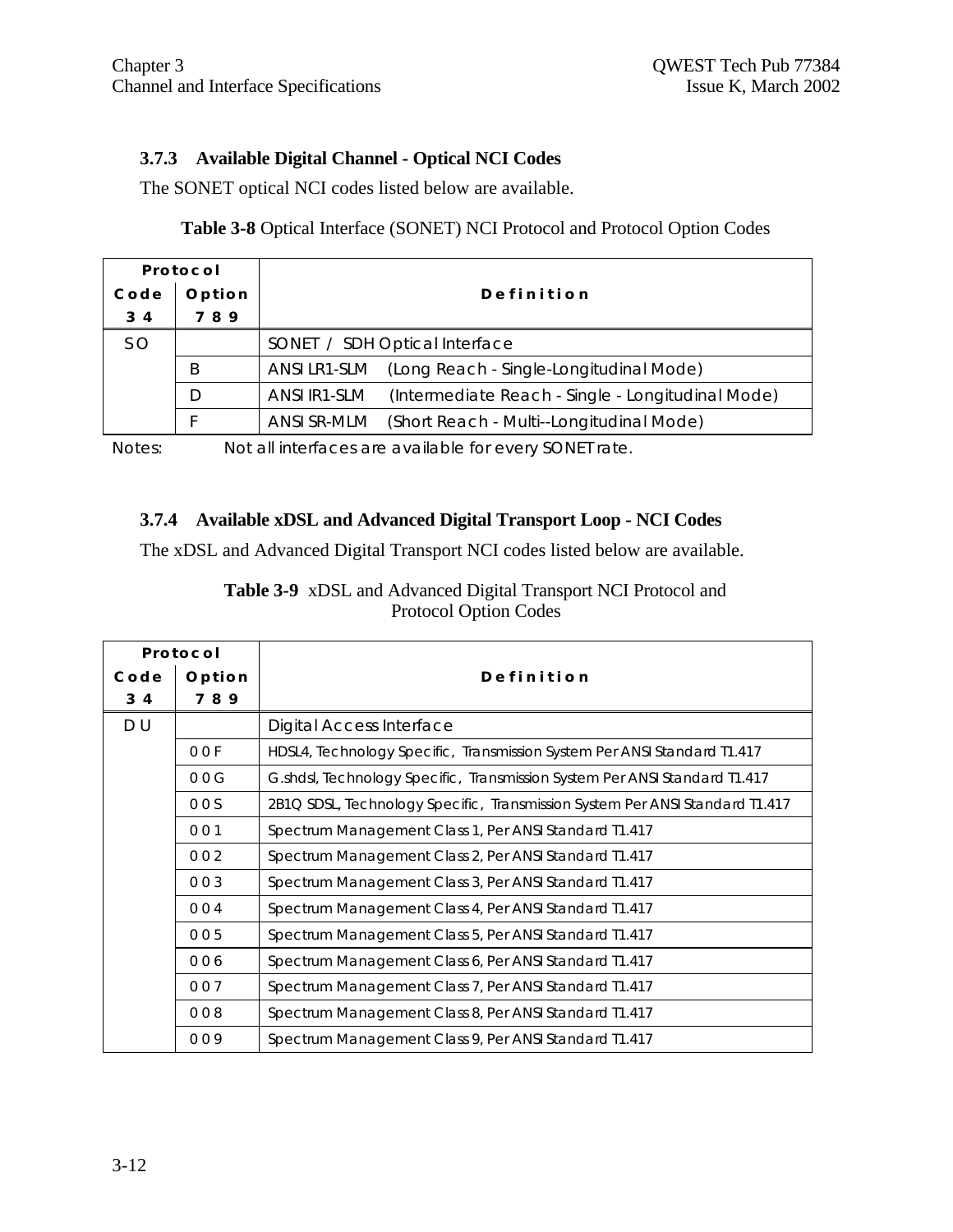### 3.7.3 Available Digital Channel - Optical NCI Codes

The SONET optical NCI codes listed below are available.

**Table 3-8** Optical Interface (SONET) NCI Protocol and Protocol Option Codes

| Protocol | | Definition |
|---|---|---|
| Code 3 4 | Option 7 8 9 | |
| SO | | SONET / SDH Optical Interface |
| | B | ANSI LR1-SLM (Long Reach - Single-Longitudinal Mode) |
| | D | ANSI IR1-SLM (Intermediate Reach - Single - Longitudinal Mode) |
| | F | ANSI SR-MLM (Short Reach - Multi--Longitudinal Mode) |

Notes: Not all interfaces are available for every SONET rate.

### 3.7.4 Available xDSL and Advanced Digital Transport Loop - NCI Codes

The xDSL and Advanced Digital Transport NCI codes listed below are available.

**Table 3-9** xDSL and Advanced Digital Transport NCI Protocol and Protocol Option Codes

| Protocol | | Definition |
|---|---|---|
| Code 3 4 | Option 7 8 9 | |
| DU | | Digital Access Interface |
| | 0 0 F | HDSL4, Technology Specific, Transmission System Per ANSI Standard T1.417 |
| | 0 0 G | G.shdsl, Technology Specific, Transmission System Per ANSI Standard T1.417 |
| | 0 0 S | 2B1Q SDSL, Technology Specific, Transmission System Per ANSI Standard T1.417 |
| | 0 0 1 | Spectrum Management Class 1, Per ANSI Standard T1.417 |
| | 0 0 2 | Spectrum Management Class 2, Per ANSI Standard T1.417 |
| | 0 0 3 | Spectrum Management Class 3, Per ANSI Standard T1.417 |
| | 0 0 4 | Spectrum Management Class 4, Per ANSI Standard T1.417 |
| | 0 0 5 | Spectrum Management Class 5, Per ANSI Standard T1.417 |
| | 0 0 6 | Spectrum Management Class 6, Per ANSI Standard T1.417 |
| | 0 0 7 | Spectrum Management Class 7, Per ANSI Standard T1.417 |
| | 0 0 8 | Spectrum Management Class 8, Per ANSI Standard T1.417 |
| | 0 0 9 | Spectrum Management Class 9, Per ANSI Standard T1.417 |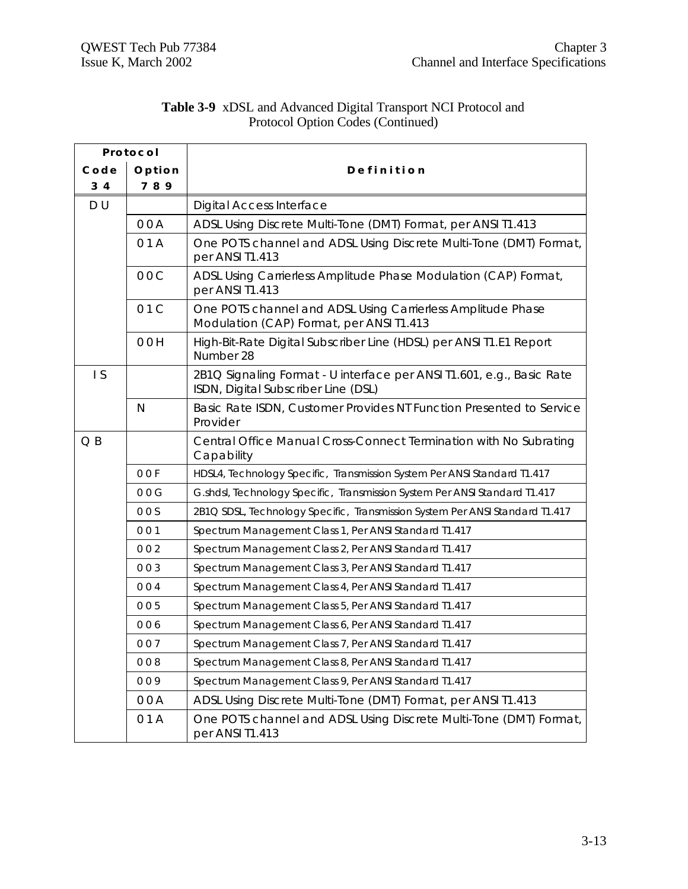**Table 3-9** xDSL and Advanced Digital Transport NCI Protocol and Protocol Option Codes (Continued)

| Protocol Code 3 4 | Protocol Option 7 8 9 | Definition |
|---|---|---|
| D U | | Digital Access Interface |
| | 0 0 A | ADSL Using Discrete Multi-Tone (DMT) Format, per ANSI T1.413 |
| | 0 1 A | One POTS channel and ADSL Using Discrete Multi-Tone (DMT) Format, per ANSI T1.413 |
| | 0 0 C | ADSL Using Carrierless Amplitude Phase Modulation (CAP) Format, per ANSI T1.413 |
| | 0 1 C | One POTS channel and ADSL Using Carrierless Amplitude Phase Modulation (CAP) Format, per ANSI T1.413 |
| | 0 0 H | High-Bit-Rate Digital Subscriber Line (HDSL) per ANSI T1.E1 Report Number 28 |
| I S | | 2B1Q Signaling Format - U interface per ANSI T1.601, e.g., Basic Rate ISDN, Digital Subscriber Line (DSL) |
| | N | Basic Rate ISDN, Customer Provides NT Function Presented to Service Provider |
| Q B | | Central Office Manual Cross-Connect Termination with No Subrating Capability |
| | 0 0 F | HDSL4, Technology Specific, Transmission System Per ANSI Standard T1.417 |
| | 0 0 G | G.shdsl, Technology Specific, Transmission System Per ANSI Standard T1.417 |
| | 0 0 S | 2B1Q SDSL, Technology Specific, Transmission System Per ANSI Standard T1.417 |
| | 0 0 1 | Spectrum Management Class 1, Per ANSI Standard T1.417 |
| | 0 0 2 | Spectrum Management Class 2, Per ANSI Standard T1.417 |
| | 0 0 3 | Spectrum Management Class 3, Per ANSI Standard T1.417 |
| | 0 0 4 | Spectrum Management Class 4, Per ANSI Standard T1.417 |
| | 0 0 5 | Spectrum Management Class 5, Per ANSI Standard T1.417 |
| | 0 0 6 | Spectrum Management Class 6, Per ANSI Standard T1.417 |
| | 0 0 7 | Spectrum Management Class 7, Per ANSI Standard T1.417 |
| | 0 0 8 | Spectrum Management Class 8, Per ANSI Standard T1.417 |
| | 0 0 9 | Spectrum Management Class 9, Per ANSI Standard T1.417 |
| | 0 0 A | ADSL Using Discrete Multi-Tone (DMT) Format, per ANSI T1.413 |
| | 0 1 A | One POTS channel and ADSL Using Discrete Multi-Tone (DMT) Format, per ANSI T1.413 |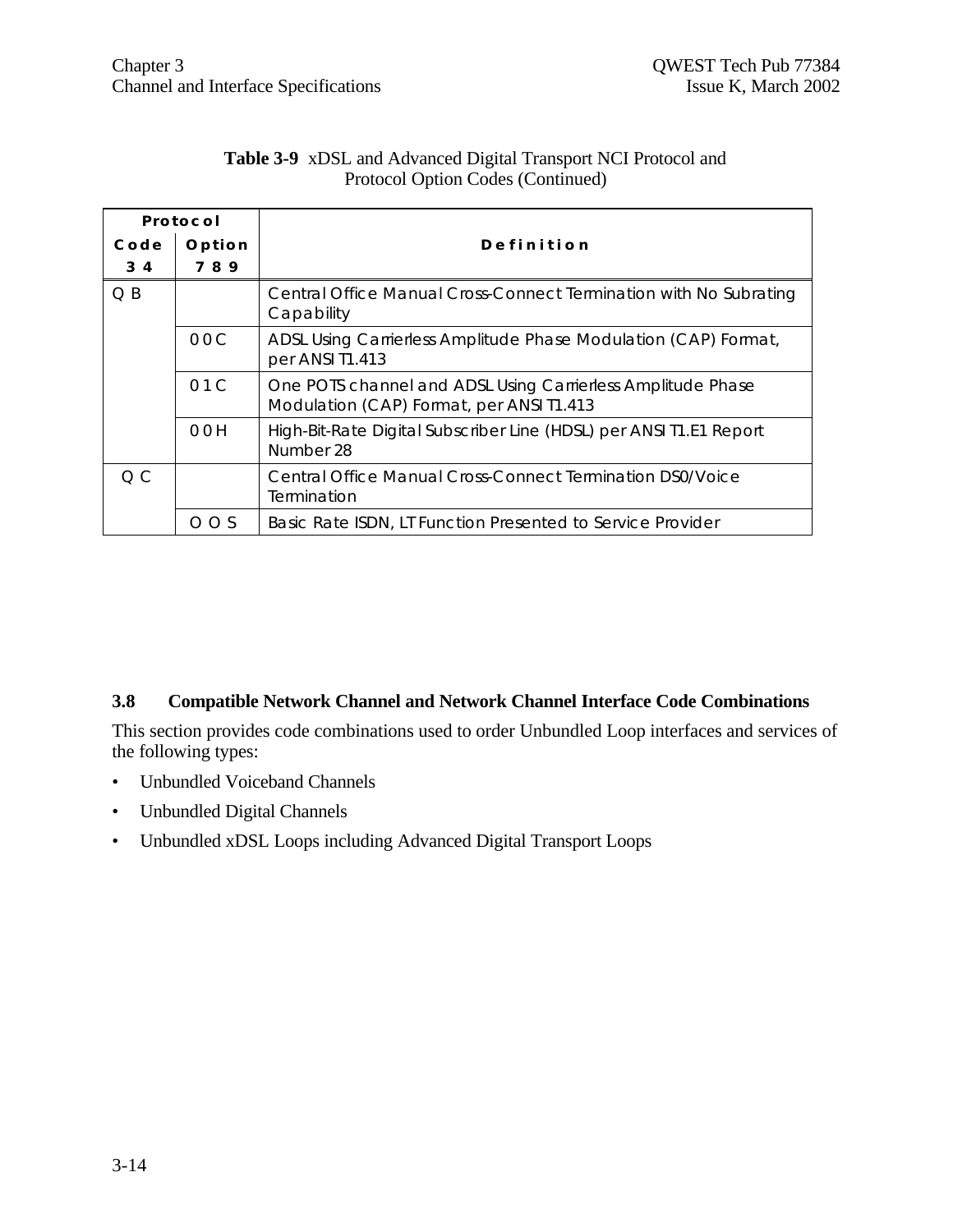**Table 3-9** xDSL and Advanced Digital Transport NCI Protocol and Protocol Option Codes (Continued)

| Protocol Code 3 4 | Protocol Option 7 8 9 | Definition |
|---|---|---|
| Q B | | Central Office Manual Cross-Connect Termination with No Subrating Capability |
| | 0 0 C | ADSL Using Carrierless Amplitude Phase Modulation (CAP) Format, per ANSI T1.413 |
| | 0 1 C | One POTS channel and ADSL Using Carrierless Amplitude Phase Modulation (CAP) Format, per ANSI T1.413 |
| | 0 0 H | High-Bit-Rate Digital Subscriber Line (HDSL) per ANSI T1.E1 Report Number 28 |
| Q C | | Central Office Manual Cross-Connect Termination DS0/Voice Termination |
| | O O S | Basic Rate ISDN, LT Function Presented to Service Provider |

## 3.8 Compatible Network Channel and Network Channel Interface Code Combinations

This section provides code combinations used to order Unbundled Loop interfaces and services of the following types:

- Unbundled Voiceband Channels
- Unbundled Digital Channels
- Unbundled xDSL Loops including Advanced Digital Transport Loops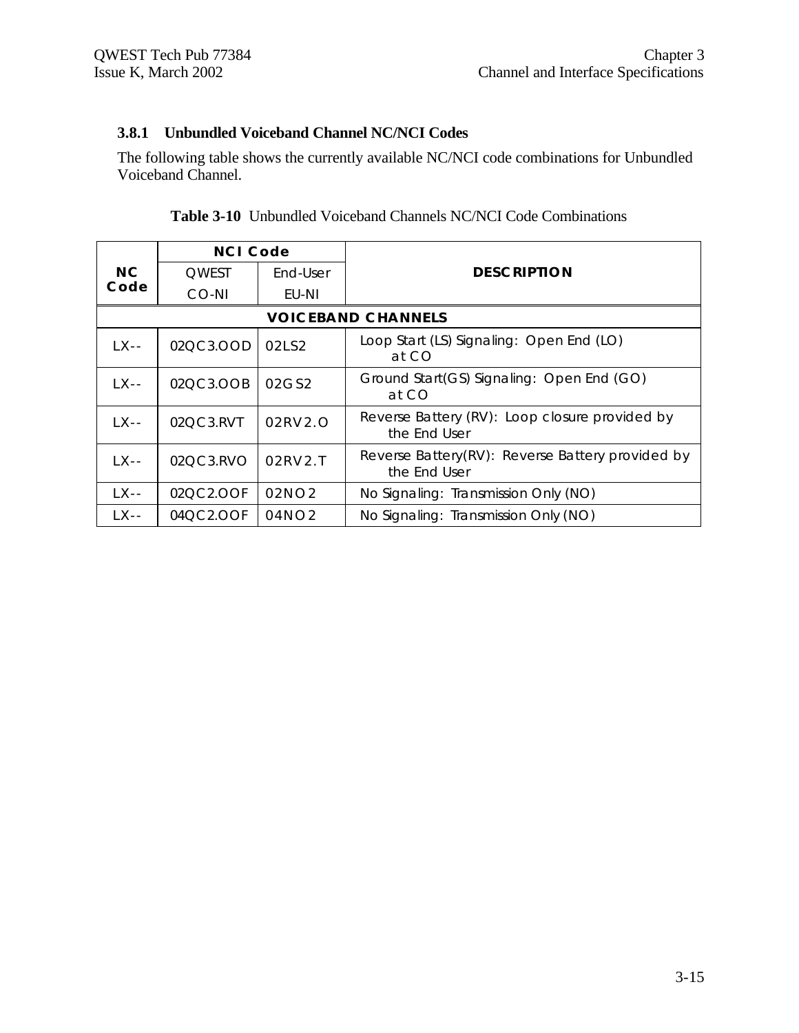### 3.8.1 Unbundled Voiceband Channel NC/NCI Codes

The following table shows the currently available NC/NCI code combinations for Unbundled Voiceband Channel.

**Table 3-10** Unbundled Voiceband Channels NC/NCI Code Combinations

| NC Code | NCI Code | | DESCRIPTION |
|---|---|---|---|
| | QWEST CO-NI | End-User EU-NI | |
| **VOICEBAND CHANNELS** | | | |
| LX-- | 02QC3.OOD | 02LS2 | Loop Start (LS) Signaling: Open End (LO) at CO |
| LX-- | 02QC3.OOB | 02GS2 | Ground Start(GS) Signaling: Open End (GO) at CO |
| LX-- | 02QC3.RVT | 02RV2.O | Reverse Battery (RV): Loop closure provided by the End User |
| LX-- | 02QC3.RVO | 02RV2.T | Reverse Battery(RV): Reverse Battery provided by the End User |
| LX-- | 02QC2.OOF | 02NO2 | No Signaling: Transmission Only (NO) |
| LX-- | 04QC2.OOF | 04NO2 | No Signaling: Transmission Only (NO) |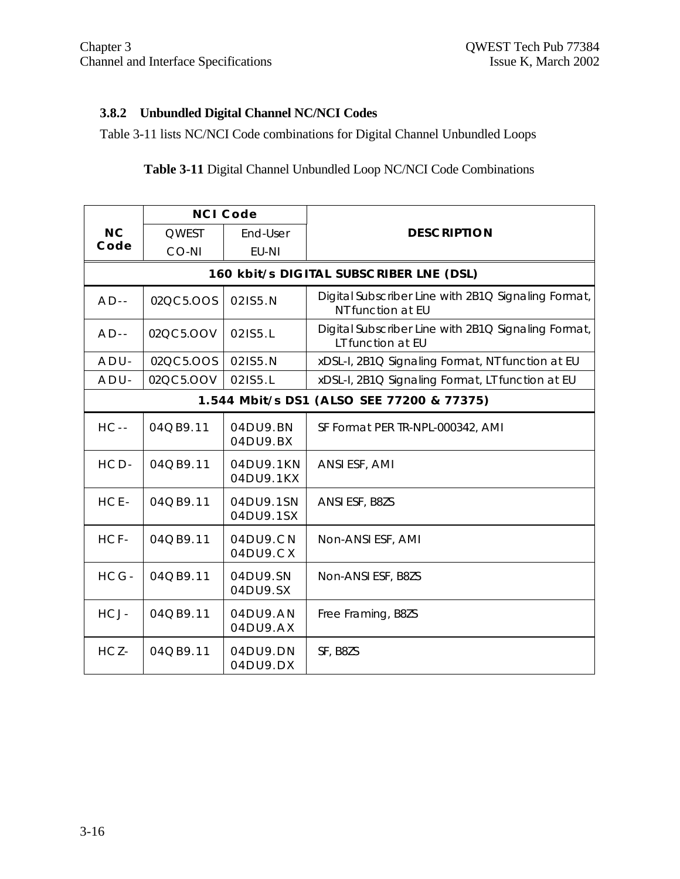### 3.8.2 Unbundled Digital Channel NC/NCI Codes

Table 3-11 lists NC/NCI Code combinations for Digital Channel Unbundled Loops

**Table 3-11** Digital Channel Unbundled Loop NC/NCI Code Combinations

| NC Code | NCI Code | | DESCRIPTION |
|---|---|---|---|
| | QWEST CO-NI | End-User EU-NI | |
| **160 kbit/s DIGITAL SUBSCRIBER LNE (DSL)** | | | |
| AD-- | 02QC5.OOS | 02IS5.N | Digital Subscriber Line with 2B1Q Signaling Format, NT function at EU |
| AD-- | 02QC5.OOV | 02IS5.L | Digital Subscriber Line with 2B1Q Signaling Format, LT function at EU |
| ADU- | 02QC5.OOS | 02IS5.N | xDSL-I, 2B1Q Signaling Format, NT function at EU |
| ADU- | 02QC5.OOV | 02IS5.L | xDSL-I, 2B1Q Signaling Format, LT function at EU |
| **1.544 Mbit/s DS1 (ALSO SEE 77200 & 77375)** | | | |
| HC-- | 04QB9.11 | 04DU9.BN 04DU9.BX | SF Format PER TR-NPL-000342, AMI |
| HCD- | 04QB9.11 | 04DU9.1KN 04DU9.1KX | ANSI ESF, AMI |
| HCE- | 04QB9.11 | 04DU9.1SN 04DU9.1SX | ANSI ESF, B8ZS |
| HCF- | 04QB9.11 | 04DU9.CN 04DU9.CX | Non-ANSI ESF, AMI |
| HCG- | 04QB9.11 | 04DU9.SN 04DU9.SX | Non-ANSI ESF, B8ZS |
| HCJ- | 04QB9.11 | 04DU9.AN 04DU9.AX | Free Framing, B8ZS |
| HCZ- | 04QB9.11 | 04DU9.DN 04DU9.DX | SF, B8ZS |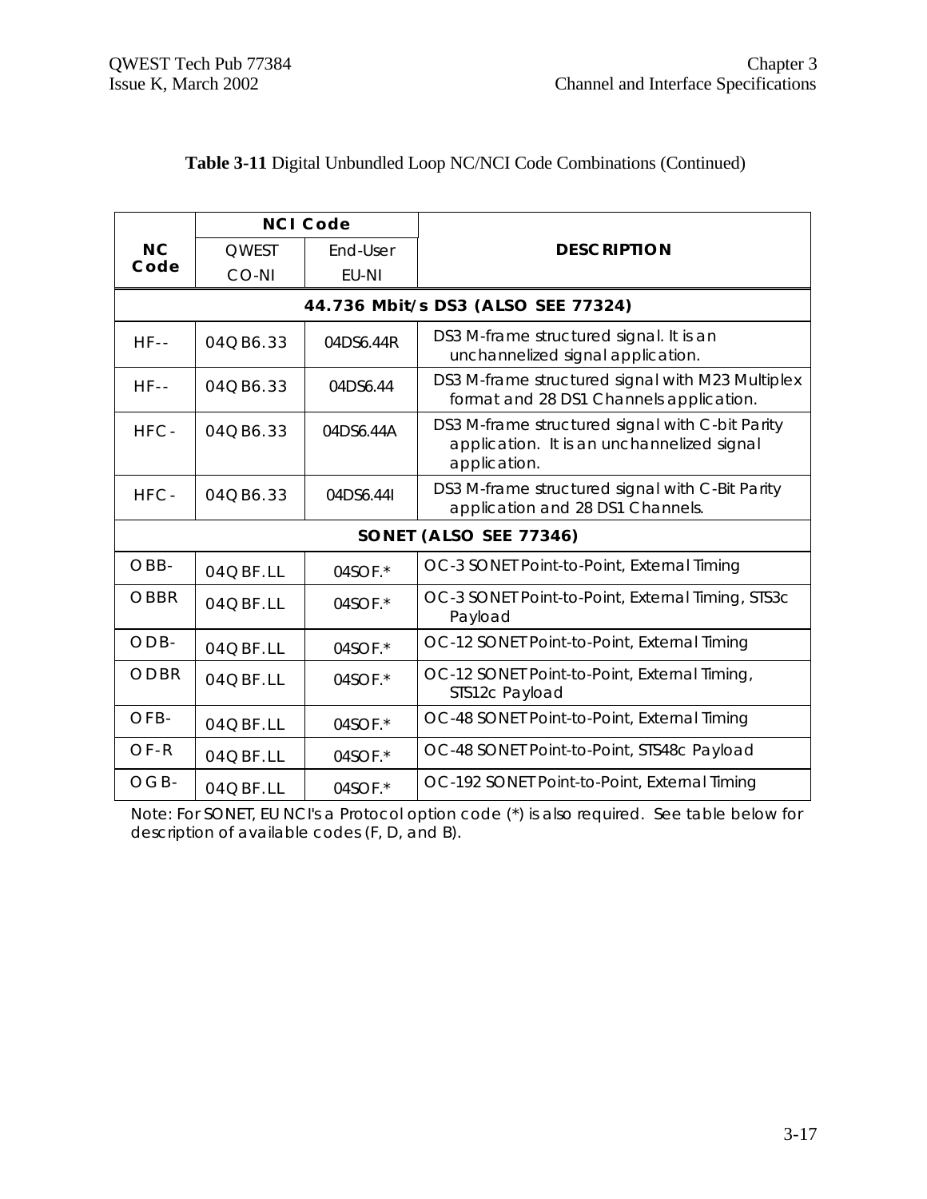**Table 3-11** Digital Unbundled Loop NC/NCI Code Combinations (Continued)

| NC Code | NCI Code | | DESCRIPTION |
|---|---|---|---|
| | QWEST CO-NI | End-User EU-NI | |
| **44.736 Mbit/s DS3 (ALSO SEE 77324)** | | | |
| HF-- | 04QB6.33 | 04DS6.44R | DS3 M-frame structured signal. It is an unchannelized signal application. |
| HF-- | 04QB6.33 | 04DS6.44 | DS3 M-frame structured signal with M23 Multiplex format and 28 DS1 Channels application. |
| HFC- | 04QB6.33 | 04DS6.44A | DS3 M-frame structured signal with C-bit Parity application. It is an unchannelized signal application. |
| HFC- | 04QB6.33 | 04DS6.44I | DS3 M-frame structured signal with C-Bit Parity application and 28 DS1 Channels. |
| **SONET (ALSO SEE 77346)** | | | |
| OBB- | 04QBF.LL | 04SOF.* | OC-3 SONET Point-to-Point, External Timing |
| OBBR | 04QBF.LL | 04SOF.* | OC-3 SONET Point-to-Point, External Timing, STS3c Payload |
| ODB- | 04QBF.LL | 04SOF.* | OC-12 SONET Point-to-Point, External Timing |
| ODBR | 04QBF.LL | 04SOF.* | OC-12 SONET Point-to-Point, External Timing, STS12c Payload |
| OFB- | 04QBF.LL | 04SOF.* | OC-48 SONET Point-to-Point, External Timing |
| OF-R | 04QBF.LL | 04SOF.* | OC-48 SONET Point-to-Point, STS48c Payload |
| OGB- | 04QBF.LL | 04SOF.* | OC-192 SONET Point-to-Point, External Timing |

Note: For SONET, EU NCI's a Protocol option code (*) is also required. See table below for description of available codes (F, D, and B).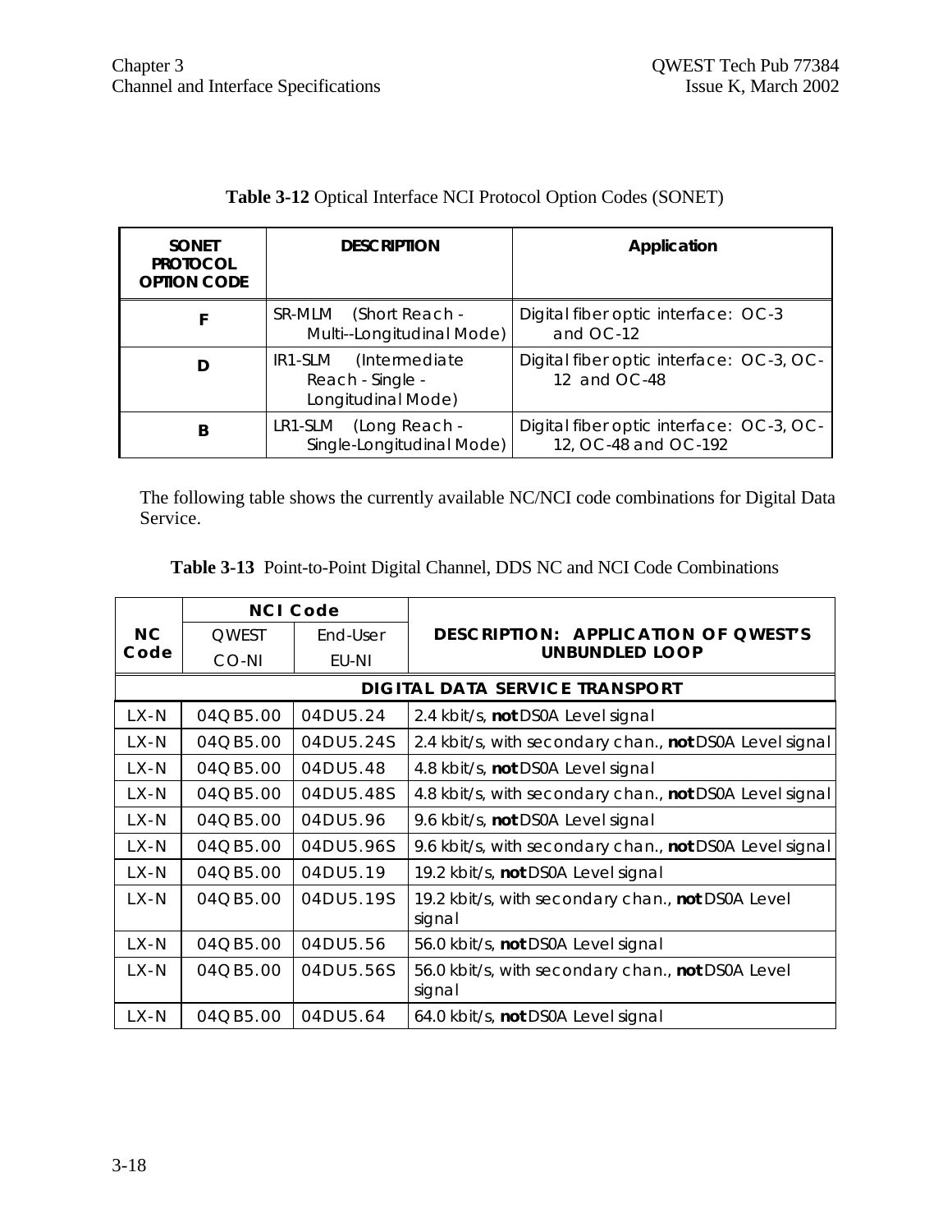**Table 3-12** Optical Interface NCI Protocol Option Codes (SONET)

| SONET PROTOCOL OPTION CODE | DESCRIPTION | Application |
|---|---|---|
| F | SR-MLM (Short Reach - Multi--Longitudinal Mode) | Digital fiber optic interface: OC-3 and OC-12 |
| D | IR1-SLM (Intermediate Reach - Single - Longitudinal Mode) | Digital fiber optic interface: OC-3, OC-12 and OC-48 |
| B | LR1-SLM (Long Reach - Single-Longitudinal Mode) | Digital fiber optic interface: OC-3, OC-12, OC-48 and OC-192 |

The following table shows the currently available NC/NCI code combinations for Digital Data Service.

**Table 3-13** Point-to-Point Digital Channel, DDS NC and NCI Code Combinations

| NC Code | NCI Code | | DESCRIPTION: APPLICATION OF QWEST'S UNBUNDLED LOOP |
|---|---|---|---|
| | QWEST CO-NI | End-User EU-NI | |
| **DIGITAL DATA SERVICE TRANSPORT** | | | |
| LX-N | 04QB5.00 | 04DU5.24 | 2.4 kbit/s, **not** DS0A Level signal |
| LX-N | 04QB5.00 | 04DU5.24S | 2.4 kbit/s, with secondary chan., **not** DS0A Level signal |
| LX-N | 04QB5.00 | 04DU5.48 | 4.8 kbit/s, **not** DS0A Level signal |
| LX-N | 04QB5.00 | 04DU5.48S | 4.8 kbit/s, with secondary chan., **not** DS0A Level signal |
| LX-N | 04QB5.00 | 04DU5.96 | 9.6 kbit/s, **not** DS0A Level signal |
| LX-N | 04QB5.00 | 04DU5.96S | 9.6 kbit/s, with secondary chan., **not** DS0A Level signal |
| LX-N | 04QB5.00 | 04DU5.19 | 19.2 kbit/s, **not** DS0A Level signal |
| LX-N | 04QB5.00 | 04DU5.19S | 19.2 kbit/s, with secondary chan., **not** DS0A Level signal |
| LX-N | 04QB5.00 | 04DU5.56 | 56.0 kbit/s, **not** DS0A Level signal |
| LX-N | 04QB5.00 | 04DU5.56S | 56.0 kbit/s, with secondary chan., **not** DS0A Level signal |
| LX-N | 04QB5.00 | 04DU5.64 | 64.0 kbit/s, **not** DS0A Level signal |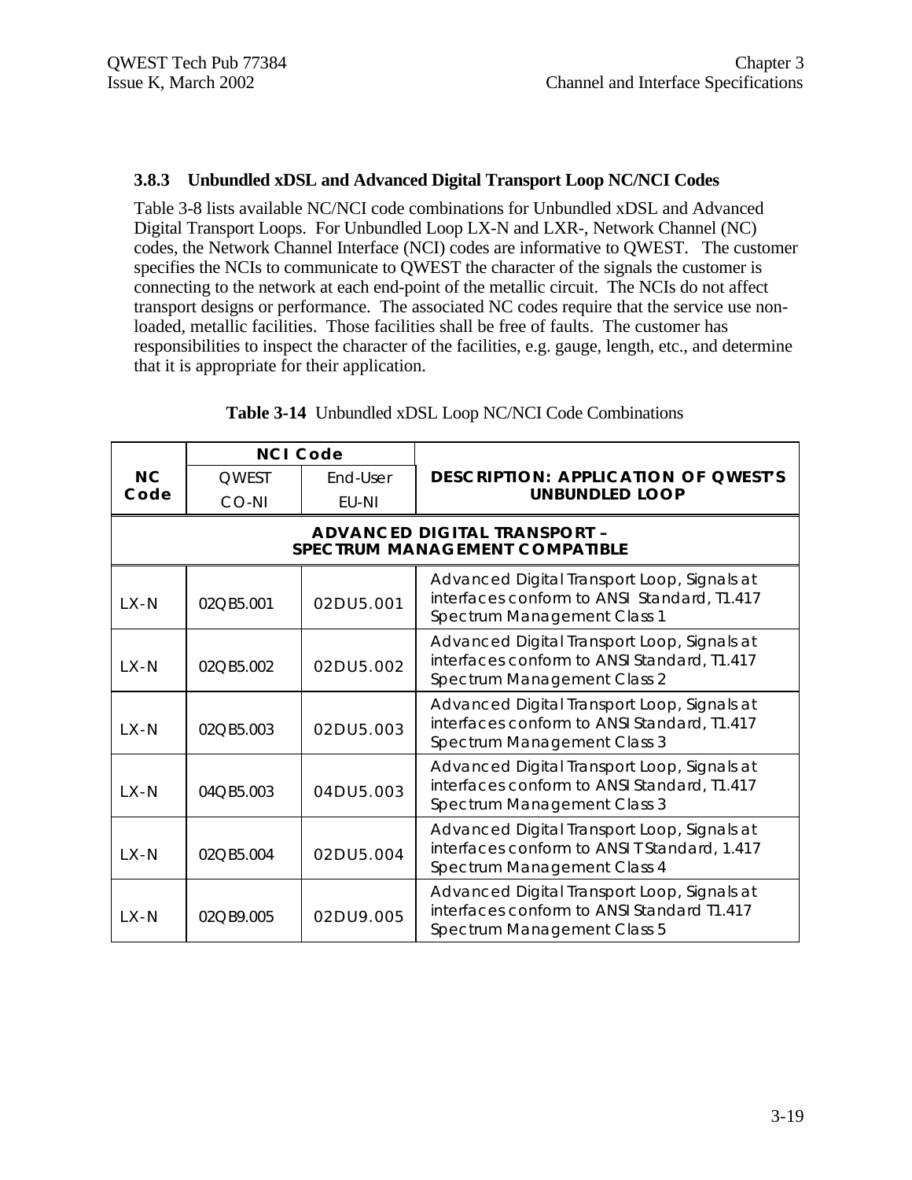### 3.8.3 Unbundled xDSL and Advanced Digital Transport Loop NC/NCI Codes

Table 3-8 lists available NC/NCI code combinations for Unbundled xDSL and Advanced Digital Transport Loops. For Unbundled Loop LX-N and LXR-, Network Channel (NC) codes, the Network Channel Interface (NCI) codes are informative to QWEST. The customer specifies the NCIs to communicate to QWEST the character of the signals the customer is connecting to the network at each end-point of the metallic circuit. The NCIs do not affect transport designs or performance. The associated NC codes require that the service use non-loaded, metallic facilities. Those facilities shall be free of faults. The customer has responsibilities to inspect the character of the facilities, e.g. gauge, length, etc., and determine that it is appropriate for their application.

**Table 3-14** Unbundled xDSL Loop NC/NCI Code Combinations

| NC Code | NCI Code | | DESCRIPTION: APPLICATION OF QWEST'S UNBUNDLED LOOP |
|---|---|---|---|
| | QWEST CO-NI | End-User EU-NI | |
| **ADVANCED DIGITAL TRANSPORT – SPECTRUM MANAGEMENT COMPATIBLE** | | | |
| LX-N | 02QB5.001 | 02DU5.001 | Advanced Digital Transport Loop, Signals at interfaces conform to ANSI Standard, T1.417 Spectrum Management Class 1 |
| LX-N | 02QB5.002 | 02DU5.002 | Advanced Digital Transport Loop, Signals at interfaces conform to ANSI Standard, T1.417 Spectrum Management Class 2 |
| LX-N | 02QB5.003 | 02DU5.003 | Advanced Digital Transport Loop, Signals at interfaces conform to ANSI Standard, T1.417 Spectrum Management Class 3 |
| LX-N | 04QB5.003 | 04DU5.003 | Advanced Digital Transport Loop, Signals at interfaces conform to ANSI Standard, T1.417 Spectrum Management Class 3 |
| LX-N | 02QB5.004 | 02DU5.004 | Advanced Digital Transport Loop, Signals at interfaces conform to ANSI T Standard, 1.417 Spectrum Management Class 4 |
| LX-N | 02QB9.005 | 02DU9.005 | Advanced Digital Transport Loop, Signals at interfaces conform to ANSI Standard T1.417 Spectrum Management Class 5 |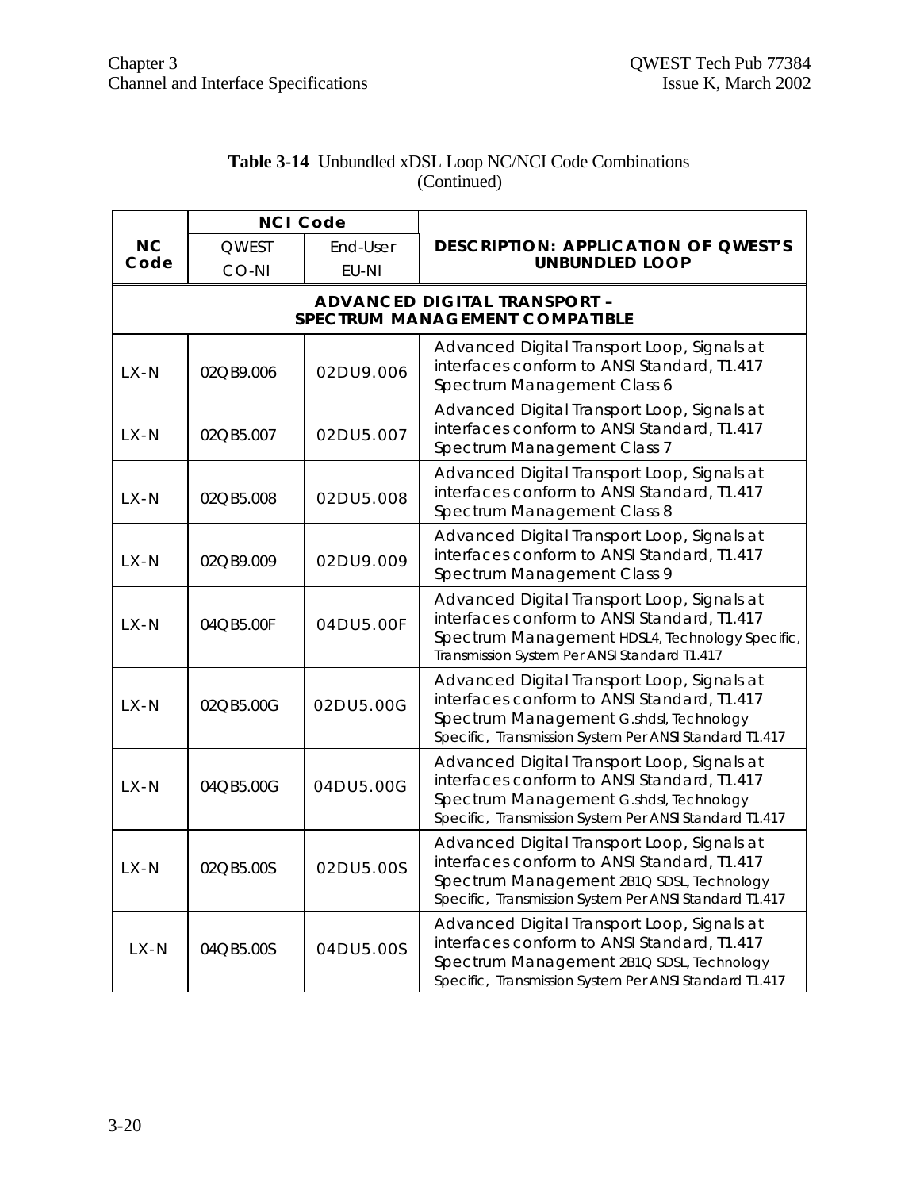**Table 3-14** Unbundled xDSL Loop NC/NCI Code Combinations (Continued)

| NC Code | NCI Code | | DESCRIPTION: APPLICATION OF QWEST'S UNBUNDLED LOOP |
|---|---|---|---|
| | QWEST CO-NI | End-User EU-NI | |
| **ADVANCED DIGITAL TRANSPORT – SPECTRUM MANAGEMENT COMPATIBLE** | | | |
| LX-N | 02QB9.006 | 02DU9.006 | Advanced Digital Transport Loop, Signals at interfaces conform to ANSI Standard, T1.417 Spectrum Management Class 6 |
| LX-N | 02QB5.007 | 02DU5.007 | Advanced Digital Transport Loop, Signals at interfaces conform to ANSI Standard, T1.417 Spectrum Management Class 7 |
| LX-N | 02QB5.008 | 02DU5.008 | Advanced Digital Transport Loop, Signals at interfaces conform to ANSI Standard, T1.417 Spectrum Management Class 8 |
| LX-N | 02QB9.009 | 02DU9.009 | Advanced Digital Transport Loop, Signals at interfaces conform to ANSI Standard, T1.417 Spectrum Management Class 9 |
| LX-N | 04QB5.00F | 04DU5.00F | Advanced Digital Transport Loop, Signals at interfaces conform to ANSI Standard, T1.417 Spectrum Management HDSL4, Technology Specific, Transmission System Per ANSI Standard T1.417 |
| LX-N | 02QB5.00G | 02DU5.00G | Advanced Digital Transport Loop, Signals at interfaces conform to ANSI Standard, T1.417 Spectrum Management G.shdsl, Technology Specific, Transmission System Per ANSI Standard T1.417 |
| LX-N | 04QB5.00G | 04DU5.00G | Advanced Digital Transport Loop, Signals at interfaces conform to ANSI Standard, T1.417 Spectrum Management G.shdsl, Technology Specific, Transmission System Per ANSI Standard T1.417 |
| LX-N | 02QB5.00S | 02DU5.00S | Advanced Digital Transport Loop, Signals at interfaces conform to ANSI Standard, T1.417 Spectrum Management 2B1Q SDSL, Technology Specific, Transmission System Per ANSI Standard T1.417 |
| LX-N | 04QB5.00S | 04DU5.00S | Advanced Digital Transport Loop, Signals at interfaces conform to ANSI Standard, T1.417 Spectrum Management 2B1Q SDSL, Technology Specific, Transmission System Per ANSI Standard T1.417 |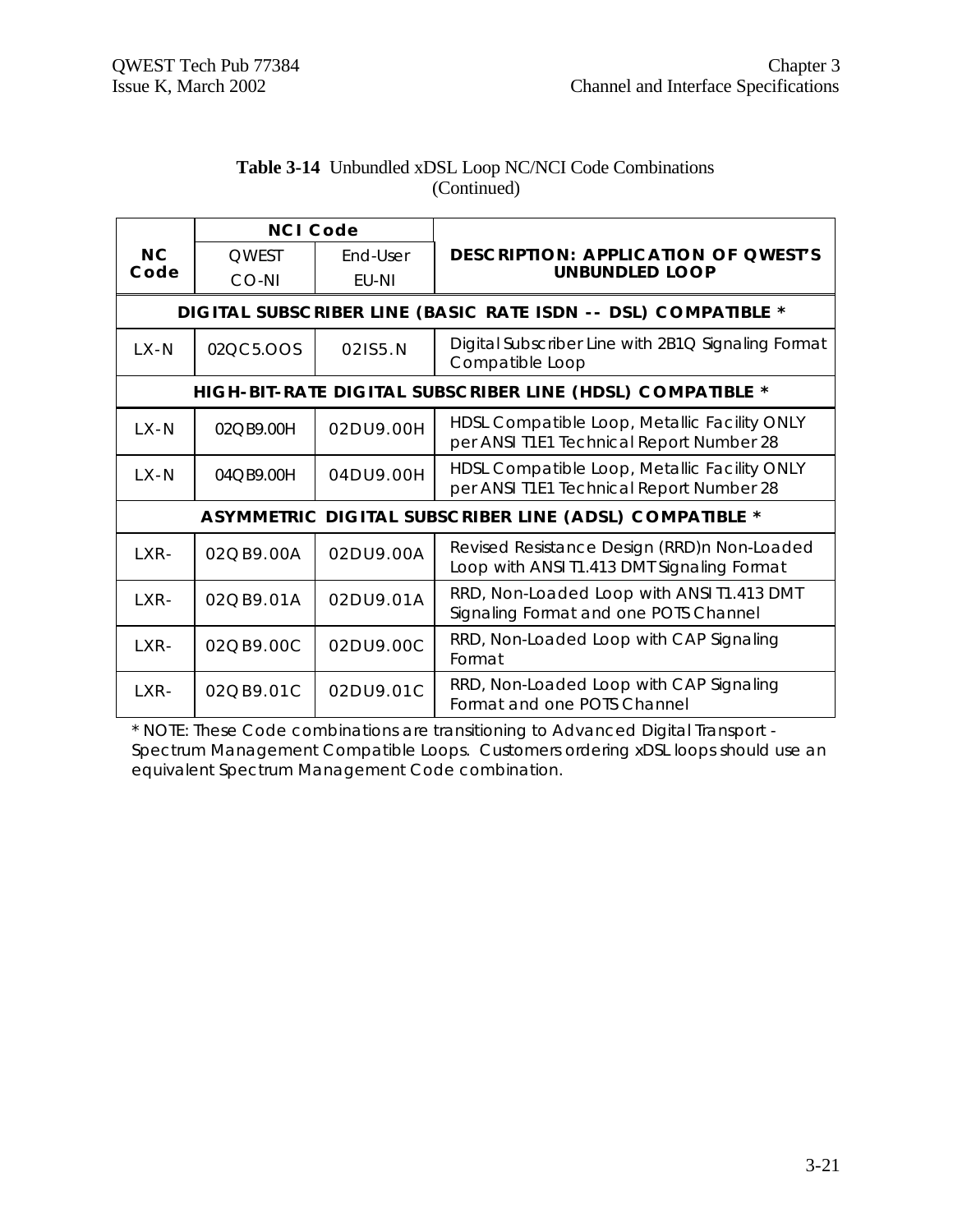**Table 3-14** Unbundled xDSL Loop NC/NCI Code Combinations (Continued)

| NC Code | NCI Code | | DESCRIPTION: APPLICATION OF QWEST'S UNBUNDLED LOOP |
|---|---|---|---|
| | QWEST CO-NI | End-User EU-NI | |
| **DIGITAL SUBSCRIBER LINE (BASIC RATE ISDN -- DSL) COMPATIBLE *** | | | |
| LX-N | 02QC5.OOS | 02IS5.N | Digital Subscriber Line with 2B1Q Signaling Format Compatible Loop |
| **HIGH-BIT-RATE DIGITAL SUBSCRIBER LINE (HDSL) COMPATIBLE *** | | | |
| LX-N | 02QB9.00H | 02DU9.00H | HDSL Compatible Loop, Metallic Facility ONLY per ANSI T1E1 Technical Report Number 28 |
| LX-N | 04QB9.00H | 04DU9.00H | HDSL Compatible Loop, Metallic Facility ONLY per ANSI T1E1 Technical Report Number 28 |
| **ASYMMETRIC DIGITAL SUBSCRIBER LINE (ADSL) COMPATIBLE *** | | | |
| LXR- | 02QB9.00A | 02DU9.00A | Revised Resistance Design (RRD)n Non-Loaded Loop with ANSI T1.413 DMT Signaling Format |
| LXR- | 02QB9.01A | 02DU9.01A | RRD, Non-Loaded Loop with ANSI T1.413 DMT Signaling Format and one POTS Channel |
| LXR- | 02QB9.00C | 02DU9.00C | RRD, Non-Loaded Loop with CAP Signaling Format |
| LXR- | 02QB9.01C | 02DU9.01C | RRD, Non-Loaded Loop with CAP Signaling Format and one POTS Channel |

* NOTE: These Code combinations are transitioning to Advanced Digital Transport - Spectrum Management Compatible Loops. Customers ordering xDSL loops should use an equivalent Spectrum Management Code combination.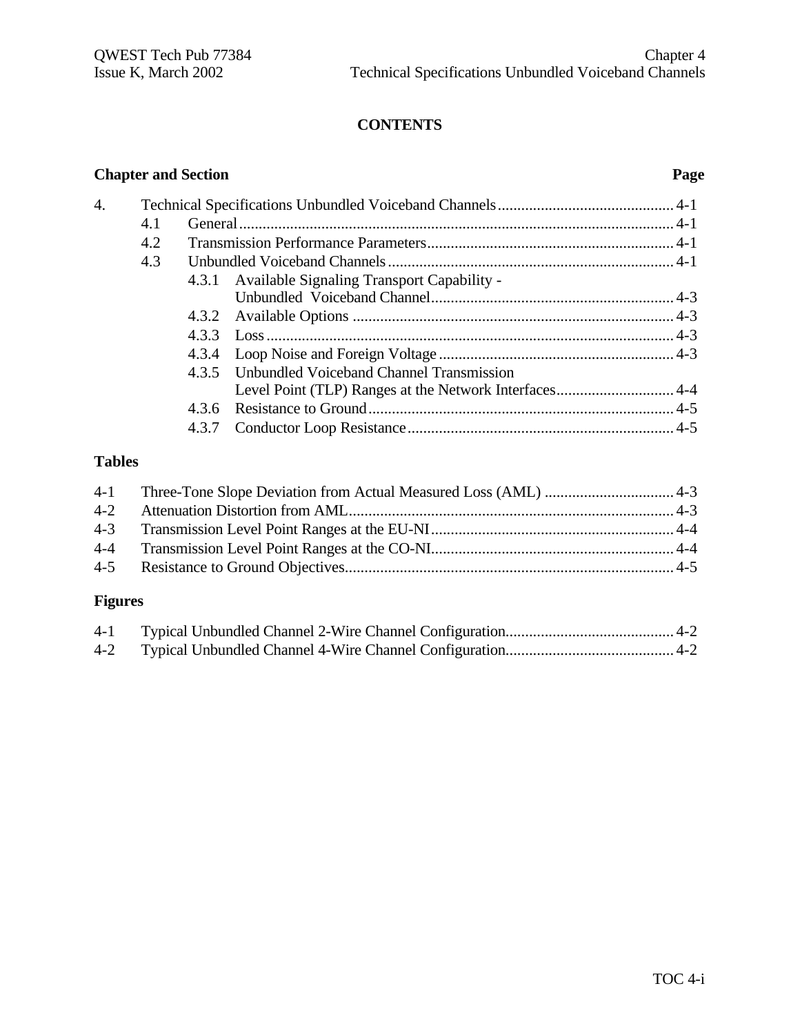# CONTENTS

| Chapter and Section | | | Page |
|---|---|---|---|
| 4. | Technical Specifications Unbundled Voiceband Channels | | 4-1 |
| | 4.1 | General | 4-1 |
| | 4.2 | Transmission Performance Parameters | 4-1 |
| | 4.3 | Unbundled Voiceband Channels | 4-1 |
| | | 4.3.1 Available Signaling Transport Capability - Unbundled Voiceband Channel | 4-3 |
| | | 4.3.2 Available Options | 4-3 |
| | | 4.3.3 Loss | 4-3 |
| | | 4.3.4 Loop Noise and Foreign Voltage | 4-3 |
| | | 4.3.5 Unbundled Voiceband Channel Transmission Level Point (TLP) Ranges at the Network Interfaces | 4-4 |
| | | 4.3.6 Resistance to Ground | 4-5 |
| | | 4.3.7 Conductor Loop Resistance | 4-5 |

**Tables**

| | | |
|---|---|---|
| 4-1 | Three-Tone Slope Deviation from Actual Measured Loss (AML) | 4-3 |
| 4-2 | Attenuation Distortion from AML | 4-3 |
| 4-3 | Transmission Level Point Ranges at the EU-NI | 4-4 |
| 4-4 | Transmission Level Point Ranges at the CO-NI | 4-4 |
| 4-5 | Resistance to Ground Objectives | 4-5 |

**Figures**

| | | |
|---|---|---|
| 4-1 | Typical Unbundled Channel 2-Wire Channel Configuration | 4-2 |
| 4-2 | Typical Unbundled Channel 4-Wire Channel Configuration | 4-2 |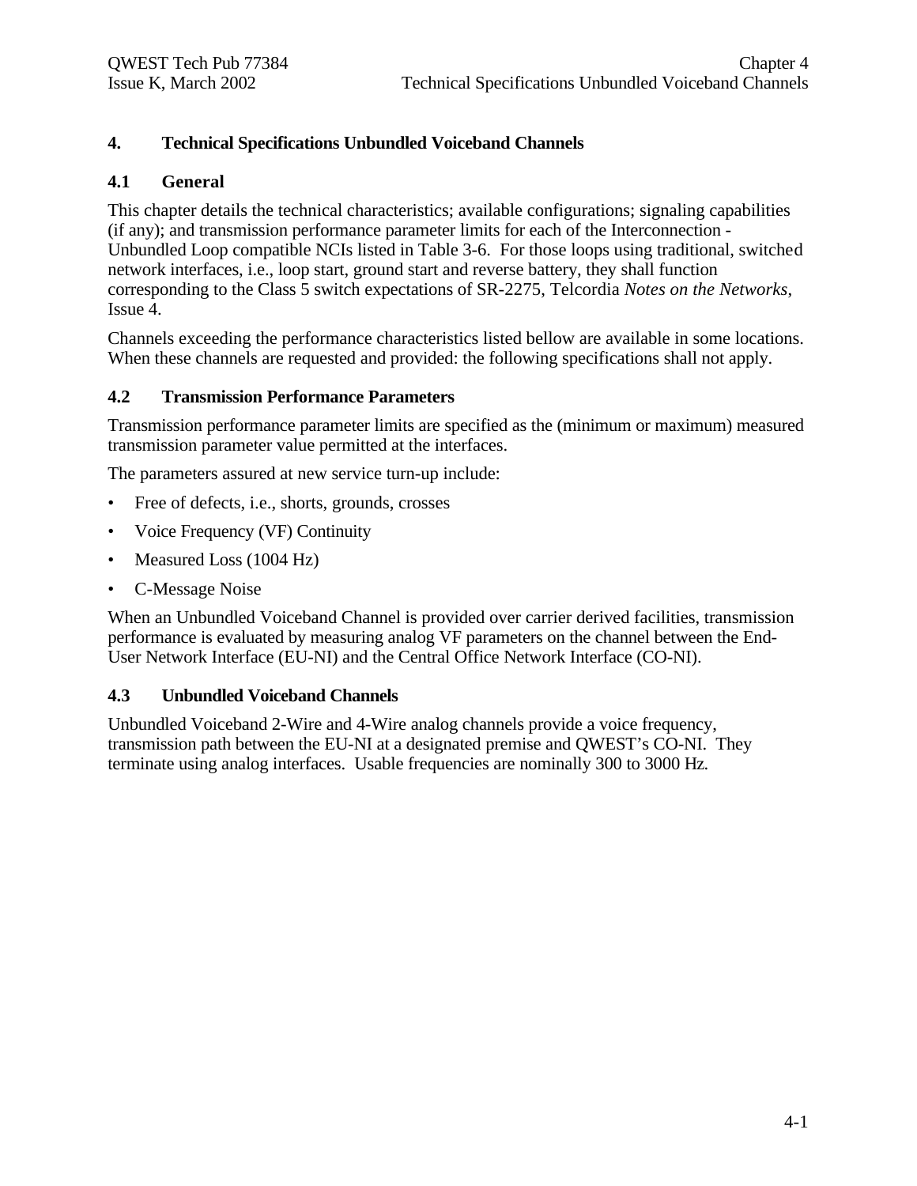# 4. Technical Specifications Unbundled Voiceband Channels

## 4.1 General

This chapter details the technical characteristics; available configurations; signaling capabilities (if any); and transmission performance parameter limits for each of the Interconnection - Unbundled Loop compatible NCIs listed in Table 3-6. For those loops using traditional, switched network interfaces, i.e., loop start, ground start and reverse battery, they shall function corresponding to the Class 5 switch expectations of SR-2275, Telcordia *Notes on the Networks*, Issue 4.

Channels exceeding the performance characteristics listed bellow are available in some locations. When these channels are requested and provided: the following specifications shall not apply.

## 4.2 Transmission Performance Parameters

Transmission performance parameter limits are specified as the (minimum or maximum) measured transmission parameter value permitted at the interfaces.

The parameters assured at new service turn-up include:

- Free of defects, i.e., shorts, grounds, crosses
- Voice Frequency (VF) Continuity
- Measured Loss (1004 Hz)
- C-Message Noise

When an Unbundled Voiceband Channel is provided over carrier derived facilities, transmission performance is evaluated by measuring analog VF parameters on the channel between the End-User Network Interface (EU-NI) and the Central Office Network Interface (CO-NI).

## 4.3 Unbundled Voiceband Channels

Unbundled Voiceband 2-Wire and 4-Wire analog channels provide a voice frequency, transmission path between the EU-NI at a designated premise and QWEST's CO-NI. They terminate using analog interfaces. Usable frequencies are nominally 300 to 3000 Hz.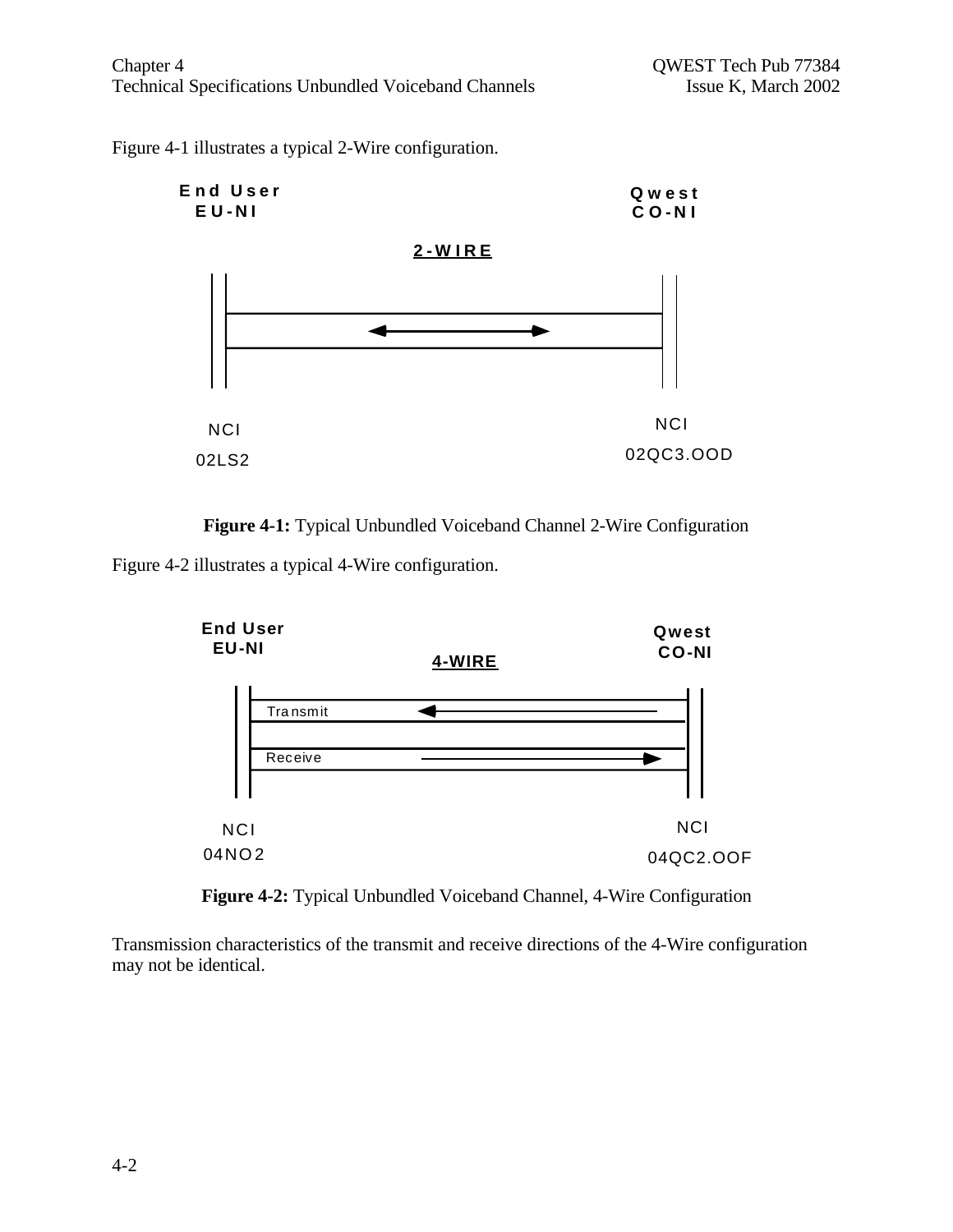Figure 4-1 illustrates a typical 2-Wire configuration.

End User
EU-NI

Qwest
CO-NI

2-WIRE

NCI
02LS2

NCI
02QC3.OOD

**Figure 4-1:** Typical Unbundled Voiceband Channel 2-Wire Configuration

Figure 4-2 illustrates a typical 4-Wire configuration.

End User
EU-NI

Qwest
CO-NI

4-WIRE

Transmit

Receive

NCI
04NO2

NCI
04QC2.OOF

**Figure 4-2:** Typical Unbundled Voiceband Channel, 4-Wire Configuration

Transmission characteristics of the transmit and receive directions of the 4-Wire configuration may not be identical.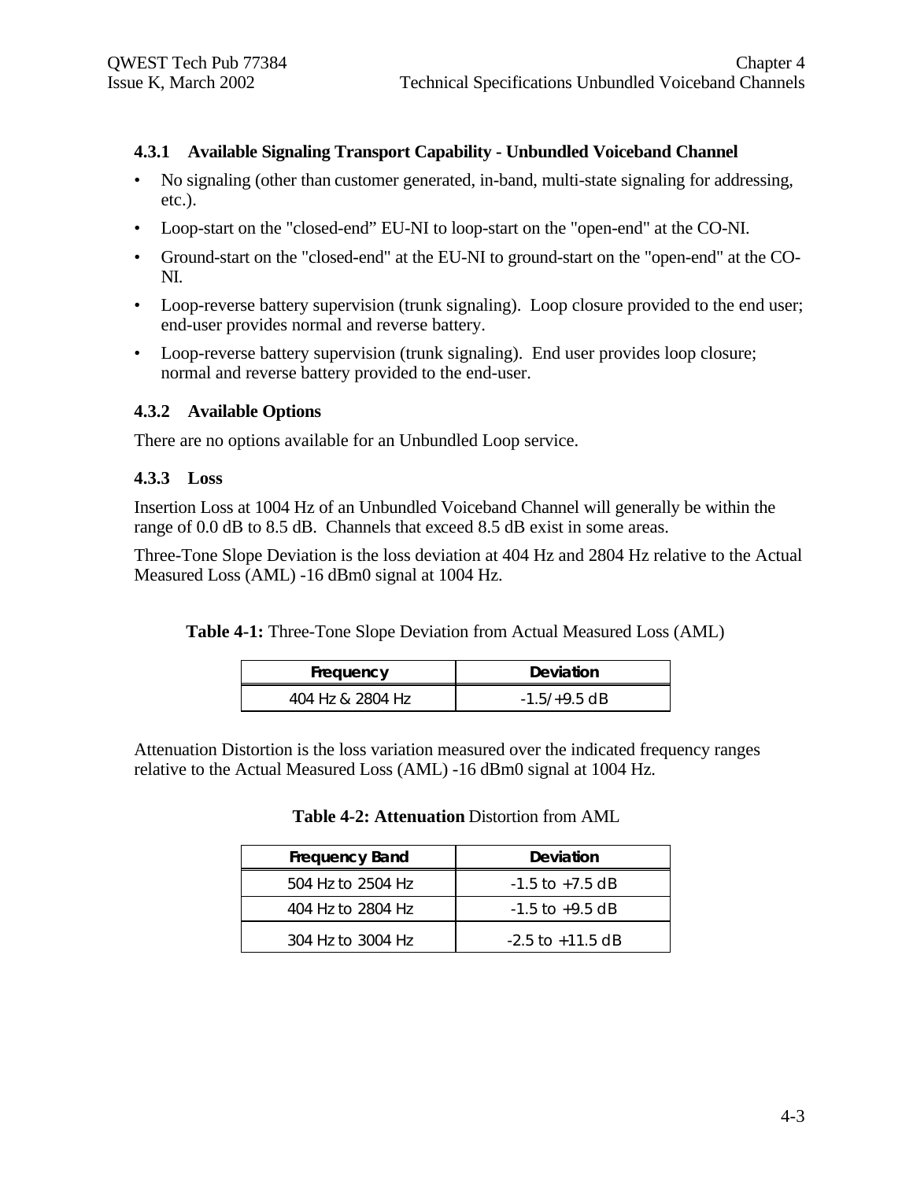### 4.3.1 Available Signaling Transport Capability - Unbundled Voiceband Channel

- No signaling (other than customer generated, in-band, multi-state signaling for addressing, etc.).
- Loop-start on the "closed-end" EU-NI to loop-start on the "open-end" at the CO-NI.
- Ground-start on the "closed-end" at the EU-NI to ground-start on the "open-end" at the CO-NI.
- Loop-reverse battery supervision (trunk signaling). Loop closure provided to the end user; end-user provides normal and reverse battery.
- Loop-reverse battery supervision (trunk signaling). End user provides loop closure; normal and reverse battery provided to the end-user.

### 4.3.2 Available Options

There are no options available for an Unbundled Loop service.

### 4.3.3 Loss

Insertion Loss at 1004 Hz of an Unbundled Voiceband Channel will generally be within the range of 0.0 dB to 8.5 dB. Channels that exceed 8.5 dB exist in some areas.

Three-Tone Slope Deviation is the loss deviation at 404 Hz and 2804 Hz relative to the Actual Measured Loss (AML) -16 dBm0 signal at 1004 Hz.

**Table 4-1:** Three-Tone Slope Deviation from Actual Measured Loss (AML)

| Frequency | Deviation |
|---|---|
| 404 Hz & 2804 Hz | -1.5/+9.5 dB |

Attenuation Distortion is the loss variation measured over the indicated frequency ranges relative to the Actual Measured Loss (AML) -16 dBm0 signal at 1004 Hz.

**Table 4-2: Attenuation** Distortion from AML

| Frequency Band | Deviation |
|---|---|
| 504 Hz to 2504 Hz | -1.5 to +7.5 dB |
| 404 Hz to 2804 Hz | -1.5 to +9.5 dB |
| 304 Hz to 3004 Hz | -2.5 to +11.5 dB |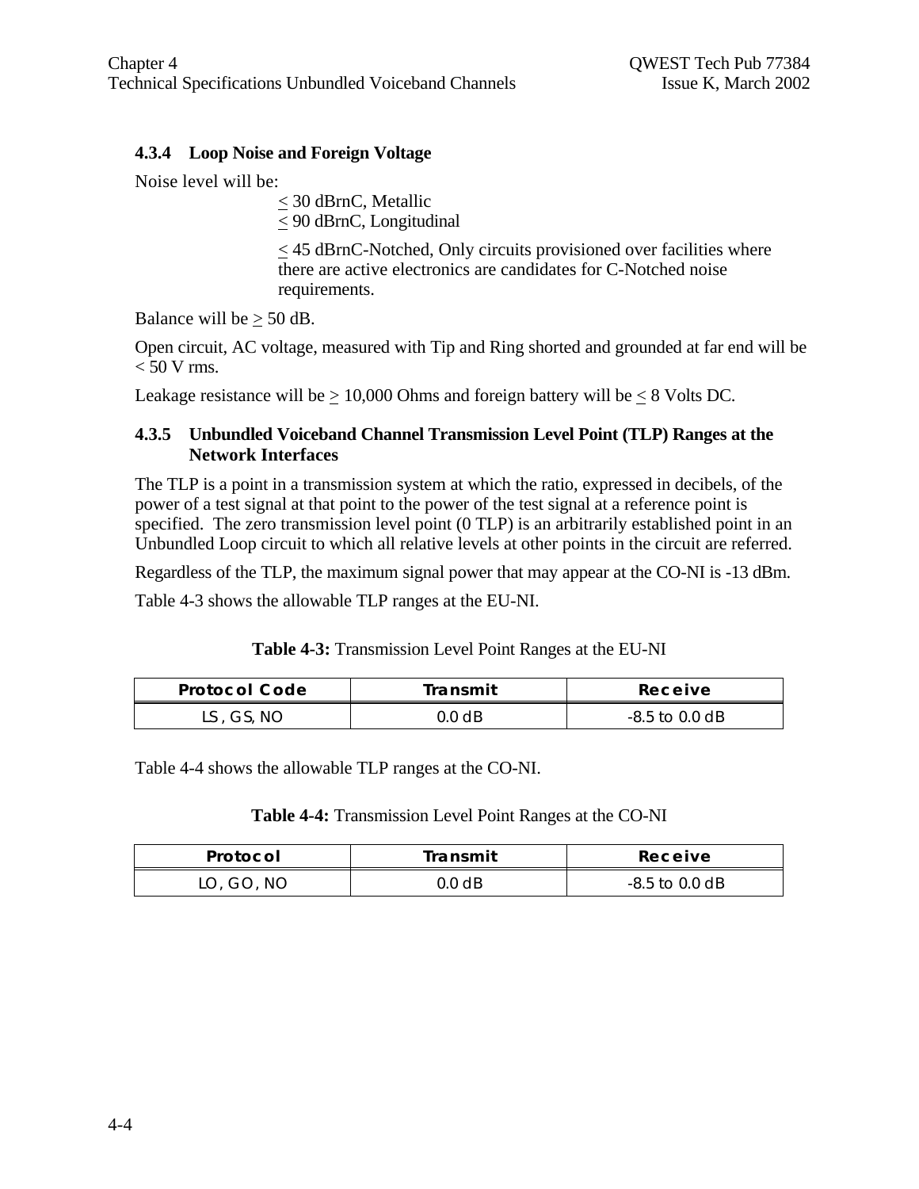### 4.3.4 Loop Noise and Foreign Voltage

Noise level will be:

$\leq$ 30 dBrnC, Metallic
$\leq$ 90 dBrnC, Longitudinal

$\leq$ 45 dBrnC-Notched, Only circuits provisioned over facilities where there are active electronics are candidates for C-Notched noise requirements.

Balance will be $\geq$ 50 dB.

Open circuit, AC voltage, measured with Tip and Ring shorted and grounded at far end will be < 50 V rms.

Leakage resistance will be $\geq$ 10,000 Ohms and foreign battery will be $\leq$ 8 Volts DC.

### 4.3.5 Unbundled Voiceband Channel Transmission Level Point (TLP) Ranges at the Network Interfaces

The TLP is a point in a transmission system at which the ratio, expressed in decibels, of the power of a test signal at that point to the power of the test signal at a reference point is specified. The zero transmission level point (0 TLP) is an arbitrarily established point in an Unbundled Loop circuit to which all relative levels at other points in the circuit are referred.

Regardless of the TLP, the maximum signal power that may appear at the CO-NI is -13 dBm.

Table 4-3 shows the allowable TLP ranges at the EU-NI.

**Table 4-3:** Transmission Level Point Ranges at the EU-NI

| Protocol Code | Transmit | Receive |
|---|---|---|
| LS, GS, NO | 0.0 dB | -8.5 to 0.0 dB |

Table 4-4 shows the allowable TLP ranges at the CO-NI.

**Table 4-4:** Transmission Level Point Ranges at the CO-NI

| Protocol | Transmit | Receive |
|---|---|---|
| LO, GO, NO | 0.0 dB | -8.5 to 0.0 dB |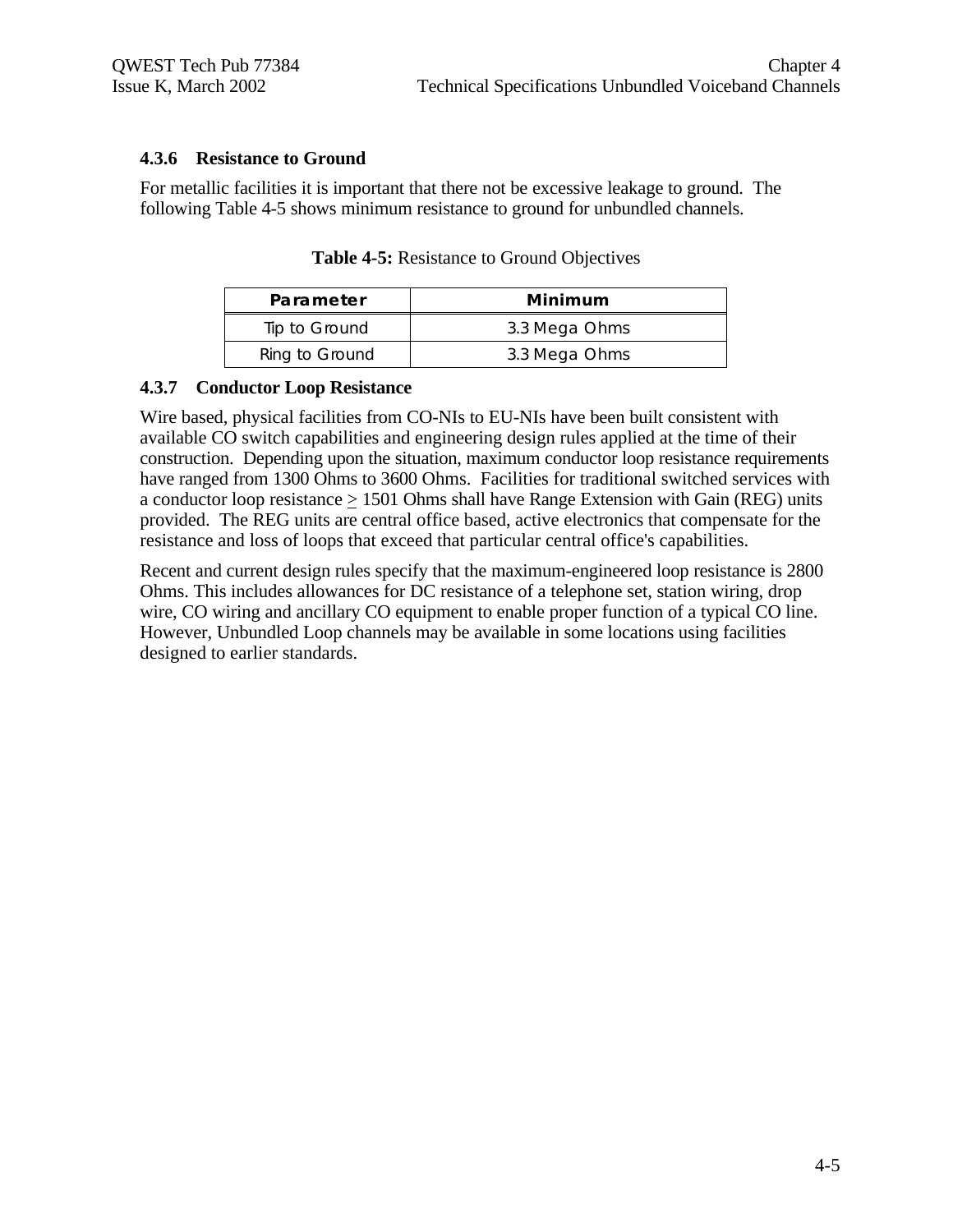### 4.3.6 Resistance to Ground

For metallic facilities it is important that there not be excessive leakage to ground. The following Table 4-5 shows minimum resistance to ground for unbundled channels.

**Table 4-5:** Resistance to Ground Objectives

| Parameter | Minimum |
|---|---|
| Tip to Ground | 3.3 Mega Ohms |
| Ring to Ground | 3.3 Mega Ohms |

### 4.3.7 Conductor Loop Resistance

Wire based, physical facilities from CO-NIs to EU-NIs have been built consistent with available CO switch capabilities and engineering design rules applied at the time of their construction. Depending upon the situation, maximum conductor loop resistance requirements have ranged from 1300 Ohms to 3600 Ohms. Facilities for traditional switched services with a conductor loop resistance $\geq$ 1501 Ohms shall have Range Extension with Gain (REG) units provided. The REG units are central office based, active electronics that compensate for the resistance and loss of loops that exceed that particular central office's capabilities.

Recent and current design rules specify that the maximum-engineered loop resistance is 2800 Ohms. This includes allowances for DC resistance of a telephone set, station wiring, drop wire, CO wiring and ancillary CO equipment to enable proper function of a typical CO line. However, Unbundled Loop channels may be available in some locations using facilities designed to earlier standards.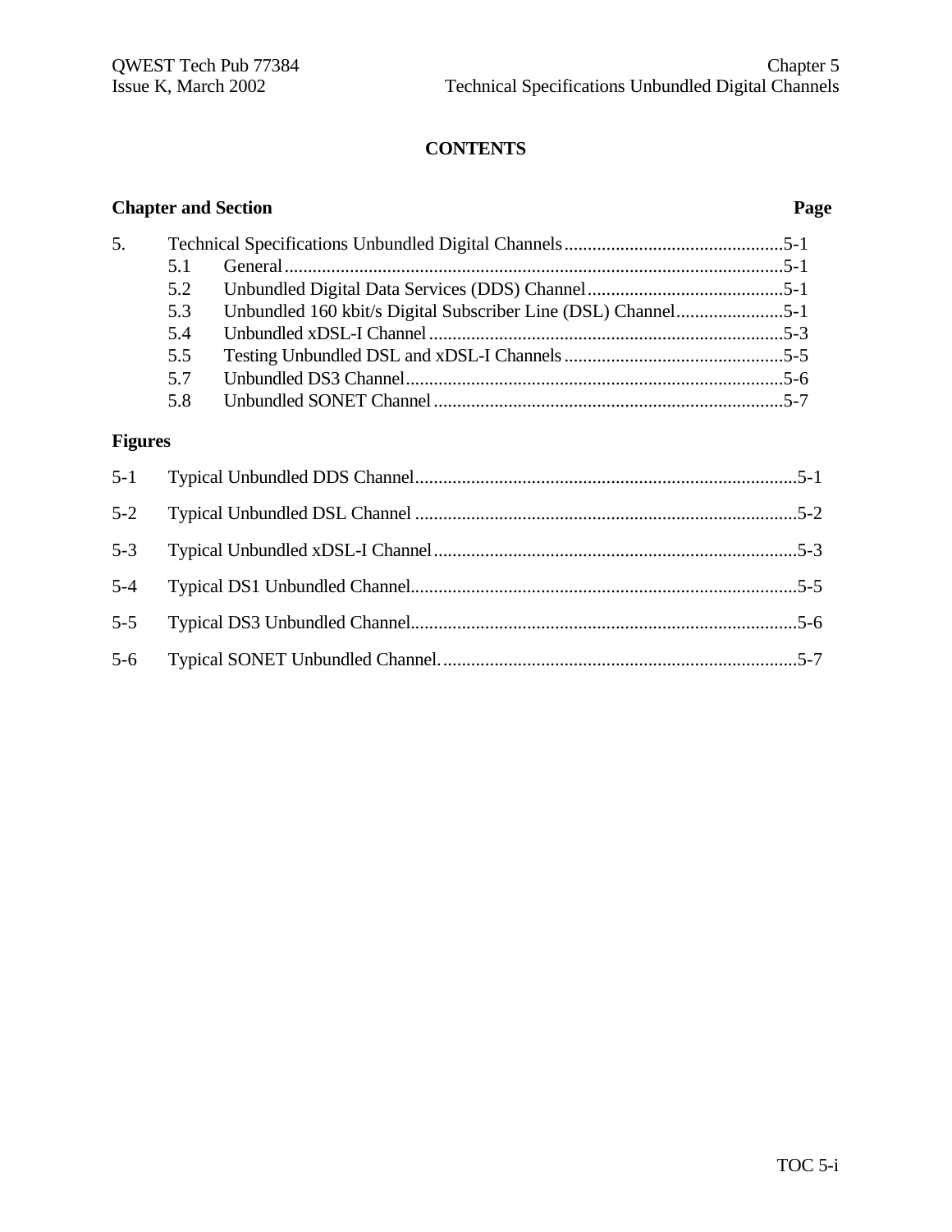## CONTENTS

| Chapter and Section | | Page |
|---|---|---|
| 5. | Technical Specifications Unbundled Digital Channels | 5-1 |
| 5.1 | General | 5-1 |
| 5.2 | Unbundled Digital Data Services (DDS) Channel | 5-1 |
| 5.3 | Unbundled 160 kbit/s Digital Subscriber Line (DSL) Channel | 5-1 |
| 5.4 | Unbundled xDSL-I Channel | 5-3 |
| 5.5 | Testing Unbundled DSL and xDSL-I Channels | 5-5 |
| 5.7 | Unbundled DS3 Channel | 5-6 |
| 5.8 | Unbundled SONET Channel | 5-7 |

**Figures**

| | | |
|---|---|---|
| 5-1 | Typical Unbundled DDS Channel | 5-1 |
| 5-2 | Typical Unbundled DSL Channel | 5-2 |
| 5-3 | Typical Unbundled xDSL-I Channel | 5-3 |
| 5-4 | Typical DS1 Unbundled Channel | 5-5 |
| 5-5 | Typical DS3 Unbundled Channel | 5-6 |
| 5-6 | Typical SONET Unbundled Channel. | 5-7 |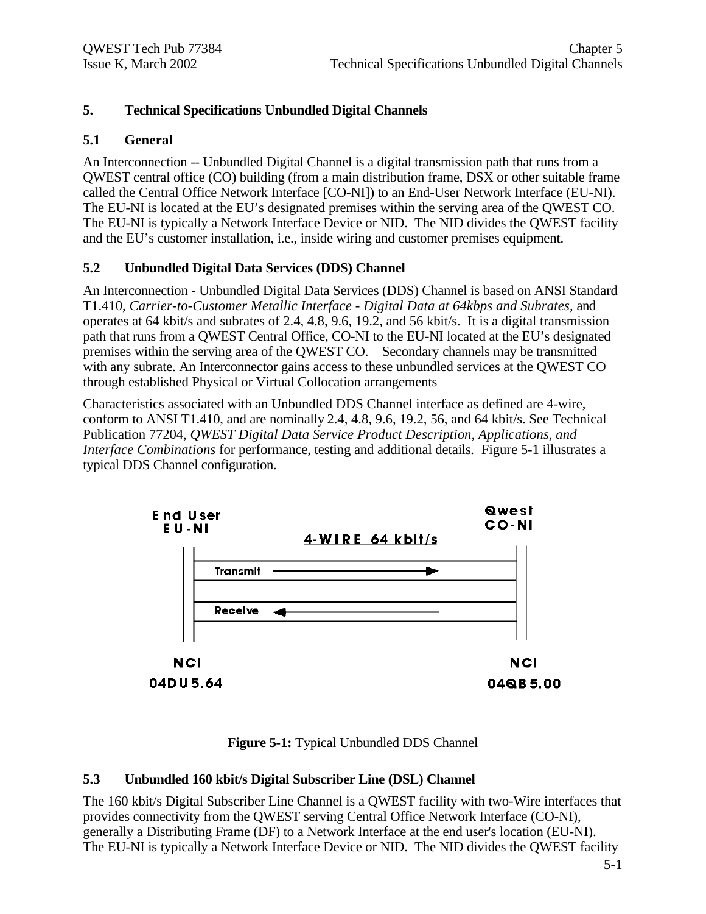# 5. Technical Specifications Unbundled Digital Channels

## 5.1 General

An Interconnection -- Unbundled Digital Channel is a digital transmission path that runs from a QWEST central office (CO) building (from a main distribution frame, DSX or other suitable frame called the Central Office Network Interface [CO-NI]) to an End-User Network Interface (EU-NI). The EU-NI is located at the EU's designated premises within the serving area of the QWEST CO. The EU-NI is typically a Network Interface Device or NID. The NID divides the QWEST facility and the EU's customer installation, i.e., inside wiring and customer premises equipment.

## 5.2 Unbundled Digital Data Services (DDS) Channel

An Interconnection - Unbundled Digital Data Services (DDS) Channel is based on ANSI Standard T1.410, *Carrier-to-Customer Metallic Interface - Digital Data at 64kbps and Subrates,* and operates at 64 kbit/s and subrates of 2.4, 4.8, 9.6, 19.2, and 56 kbit/s. It is a digital transmission path that runs from a QWEST Central Office, CO-NI to the EU-NI located at the EU's designated premises within the serving area of the QWEST CO. Secondary channels may be transmitted with any subrate. An Interconnector gains access to these unbundled services at the QWEST CO through established Physical or Virtual Collocation arrangements

Characteristics associated with an Unbundled DDS Channel interface as defined are 4-wire, conform to ANSI T1.410, and are nominally 2.4, 4.8, 9.6, 19.2, 56, and 64 kbit/s. See Technical Publication 77204, *QWEST Digital Data Service Product Description, Applications, and Interface Combinations* for performance, testing and additional details. Figure 5-1 illustrates a typical DDS Channel configuration.

End User EU-NI — 4-WIRE 64 kbit/s — Qwest CO-NI

Transmit →

← Receive

NCI 04DU5.64 — NCI 04QB5.00

**Figure 5-1:** Typical Unbundled DDS Channel

## 5.3 Unbundled 160 kbit/s Digital Subscriber Line (DSL) Channel

The 160 kbit/s Digital Subscriber Line Channel is a QWEST facility with two-Wire interfaces that provides connectivity from the QWEST serving Central Office Network Interface (CO-NI), generally a Distributing Frame (DF) to a Network Interface at the end user's location (EU-NI). The EU-NI is typically a Network Interface Device or NID. The NID divides the QWEST facility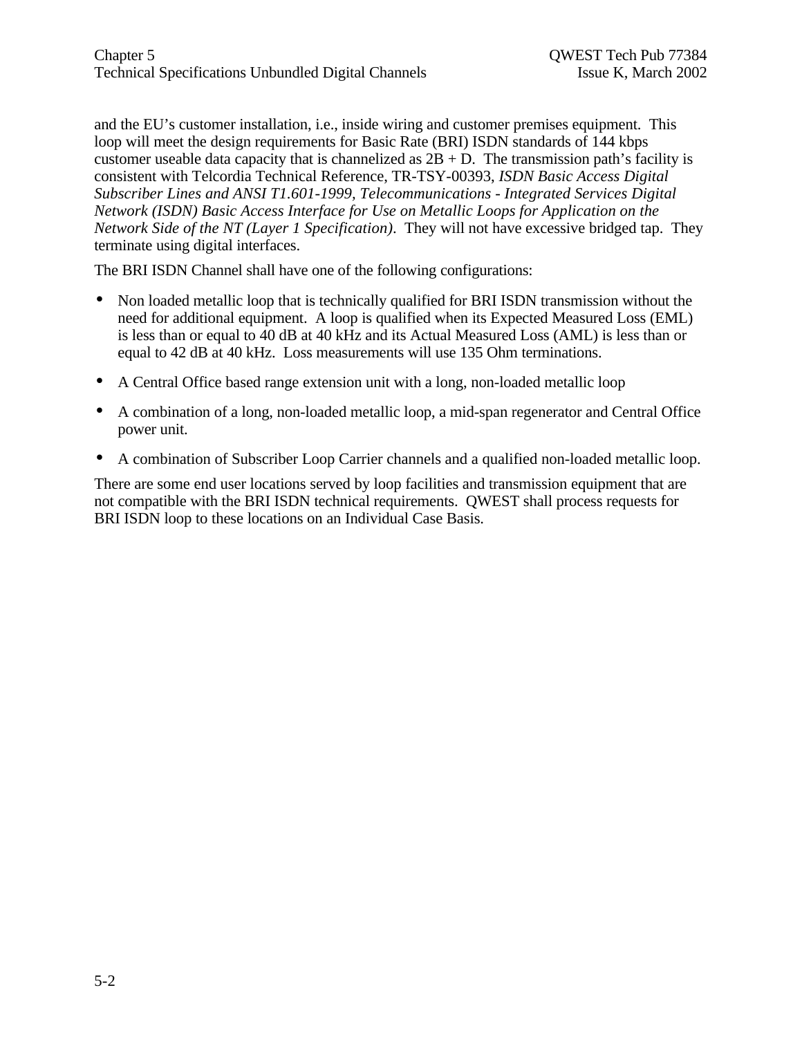and the EU's customer installation, i.e., inside wiring and customer premises equipment. This loop will meet the design requirements for Basic Rate (BRI) ISDN standards of 144 kbps customer useable data capacity that is channelized as 2B + D. The transmission path's facility is consistent with Telcordia Technical Reference, TR-TSY-00393, *ISDN Basic Access Digital Subscriber Lines and ANSI T1.601-1999, Telecommunications - Integrated Services Digital Network (ISDN) Basic Access Interface for Use on Metallic Loops for Application on the Network Side of the NT (Layer 1 Specification)*. They will not have excessive bridged tap. They terminate using digital interfaces.

The BRI ISDN Channel shall have one of the following configurations:

- Non loaded metallic loop that is technically qualified for BRI ISDN transmission without the need for additional equipment. A loop is qualified when its Expected Measured Loss (EML) is less than or equal to 40 dB at 40 kHz and its Actual Measured Loss (AML) is less than or equal to 42 dB at 40 kHz. Loss measurements will use 135 Ohm terminations.
- A Central Office based range extension unit with a long, non-loaded metallic loop
- A combination of a long, non-loaded metallic loop, a mid-span regenerator and Central Office power unit.
- A combination of Subscriber Loop Carrier channels and a qualified non-loaded metallic loop.

There are some end user locations served by loop facilities and transmission equipment that are not compatible with the BRI ISDN technical requirements. QWEST shall process requests for BRI ISDN loop to these locations on an Individual Case Basis.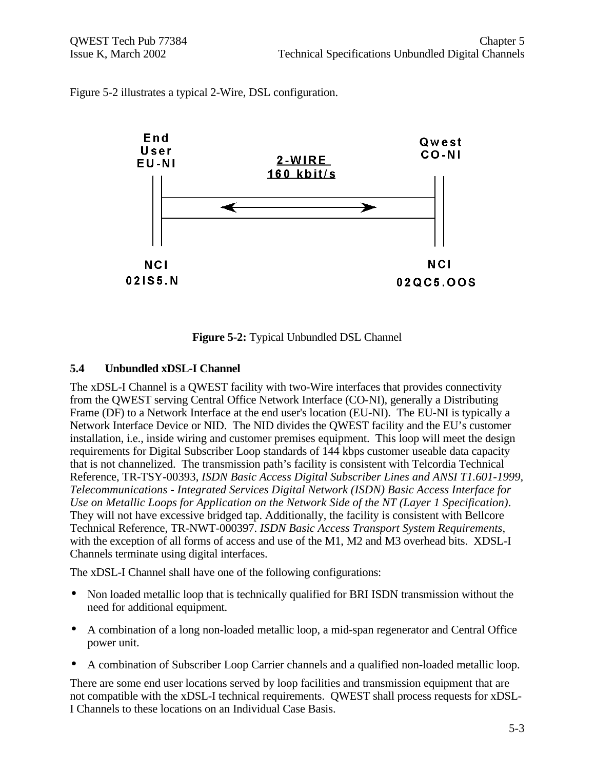Figure 5-2 illustrates a typical 2-Wire, DSL configuration.

End User EU-NI

2-WIRE 160 kbit/s

Qwest CO-NI

NCI 02IS5.N

NCI 02QC5.OOS

**Figure 5-2:** Typical Unbundled DSL Channel

## 5.4 Unbundled xDSL-I Channel

The xDSL-I Channel is a QWEST facility with two-Wire interfaces that provides connectivity from the QWEST serving Central Office Network Interface (CO-NI), generally a Distributing Frame (DF) to a Network Interface at the end user's location (EU-NI). The EU-NI is typically a Network Interface Device or NID. The NID divides the QWEST facility and the EU's customer installation, i.e., inside wiring and customer premises equipment. This loop will meet the design requirements for Digital Subscriber Loop standards of 144 kbps customer useable data capacity that is not channelized. The transmission path's facility is consistent with Telcordia Technical Reference, TR-TSY-00393, *ISDN Basic Access Digital Subscriber Lines and ANSI T1.601-1999, Telecommunications - Integrated Services Digital Network (ISDN) Basic Access Interface for Use on Metallic Loops for Application on the Network Side of the NT (Layer 1 Specification)*. They will not have excessive bridged tap. Additionally, the facility is consistent with Bellcore Technical Reference, TR-NWT-000397. *ISDN Basic Access Transport System Requirements*, with the exception of all forms of access and use of the M1, M2 and M3 overhead bits. XDSL-I Channels terminate using digital interfaces.

The xDSL-I Channel shall have one of the following configurations:

- Non loaded metallic loop that is technically qualified for BRI ISDN transmission without the need for additional equipment.
- A combination of a long non-loaded metallic loop, a mid-span regenerator and Central Office power unit.
- A combination of Subscriber Loop Carrier channels and a qualified non-loaded metallic loop.

There are some end user locations served by loop facilities and transmission equipment that are not compatible with the xDSL-I technical requirements. QWEST shall process requests for xDSL-I Channels to these locations on an Individual Case Basis.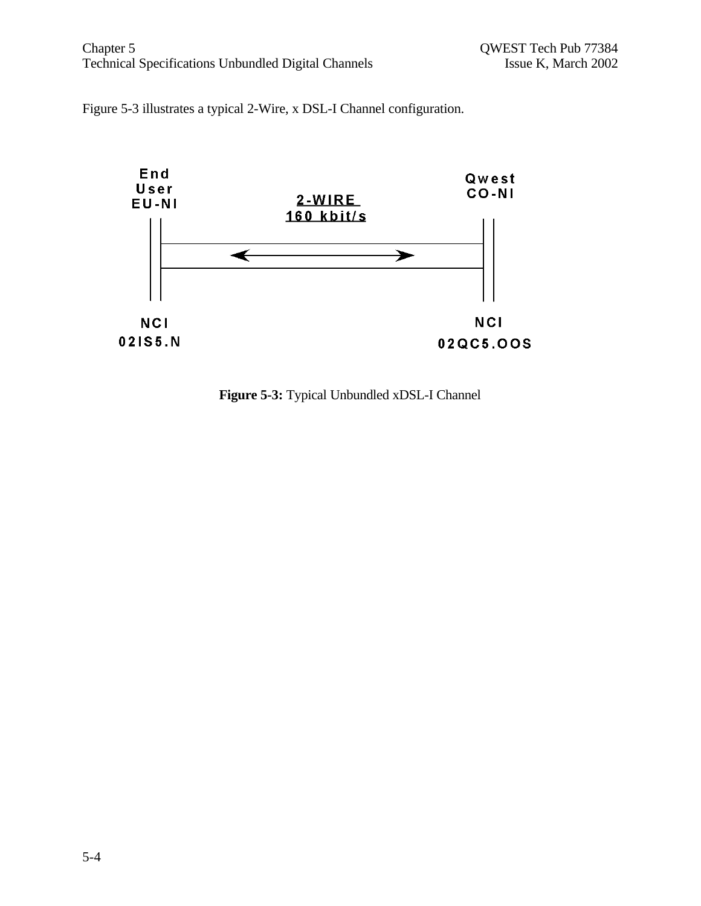Figure 5-3 illustrates a typical 2-Wire, x DSL-I Channel configuration.

End User EU-NI

2-WIRE
160 kbit/s

Qwest CO-NI

NCI
02IS5.N

NCI
02QC5.OOS

**Figure 5-3:** Typical Unbundled xDSL-I Channel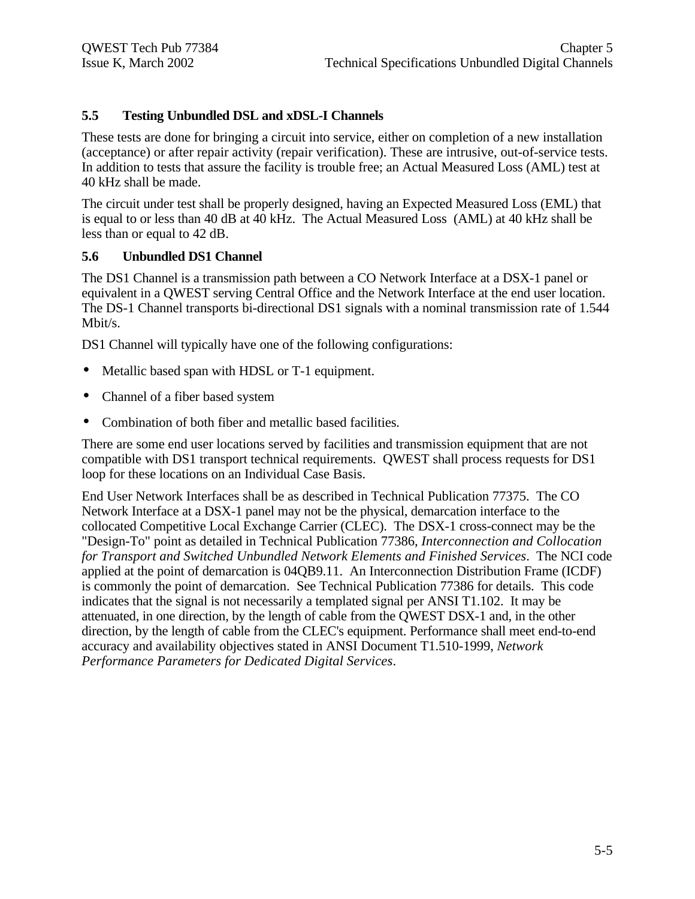### 5.5 Testing Unbundled DSL and xDSL-I Channels

These tests are done for bringing a circuit into service, either on completion of a new installation (acceptance) or after repair activity (repair verification). These are intrusive, out-of-service tests. In addition to tests that assure the facility is trouble free; an Actual Measured Loss (AML) test at 40 kHz shall be made.

The circuit under test shall be properly designed, having an Expected Measured Loss (EML) that is equal to or less than 40 dB at 40 kHz. The Actual Measured Loss (AML) at 40 kHz shall be less than or equal to 42 dB.

### 5.6 Unbundled DS1 Channel

The DS1 Channel is a transmission path between a CO Network Interface at a DSX-1 panel or equivalent in a QWEST serving Central Office and the Network Interface at the end user location. The DS-1 Channel transports bi-directional DS1 signals with a nominal transmission rate of 1.544 Mbit/s.

DS1 Channel will typically have one of the following configurations:

- Metallic based span with HDSL or T-1 equipment.
- Channel of a fiber based system
- Combination of both fiber and metallic based facilities.

There are some end user locations served by facilities and transmission equipment that are not compatible with DS1 transport technical requirements. QWEST shall process requests for DS1 loop for these locations on an Individual Case Basis.

End User Network Interfaces shall be as described in Technical Publication 77375. The CO Network Interface at a DSX-1 panel may not be the physical, demarcation interface to the collocated Competitive Local Exchange Carrier (CLEC). The DSX-1 cross-connect may be the "Design-To" point as detailed in Technical Publication 77386, *Interconnection and Collocation for Transport and Switched Unbundled Network Elements and Finished Services*. The NCI code applied at the point of demarcation is 04QB9.11. An Interconnection Distribution Frame (ICDF) is commonly the point of demarcation. See Technical Publication 77386 for details. This code indicates that the signal is not necessarily a templated signal per ANSI T1.102. It may be attenuated, in one direction, by the length of cable from the QWEST DSX-1 and, in the other direction, by the length of cable from the CLEC's equipment. Performance shall meet end-to-end accuracy and availability objectives stated in ANSI Document T1.510-1999, *Network Performance Parameters for Dedicated Digital Services*.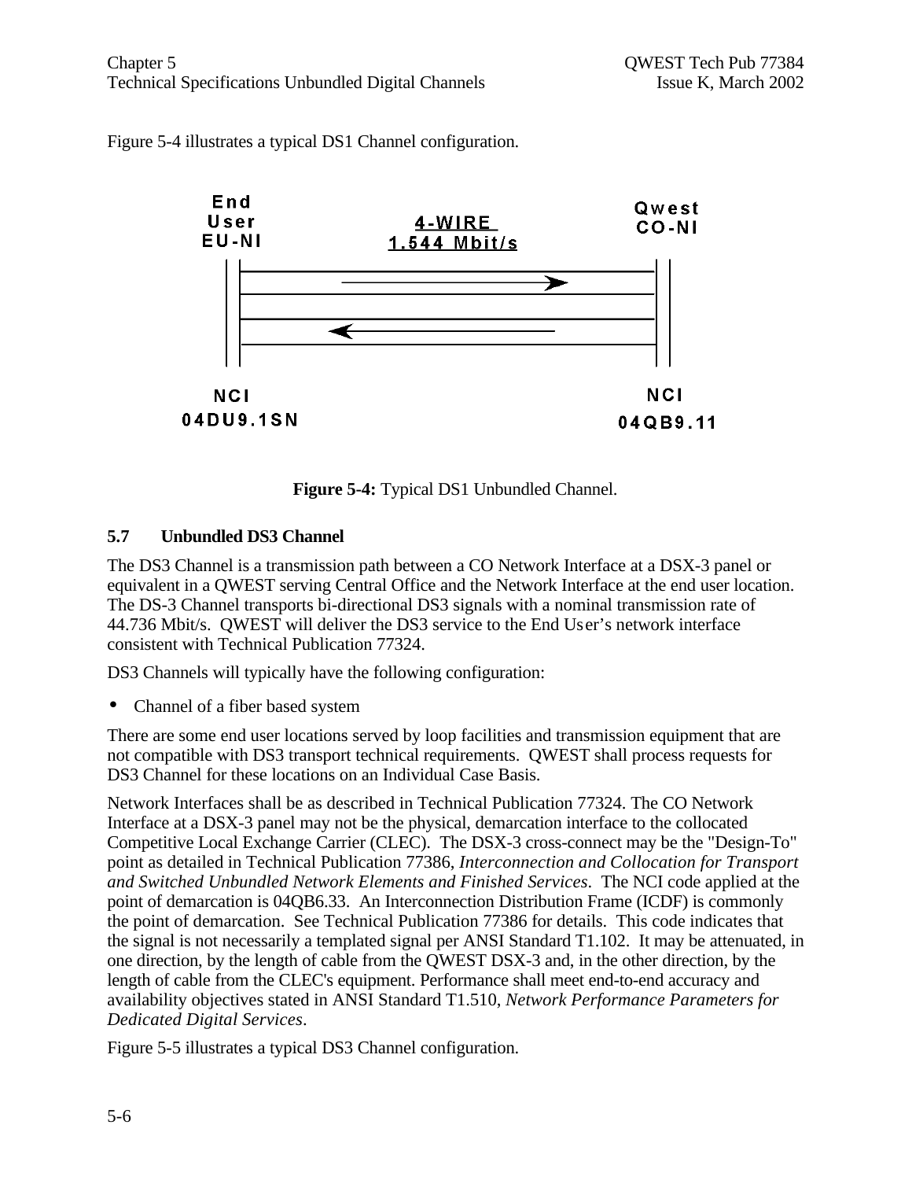Figure 5-4 illustrates a typical DS1 Channel configuration.

End User EU-NI

4-WIRE 1.544 Mbit/s

Qwest CO-NI

NCI 04DU9.1SN

NCI 04QB9.11

**Figure 5-4:** Typical DS1 Unbundled Channel.

### 5.7 Unbundled DS3 Channel

The DS3 Channel is a transmission path between a CO Network Interface at a DSX-3 panel or equivalent in a QWEST serving Central Office and the Network Interface at the end user location. The DS-3 Channel transports bi-directional DS3 signals with a nominal transmission rate of 44.736 Mbit/s. QWEST will deliver the DS3 service to the End User's network interface consistent with Technical Publication 77324.

DS3 Channels will typically have the following configuration:

- Channel of a fiber based system

There are some end user locations served by loop facilities and transmission equipment that are not compatible with DS3 transport technical requirements. QWEST shall process requests for DS3 Channel for these locations on an Individual Case Basis.

Network Interfaces shall be as described in Technical Publication 77324. The CO Network Interface at a DSX-3 panel may not be the physical, demarcation interface to the collocated Competitive Local Exchange Carrier (CLEC). The DSX-3 cross-connect may be the "Design-To" point as detailed in Technical Publication 77386, *Interconnection and Collocation for Transport and Switched Unbundled Network Elements and Finished Services*. The NCI code applied at the point of demarcation is 04QB6.33. An Interconnection Distribution Frame (ICDF) is commonly the point of demarcation. See Technical Publication 77386 for details. This code indicates that the signal is not necessarily a templated signal per ANSI Standard T1.102. It may be attenuated, in one direction, by the length of cable from the QWEST DSX-3 and, in the other direction, by the length of cable from the CLEC's equipment. Performance shall meet end-to-end accuracy and availability objectives stated in ANSI Standard T1.510, *Network Performance Parameters for Dedicated Digital Services*.

Figure 5-5 illustrates a typical DS3 Channel configuration.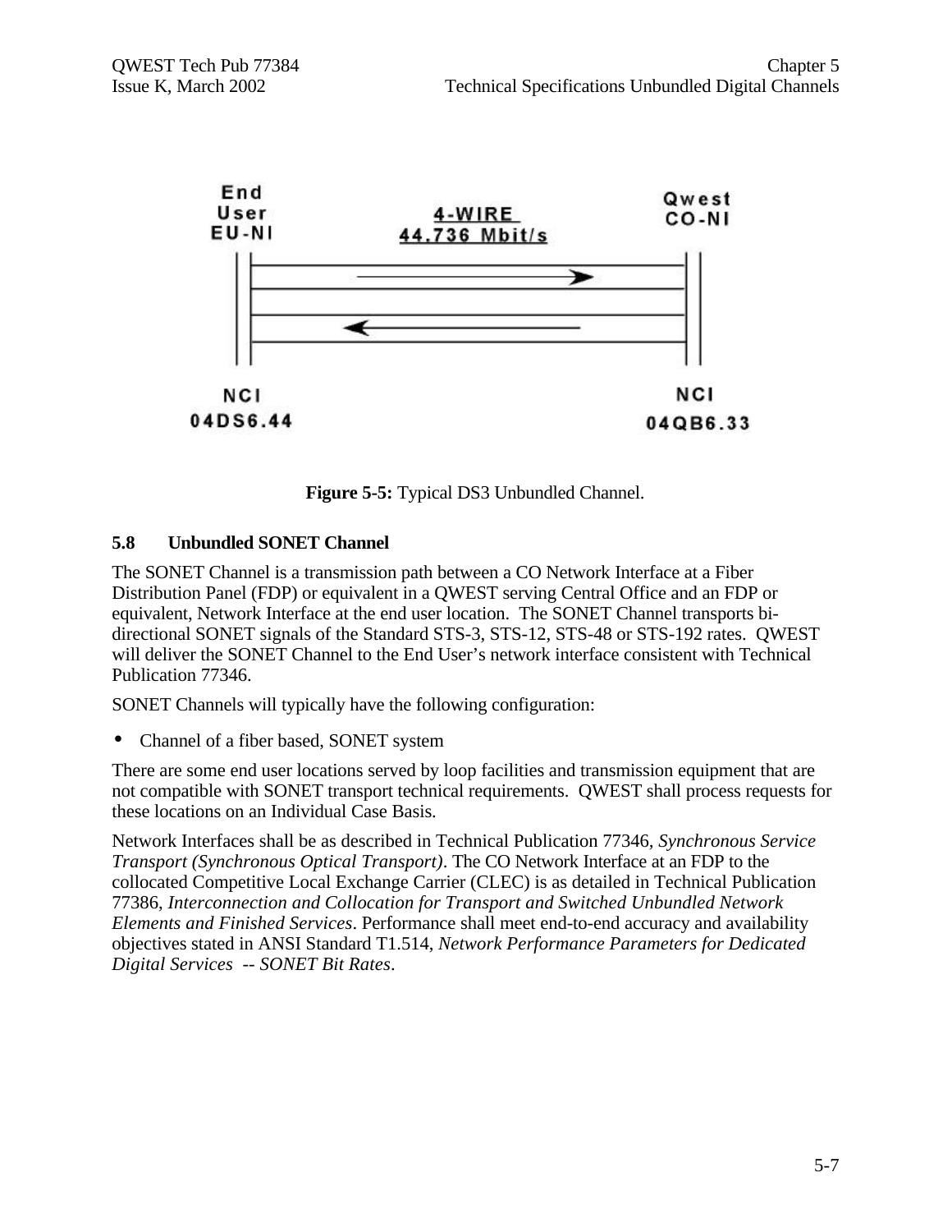End User EU-NI

4-WIRE 44.736 Mbit/s

Qwest CO-NI

NCI 04DS6.44

NCI 04QB6.33

**Figure 5-5:** Typical DS3 Unbundled Channel.

## 5.8 Unbundled SONET Channel

The SONET Channel is a transmission path between a CO Network Interface at a Fiber Distribution Panel (FDP) or equivalent in a QWEST serving Central Office and an FDP or equivalent, Network Interface at the end user location. The SONET Channel transports bi-directional SONET signals of the Standard STS-3, STS-12, STS-48 or STS-192 rates. QWEST will deliver the SONET Channel to the End User's network interface consistent with Technical Publication 77346.

SONET Channels will typically have the following configuration:

- Channel of a fiber based, SONET system

There are some end user locations served by loop facilities and transmission equipment that are not compatible with SONET transport technical requirements. QWEST shall process requests for these locations on an Individual Case Basis.

Network Interfaces shall be as described in Technical Publication 77346, *Synchronous Service Transport (Synchronous Optical Transport)*. The CO Network Interface at an FDP to the collocated Competitive Local Exchange Carrier (CLEC) is as detailed in Technical Publication 77386, *Interconnection and Collocation for Transport and Switched Unbundled Network Elements and Finished Services*. Performance shall meet end-to-end accuracy and availability objectives stated in ANSI Standard T1.514, *Network Performance Parameters for Dedicated Digital Services -- SONET Bit Rates*.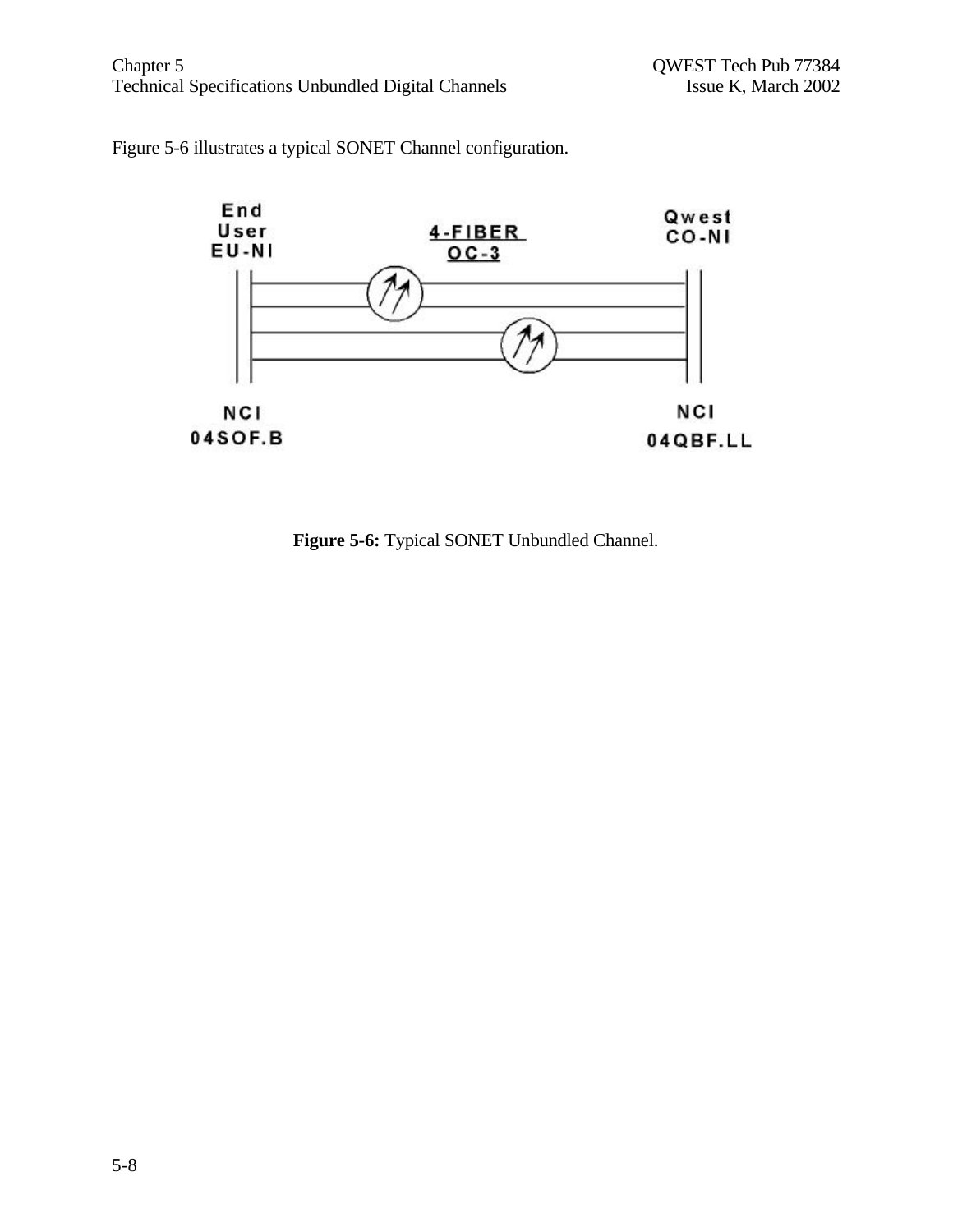Figure 5-6 illustrates a typical SONET Channel configuration.

End User EU-NI

4-FIBER OC-3

Qwest CO-NI

NCI 04SOF.B

NCI 04QBF.LL

**Figure 5-6:** Typical SONET Unbundled Channel.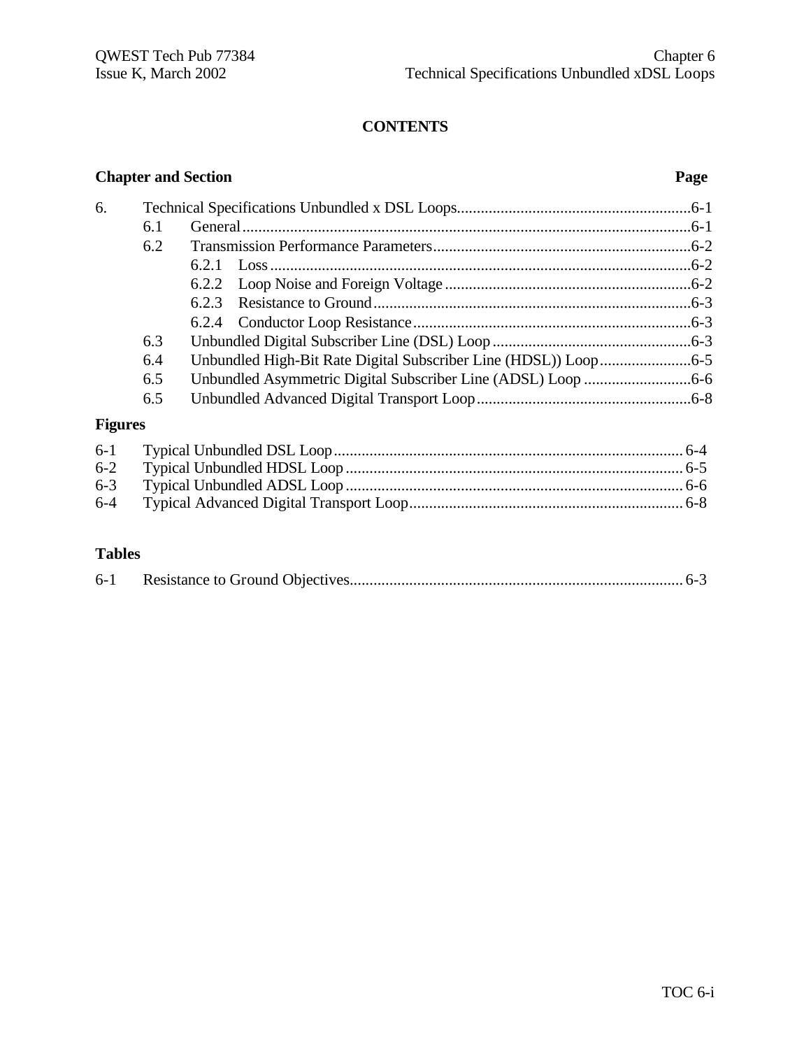**CONTENTS**

| Chapter and Section | | | Page |
|---|---|---|---|
| 6. | Technical Specifications Unbundled x DSL Loops | | 6-1 |
| | 6.1 | General | 6-1 |
| | 6.2 | Transmission Performance Parameters | 6-2 |
| | | 6.2.1 Loss | 6-2 |
| | | 6.2.2 Loop Noise and Foreign Voltage | 6-2 |
| | | 6.2.3 Resistance to Ground | 6-3 |
| | | 6.2.4 Conductor Loop Resistance | 6-3 |
| | 6.3 | Unbundled Digital Subscriber Line (DSL) Loop | 6-3 |
| | 6.4 | Unbundled High-Bit Rate Digital Subscriber Line (HDSL)) Loop | 6-5 |
| | 6.5 | Unbundled Asymmetric Digital Subscriber Line (ADSL) Loop | 6-6 |
| | 6.5 | Unbundled Advanced Digital Transport Loop | 6-8 |

**Figures**

| | | |
|---|---|---|
| 6-1 | Typical Unbundled DSL Loop | 6-4 |
| 6-2 | Typical Unbundled HDSL Loop | 6-5 |
| 6-3 | Typical Unbundled ADSL Loop | 6-6 |
| 6-4 | Typical Advanced Digital Transport Loop | 6-8 |

**Tables**

| | | |
|---|---|---|
| 6-1 | Resistance to Ground Objectives | 6-3 |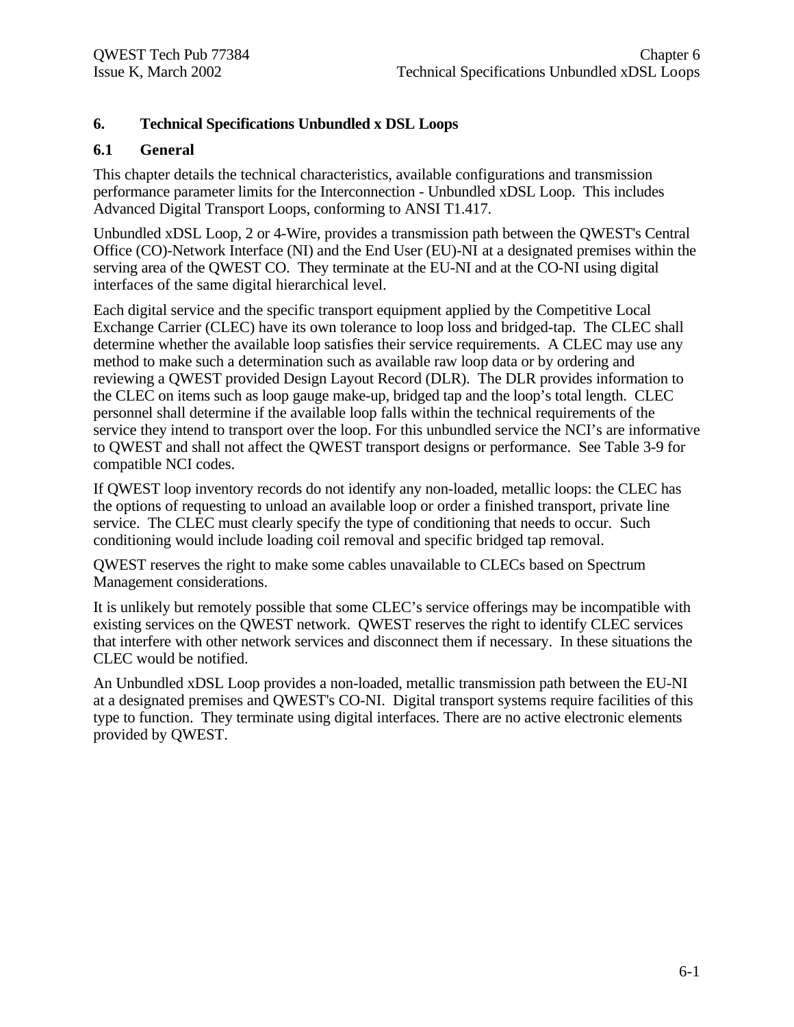# 6. Technical Specifications Unbundled x DSL Loops

## 6.1 General

This chapter details the technical characteristics, available configurations and transmission performance parameter limits for the Interconnection - Unbundled xDSL Loop. This includes Advanced Digital Transport Loops, conforming to ANSI T1.417.

Unbundled xDSL Loop, 2 or 4-Wire, provides a transmission path between the QWEST's Central Office (CO)-Network Interface (NI) and the End User (EU)-NI at a designated premises within the serving area of the QWEST CO. They terminate at the EU-NI and at the CO-NI using digital interfaces of the same digital hierarchical level.

Each digital service and the specific transport equipment applied by the Competitive Local Exchange Carrier (CLEC) have its own tolerance to loop loss and bridged-tap. The CLEC shall determine whether the available loop satisfies their service requirements. A CLEC may use any method to make such a determination such as available raw loop data or by ordering and reviewing a QWEST provided Design Layout Record (DLR). The DLR provides information to the CLEC on items such as loop gauge make-up, bridged tap and the loop's total length. CLEC personnel shall determine if the available loop falls within the technical requirements of the service they intend to transport over the loop. For this unbundled service the NCI's are informative to QWEST and shall not affect the QWEST transport designs or performance. See Table 3-9 for compatible NCI codes.

If QWEST loop inventory records do not identify any non-loaded, metallic loops: the CLEC has the options of requesting to unload an available loop or order a finished transport, private line service. The CLEC must clearly specify the type of conditioning that needs to occur. Such conditioning would include loading coil removal and specific bridged tap removal.

QWEST reserves the right to make some cables unavailable to CLECs based on Spectrum Management considerations.

It is unlikely but remotely possible that some CLEC's service offerings may be incompatible with existing services on the QWEST network. QWEST reserves the right to identify CLEC services that interfere with other network services and disconnect them if necessary. In these situations the CLEC would be notified.

An Unbundled xDSL Loop provides a non-loaded, metallic transmission path between the EU-NI at a designated premises and QWEST's CO-NI. Digital transport systems require facilities of this type to function. They terminate using digital interfaces. There are no active electronic elements provided by QWEST.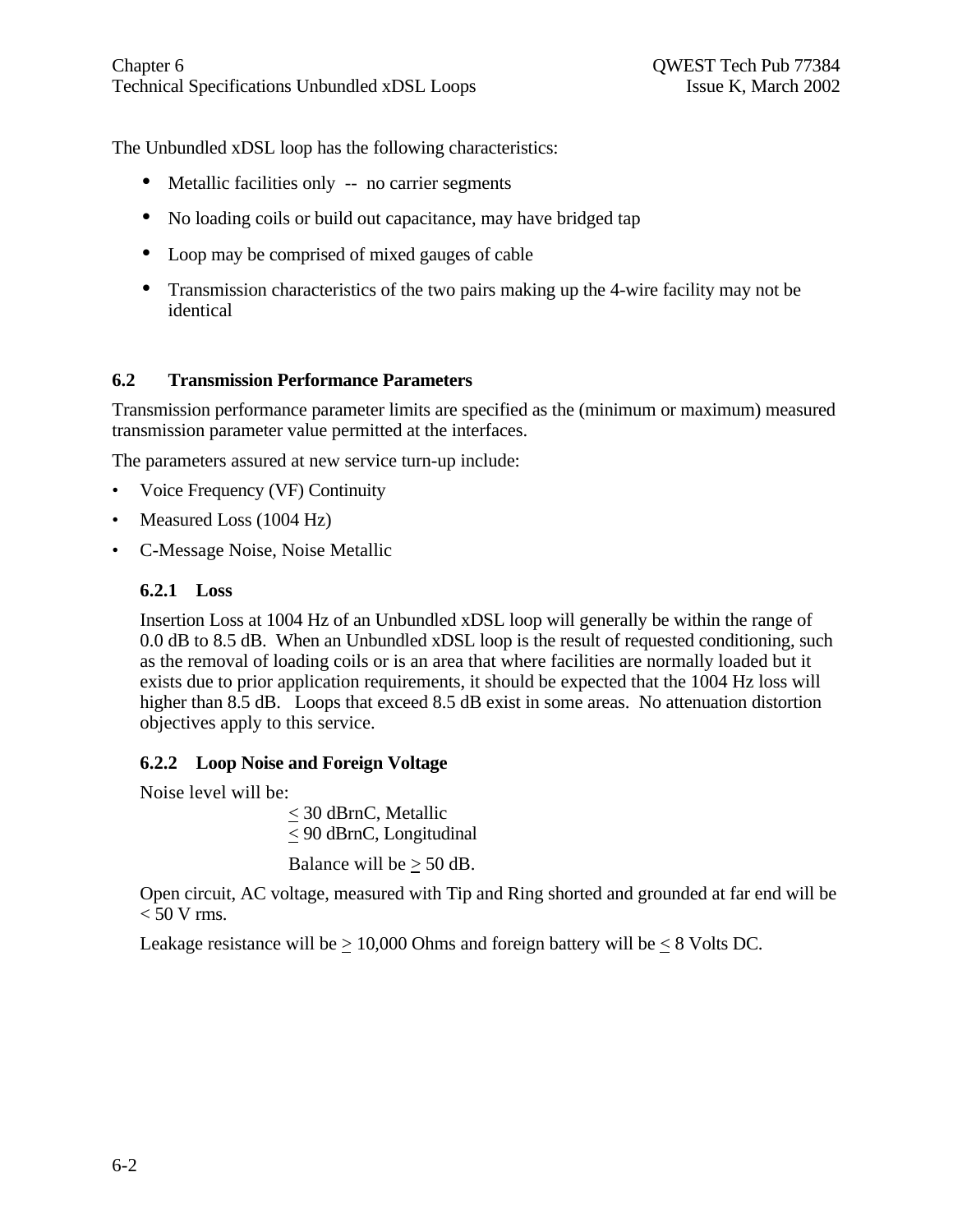The Unbundled xDSL loop has the following characteristics:

- Metallic facilities only -- no carrier segments
- No loading coils or build out capacitance, may have bridged tap
- Loop may be comprised of mixed gauges of cable
- Transmission characteristics of the two pairs making up the 4-wire facility may not be identical

## 6.2 Transmission Performance Parameters

Transmission performance parameter limits are specified as the (minimum or maximum) measured transmission parameter value permitted at the interfaces.

The parameters assured at new service turn-up include:

- Voice Frequency (VF) Continuity
- Measured Loss (1004 Hz)
- C-Message Noise, Noise Metallic

### 6.2.1 Loss

Insertion Loss at 1004 Hz of an Unbundled xDSL loop will generally be within the range of 0.0 dB to 8.5 dB. When an Unbundled xDSL loop is the result of requested conditioning, such as the removal of loading coils or is an area that where facilities are normally loaded but it exists due to prior application requirements, it should be expected that the 1004 Hz loss will higher than 8.5 dB. Loops that exceed 8.5 dB exist in some areas. No attenuation distortion objectives apply to this service.

### 6.2.2 Loop Noise and Foreign Voltage

Noise level will be:

$\leq$ 30 dBrnC, Metallic
$\leq$ 90 dBrnC, Longitudinal

Balance will be $\geq$ 50 dB.

Open circuit, AC voltage, measured with Tip and Ring shorted and grounded at far end will be < 50 V rms.

Leakage resistance will be $\geq$ 10,000 Ohms and foreign battery will be $\leq$ 8 Volts DC.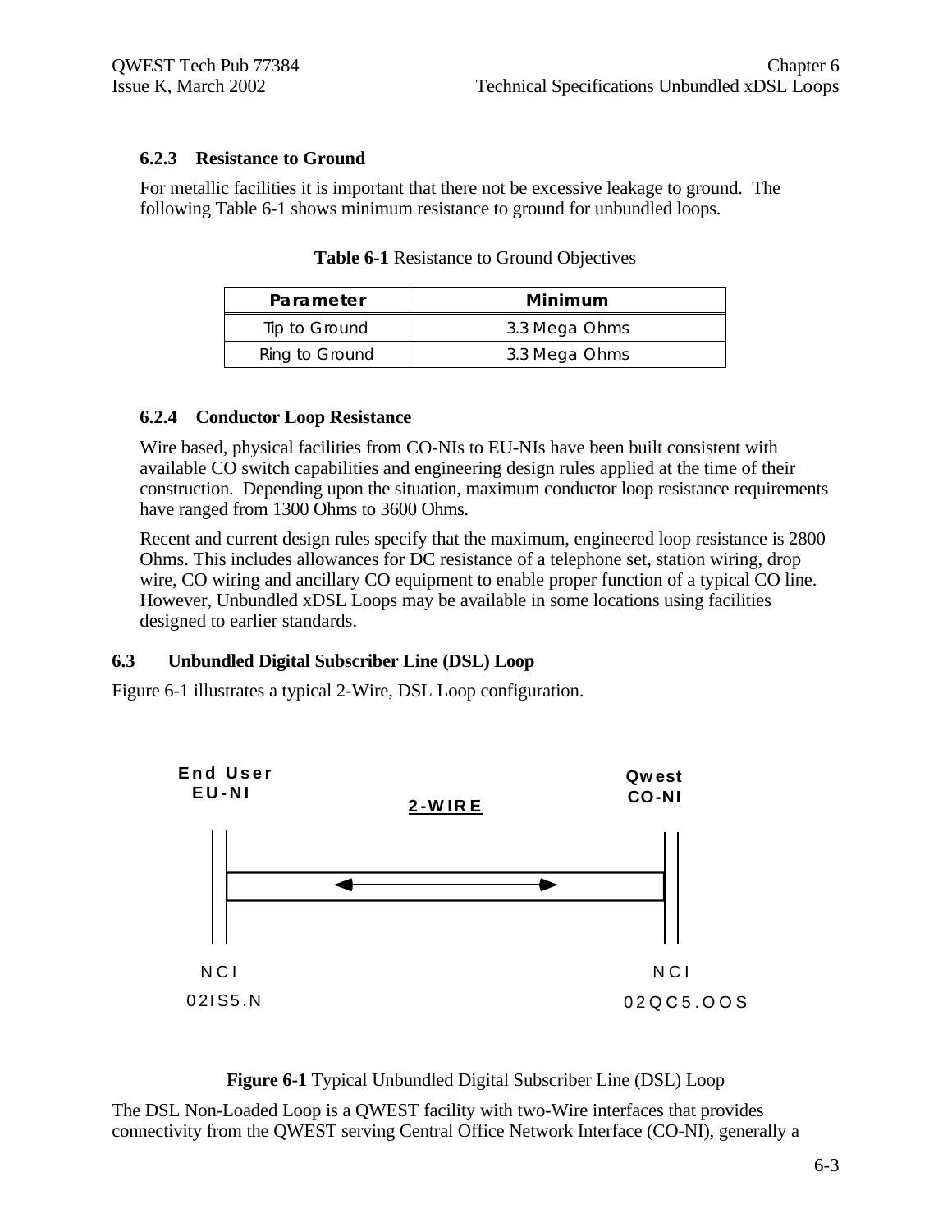### 6.2.3 Resistance to Ground

For metallic facilities it is important that there not be excessive leakage to ground. The following Table 6-1 shows minimum resistance to ground for unbundled loops.

**Table 6-1** Resistance to Ground Objectives

| Parameter | Minimum |
|---|---|
| Tip to Ground | 3.3 Mega Ohms |
| Ring to Ground | 3.3 Mega Ohms |

### 6.2.4 Conductor Loop Resistance

Wire based, physical facilities from CO-NIs to EU-NIs have been built consistent with available CO switch capabilities and engineering design rules applied at the time of their construction. Depending upon the situation, maximum conductor loop resistance requirements have ranged from 1300 Ohms to 3600 Ohms.

Recent and current design rules specify that the maximum, engineered loop resistance is 2800 Ohms. This includes allowances for DC resistance of a telephone set, station wiring, drop wire, CO wiring and ancillary CO equipment to enable proper function of a typical CO line. However, Unbundled xDSL Loops may be available in some locations using facilities designed to earlier standards.

## 6.3 Unbundled Digital Subscriber Line (DSL) Loop

Figure 6-1 illustrates a typical 2-Wire, DSL Loop configuration.

End User EU-NI — 2-WIRE — Qwest CO-NI

NCI 02IS5.N — NCI 02QC5.OOS

**Figure 6-1** Typical Unbundled Digital Subscriber Line (DSL) Loop

The DSL Non-Loaded Loop is a QWEST facility with two-Wire interfaces that provides connectivity from the QWEST serving Central Office Network Interface (CO-NI), generally a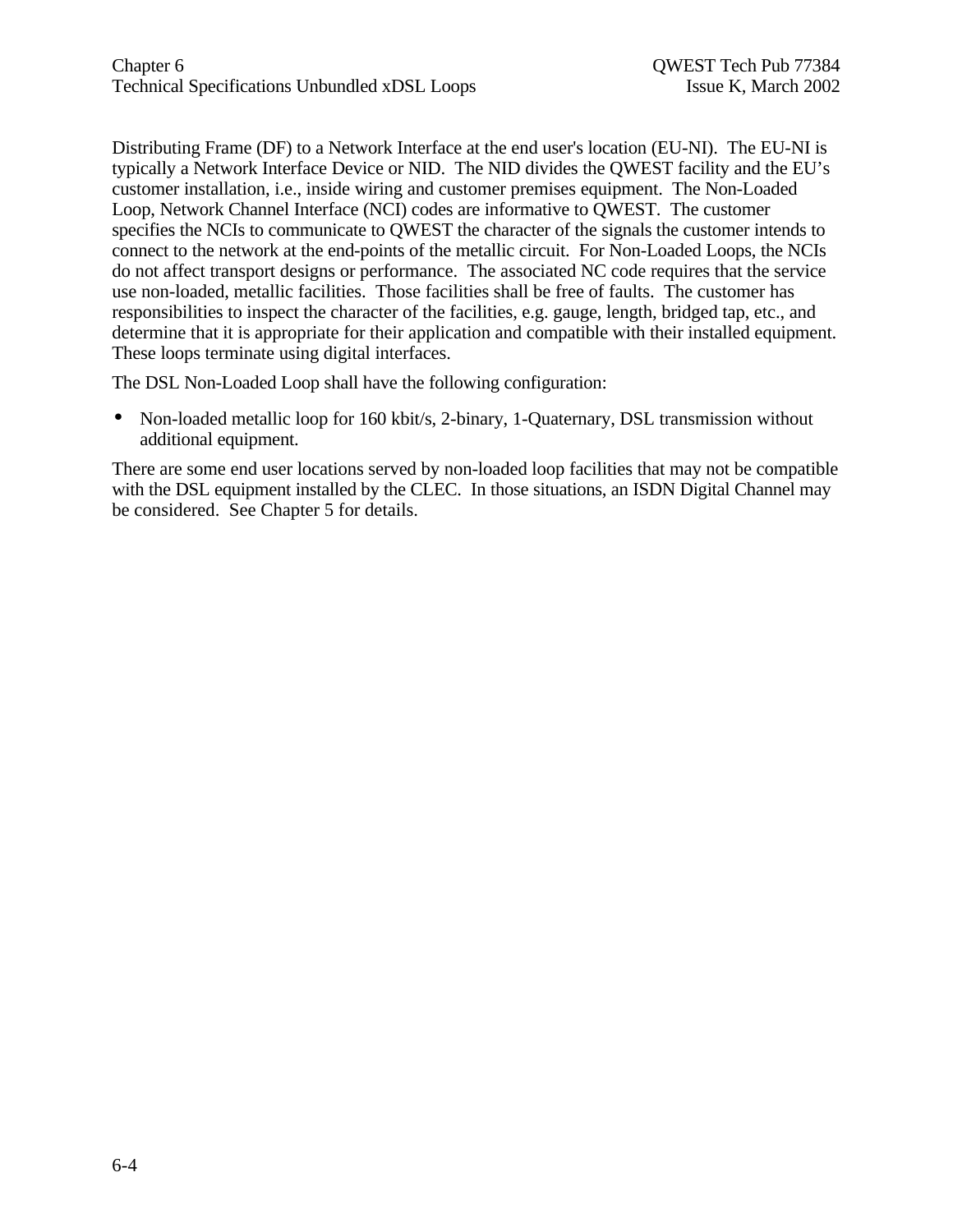Distributing Frame (DF) to a Network Interface at the end user's location (EU-NI). The EU-NI is typically a Network Interface Device or NID. The NID divides the QWEST facility and the EU's customer installation, i.e., inside wiring and customer premises equipment. The Non-Loaded Loop, Network Channel Interface (NCI) codes are informative to QWEST. The customer specifies the NCIs to communicate to QWEST the character of the signals the customer intends to connect to the network at the end-points of the metallic circuit. For Non-Loaded Loops, the NCIs do not affect transport designs or performance. The associated NC code requires that the service use non-loaded, metallic facilities. Those facilities shall be free of faults. The customer has responsibilities to inspect the character of the facilities, e.g. gauge, length, bridged tap, etc., and determine that it is appropriate for their application and compatible with their installed equipment. These loops terminate using digital interfaces.

The DSL Non-Loaded Loop shall have the following configuration:

- Non-loaded metallic loop for 160 kbit/s, 2-binary, 1-Quaternary, DSL transmission without additional equipment.

There are some end user locations served by non-loaded loop facilities that may not be compatible with the DSL equipment installed by the CLEC. In those situations, an ISDN Digital Channel may be considered. See Chapter 5 for details.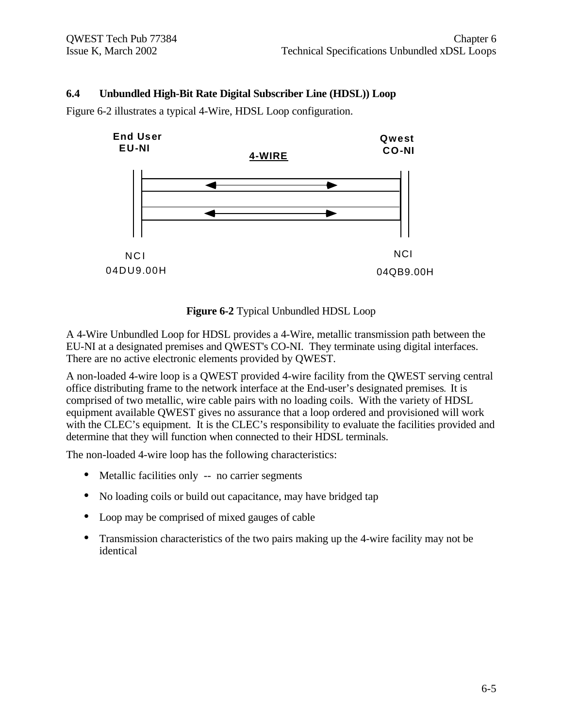## 6.4 Unbundled High-Bit Rate Digital Subscriber Line (HDSL)) Loop

Figure 6-2 illustrates a typical 4-Wire, HDSL Loop configuration.

End User EU-NI

Qwest CO-NI

4-WIRE

NCI 04DU9.00H

NCI 04QB9.00H

**Figure 6-2** Typical Unbundled HDSL Loop

A 4-Wire Unbundled Loop for HDSL provides a 4-Wire, metallic transmission path between the EU-NI at a designated premises and QWEST's CO-NI. They terminate using digital interfaces. There are no active electronic elements provided by QWEST.

A non-loaded 4-wire loop is a QWEST provided 4-wire facility from the QWEST serving central office distributing frame to the network interface at the End-user's designated premises. It is comprised of two metallic, wire cable pairs with no loading coils. With the variety of HDSL equipment available QWEST gives no assurance that a loop ordered and provisioned will work with the CLEC's equipment. It is the CLEC's responsibility to evaluate the facilities provided and determine that they will function when connected to their HDSL terminals.

The non-loaded 4-wire loop has the following characteristics:

- Metallic facilities only -- no carrier segments
- No loading coils or build out capacitance, may have bridged tap
- Loop may be comprised of mixed gauges of cable
- Transmission characteristics of the two pairs making up the 4-wire facility may not be identical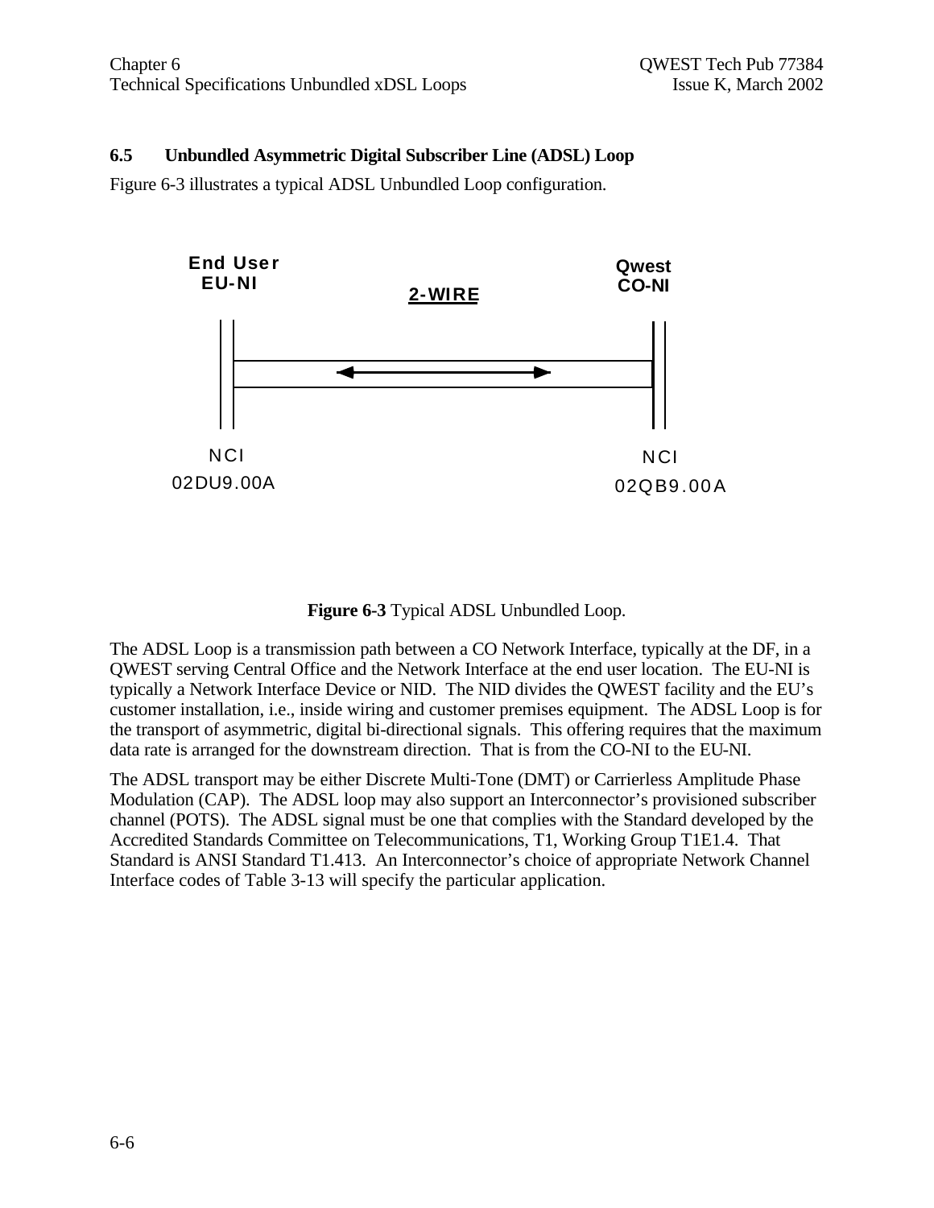### 6.5 Unbundled Asymmetric Digital Subscriber Line (ADSL) Loop

Figure 6-3 illustrates a typical ADSL Unbundled Loop configuration.

End User
EU-NI

2-WIRE

Qwest
CO-NI

NCI
02DU9.00A

NCI
02QB9.00A

**Figure 6-3** Typical ADSL Unbundled Loop.

The ADSL Loop is a transmission path between a CO Network Interface, typically at the DF, in a QWEST serving Central Office and the Network Interface at the end user location. The EU-NI is typically a Network Interface Device or NID. The NID divides the QWEST facility and the EU's customer installation, i.e., inside wiring and customer premises equipment. The ADSL Loop is for the transport of asymmetric, digital bi-directional signals. This offering requires that the maximum data rate is arranged for the downstream direction. That is from the CO-NI to the EU-NI.

The ADSL transport may be either Discrete Multi-Tone (DMT) or Carrierless Amplitude Phase Modulation (CAP). The ADSL loop may also support an Interconnector's provisioned subscriber channel (POTS). The ADSL signal must be one that complies with the Standard developed by the Accredited Standards Committee on Telecommunications, T1, Working Group T1E1.4. That Standard is ANSI Standard T1.413. An Interconnector's choice of appropriate Network Channel Interface codes of Table 3-13 will specify the particular application.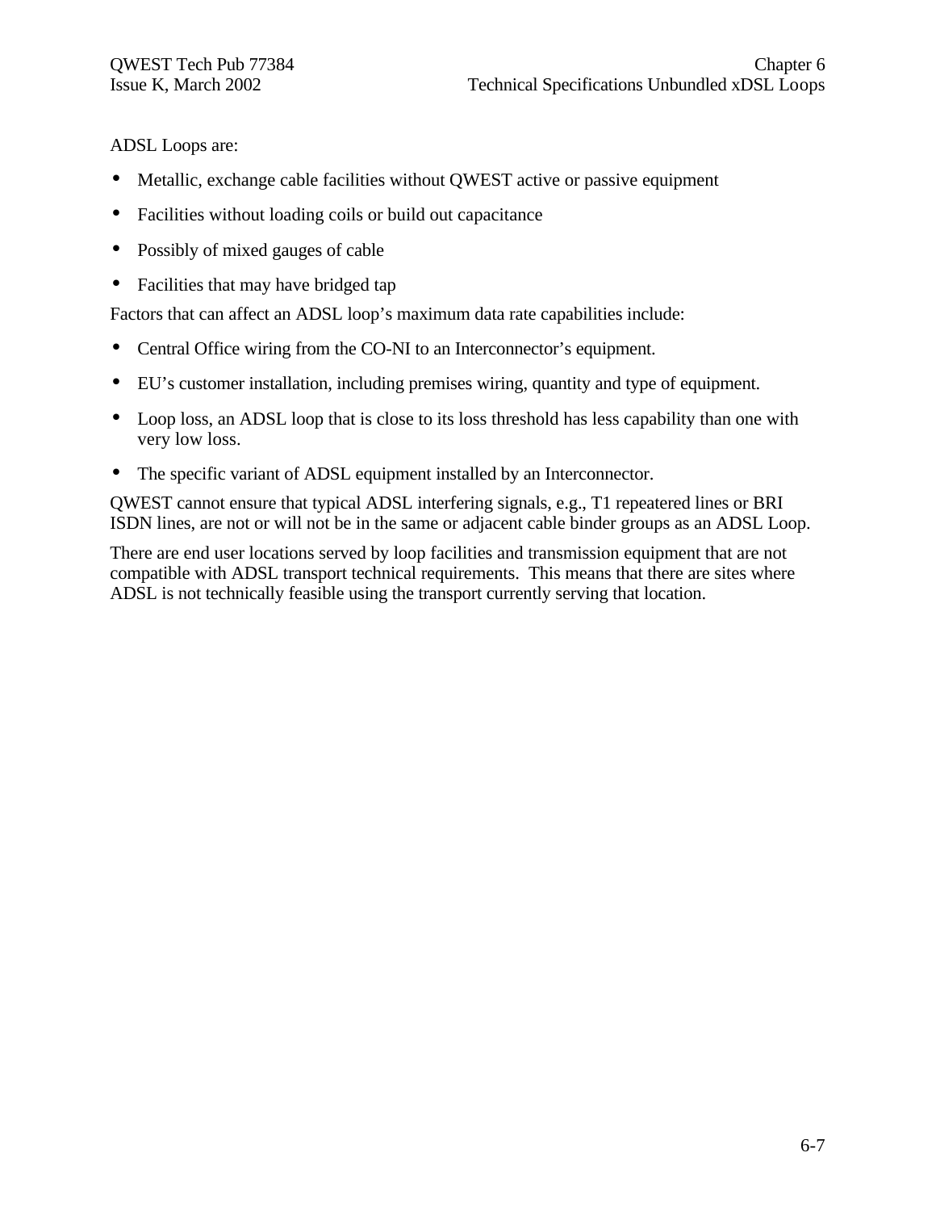ADSL Loops are:

- Metallic, exchange cable facilities without QWEST active or passive equipment
- Facilities without loading coils or build out capacitance
- Possibly of mixed gauges of cable
- Facilities that may have bridged tap

Factors that can affect an ADSL loop's maximum data rate capabilities include:

- Central Office wiring from the CO-NI to an Interconnector's equipment.
- EU's customer installation, including premises wiring, quantity and type of equipment.
- Loop loss, an ADSL loop that is close to its loss threshold has less capability than one with very low loss.
- The specific variant of ADSL equipment installed by an Interconnector.

QWEST cannot ensure that typical ADSL interfering signals, e.g., T1 repeatered lines or BRI ISDN lines, are not or will not be in the same or adjacent cable binder groups as an ADSL Loop.

There are end user locations served by loop facilities and transmission equipment that are not compatible with ADSL transport technical requirements. This means that there are sites where ADSL is not technically feasible using the transport currently serving that location.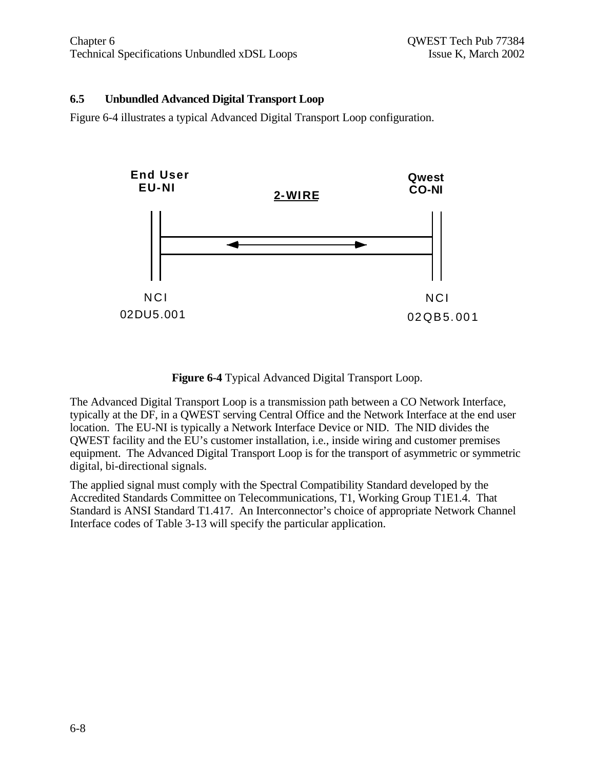## 6.5 Unbundled Advanced Digital Transport Loop

Figure 6-4 illustrates a typical Advanced Digital Transport Loop configuration.

End User EU-NI — 2-WIRE — Qwest CO-NI

NCI 02DU5.001 — NCI 02QB5.001

**Figure 6-4** Typical Advanced Digital Transport Loop.

The Advanced Digital Transport Loop is a transmission path between a CO Network Interface, typically at the DF, in a QWEST serving Central Office and the Network Interface at the end user location. The EU-NI is typically a Network Interface Device or NID. The NID divides the QWEST facility and the EU's customer installation, i.e., inside wiring and customer premises equipment. The Advanced Digital Transport Loop is for the transport of asymmetric or symmetric digital, bi-directional signals.

The applied signal must comply with the Spectral Compatibility Standard developed by the Accredited Standards Committee on Telecommunications, T1, Working Group T1E1.4. That Standard is ANSI Standard T1.417. An Interconnector's choice of appropriate Network Channel Interface codes of Table 3-13 will specify the particular application.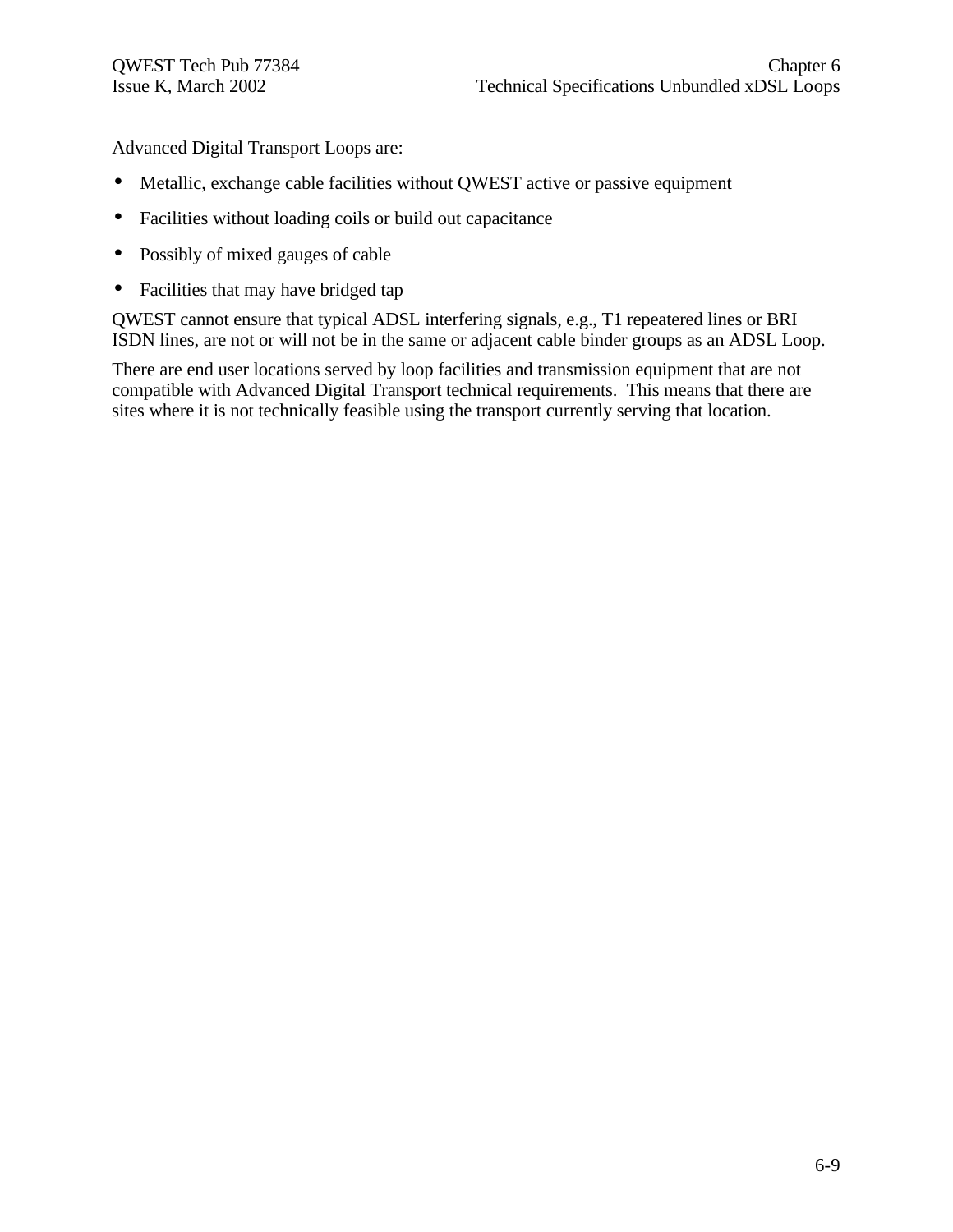Advanced Digital Transport Loops are:

- Metallic, exchange cable facilities without QWEST active or passive equipment
- Facilities without loading coils or build out capacitance
- Possibly of mixed gauges of cable
- Facilities that may have bridged tap

QWEST cannot ensure that typical ADSL interfering signals, e.g., T1 repeatered lines or BRI ISDN lines, are not or will not be in the same or adjacent cable binder groups as an ADSL Loop.

There are end user locations served by loop facilities and transmission equipment that are not compatible with Advanced Digital Transport technical requirements. This means that there are sites where it is not technically feasible using the transport currently serving that location.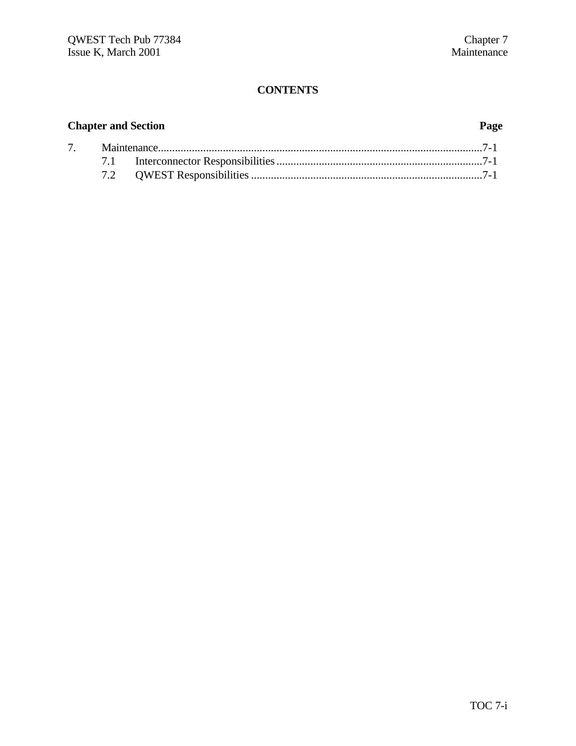# CONTENTS

| Chapter and Section | | Page |
|---|---|---|
| 7. | Maintenance | 7-1 |
| 7.1 | Interconnector Responsibilities | 7-1 |
| 7.2 | QWEST Responsibilities | 7-1 |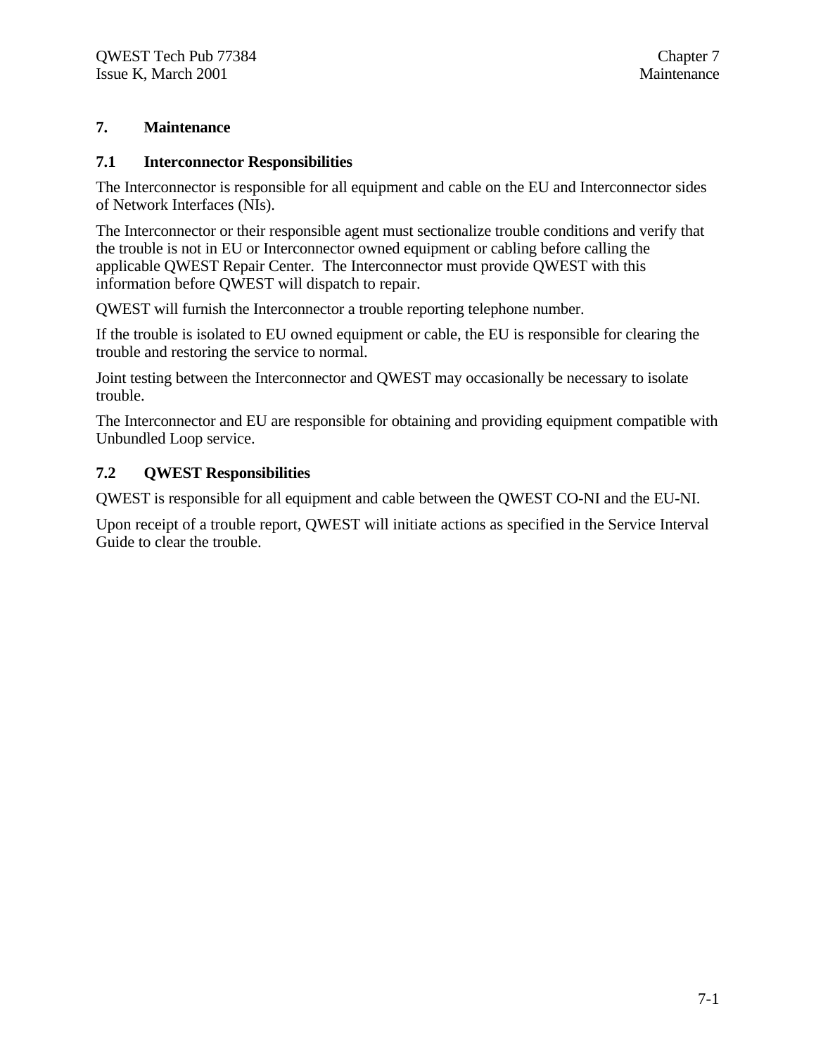# 7. Maintenance

## 7.1 Interconnector Responsibilities

The Interconnector is responsible for all equipment and cable on the EU and Interconnector sides of Network Interfaces (NIs).

The Interconnector or their responsible agent must sectionalize trouble conditions and verify that the trouble is not in EU or Interconnector owned equipment or cabling before calling the applicable QWEST Repair Center. The Interconnector must provide QWEST with this information before QWEST will dispatch to repair.

QWEST will furnish the Interconnector a trouble reporting telephone number.

If the trouble is isolated to EU owned equipment or cable, the EU is responsible for clearing the trouble and restoring the service to normal.

Joint testing between the Interconnector and QWEST may occasionally be necessary to isolate trouble.

The Interconnector and EU are responsible for obtaining and providing equipment compatible with Unbundled Loop service.

## 7.2 QWEST Responsibilities

QWEST is responsible for all equipment and cable between the QWEST CO-NI and the EU-NI.

Upon receipt of a trouble report, QWEST will initiate actions as specified in the Service Interval Guide to clear the trouble.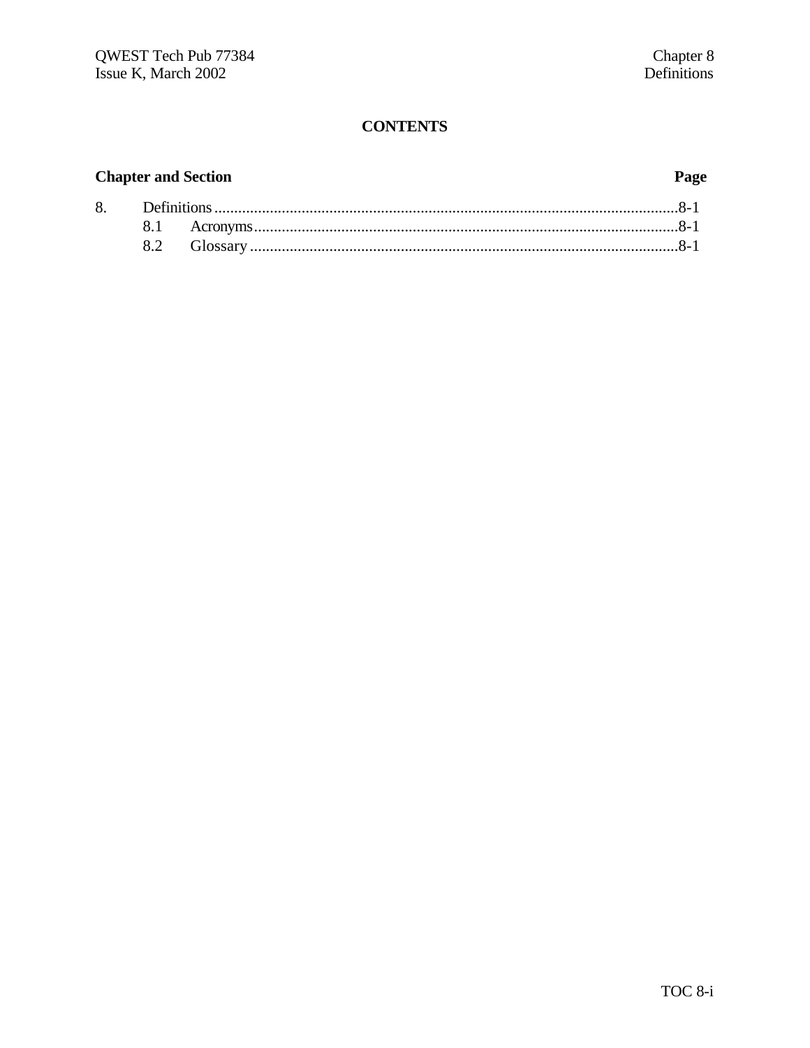**CONTENTS**

| Chapter and Section | | Page |
|---|---|---|
| 8. | Definitions | 8-1 |
| | 8.1 Acronyms | 8-1 |
| | 8.2 Glossary | 8-1 |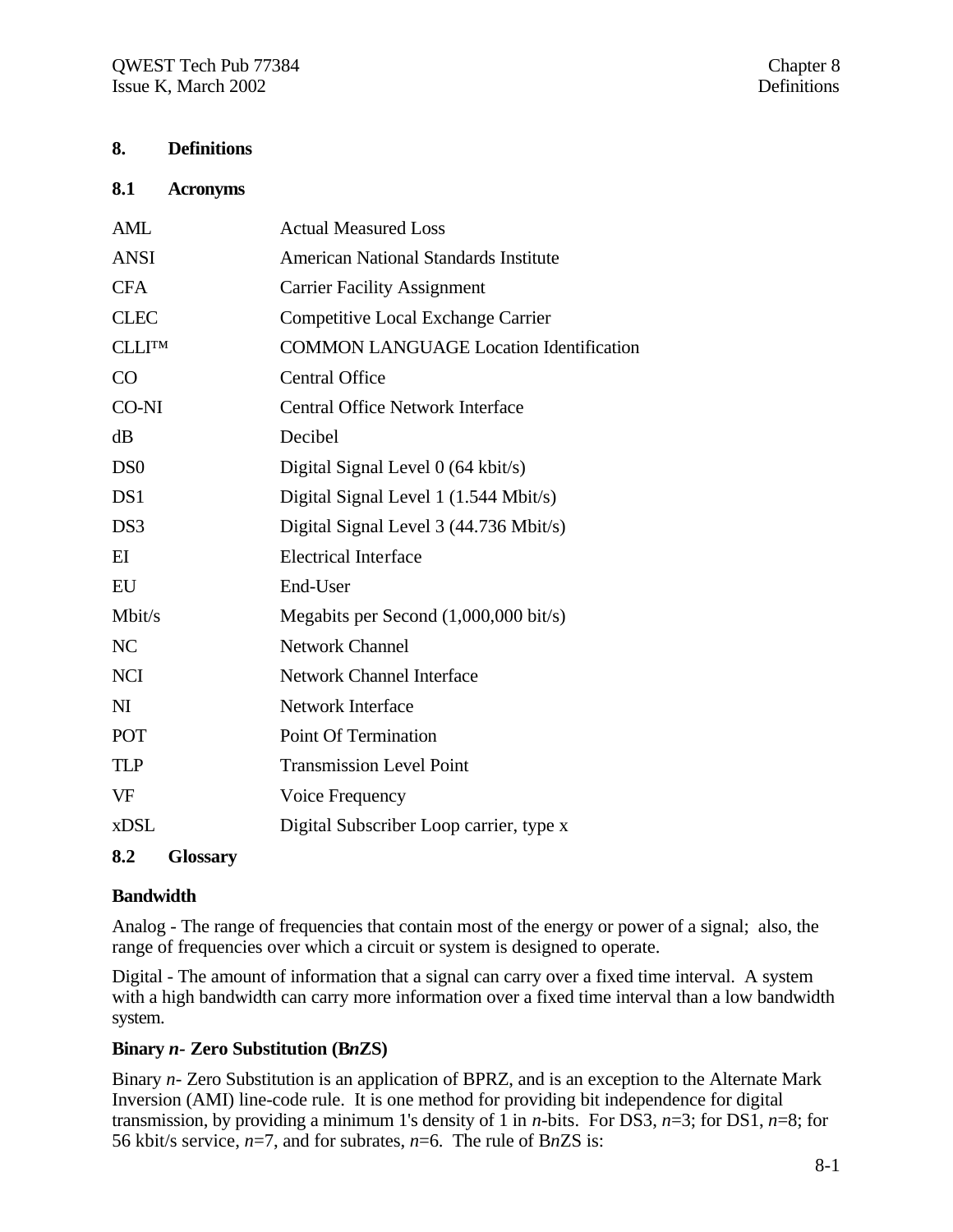# 8. Definitions

## 8.1 Acronyms

| | |
|---|---|
| AML | Actual Measured Loss |
| ANSI | American National Standards Institute |
| CFA | Carrier Facility Assignment |
| CLEC | Competitive Local Exchange Carrier |
| CLLI™ | COMMON LANGUAGE Location Identification |
| CO | Central Office |
| CO-NI | Central Office Network Interface |
| dB | Decibel |
| DS0 | Digital Signal Level 0 (64 kbit/s) |
| DS1 | Digital Signal Level 1 (1.544 Mbit/s) |
| DS3 | Digital Signal Level 3 (44.736 Mbit/s) |
| EI | Electrical Interface |
| EU | End-User |
| Mbit/s | Megabits per Second (1,000,000 bit/s) |
| NC | Network Channel |
| NCI | Network Channel Interface |
| NI | Network Interface |
| POT | Point Of Termination |
| TLP | Transmission Level Point |
| VF | Voice Frequency |
| xDSL | Digital Subscriber Loop carrier, type x |

## 8.2 Glossary

**Bandwidth**

Analog - The range of frequencies that contain most of the energy or power of a signal; also, the range of frequencies over which a circuit or system is designed to operate.

Digital - The amount of information that a signal can carry over a fixed time interval. A system with a high bandwidth can carry more information over a fixed time interval than a low bandwidth system.

**Binary *n*- Zero Substitution (B*n*ZS)**

Binary *n*- Zero Substitution is an application of BPRZ, and is an exception to the Alternate Mark Inversion (AMI) line-code rule. It is one method for providing bit independence for digital transmission, by providing a minimum 1's density of 1 in *n*-bits. For DS3, $n=3$; for DS1, $n=8$; for 56 kbit/s service, $n=7$, and for subrates, $n=6$. The rule of B*n*ZS is: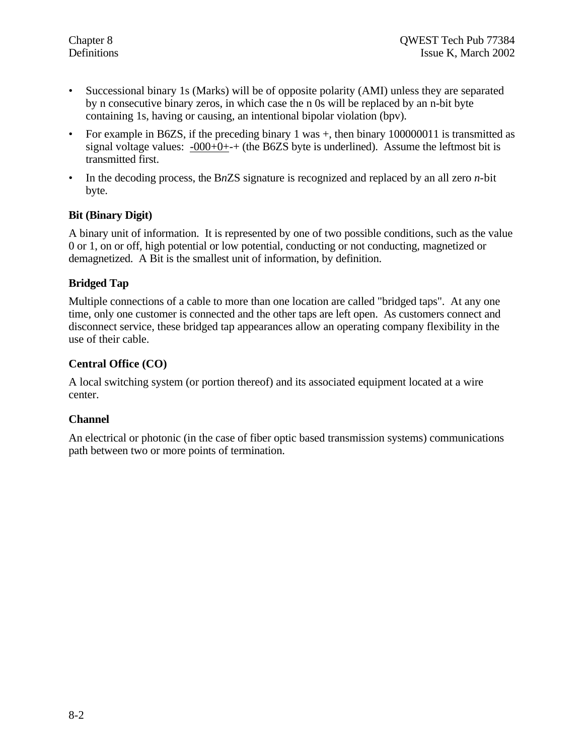- Successional binary 1s (Marks) will be of opposite polarity (AMI) unless they are separated by n consecutive binary zeros, in which case the n 0s will be replaced by an n-bit byte containing 1s, having or causing, an intentional bipolar violation (bpv).
- For example in B6ZS, if the preceding binary 1 was +, then binary 100000011 is transmitted as signal voltage values: <u>-000+0+</u>-+ (the B6ZS byte is underlined). Assume the leftmost bit is transmitted first.
- In the decoding process, the B*n*ZS signature is recognized and replaced by an all zero *n*-bit byte.

### Bit (Binary Digit)

A binary unit of information. It is represented by one of two possible conditions, such as the value 0 or 1, on or off, high potential or low potential, conducting or not conducting, magnetized or demagnetized. A Bit is the smallest unit of information, by definition.

### Bridged Tap

Multiple connections of a cable to more than one location are called "bridged taps". At any one time, only one customer is connected and the other taps are left open. As customers connect and disconnect service, these bridged tap appearances allow an operating company flexibility in the use of their cable.

### Central Office (CO)

A local switching system (or portion thereof) and its associated equipment located at a wire center.

### Channel

An electrical or photonic (in the case of fiber optic based transmission systems) communications path between two or more points of termination.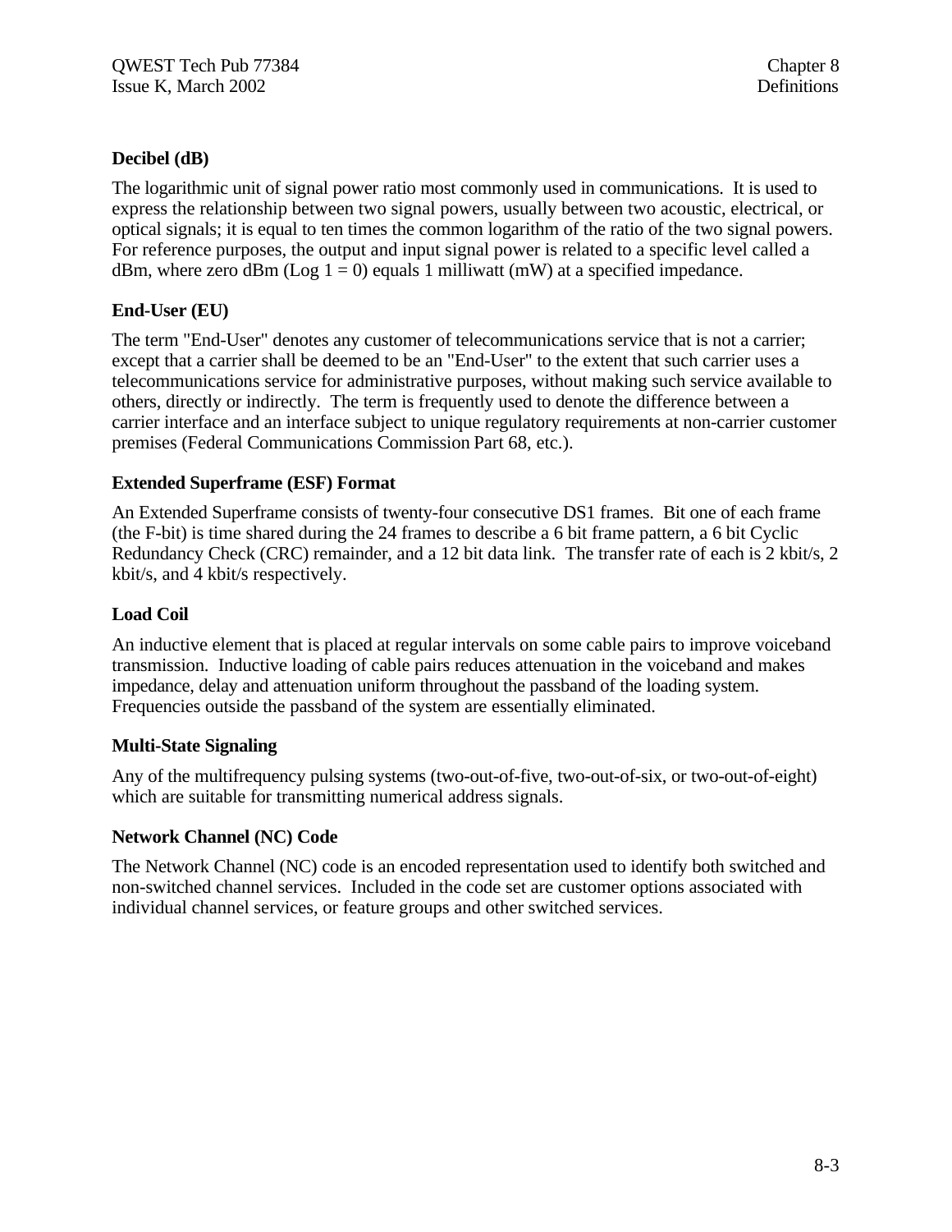**Decibel (dB)**

The logarithmic unit of signal power ratio most commonly used in communications. It is used to express the relationship between two signal powers, usually between two acoustic, electrical, or optical signals; it is equal to ten times the common logarithm of the ratio of the two signal powers. For reference purposes, the output and input signal power is related to a specific level called a dBm, where zero dBm (Log 1 = 0) equals 1 milliwatt (mW) at a specified impedance.

**End-User (EU)**

The term "End-User" denotes any customer of telecommunications service that is not a carrier; except that a carrier shall be deemed to be an "End-User" to the extent that such carrier uses a telecommunications service for administrative purposes, without making such service available to others, directly or indirectly. The term is frequently used to denote the difference between a carrier interface and an interface subject to unique regulatory requirements at non-carrier customer premises (Federal Communications Commission Part 68, etc.).

**Extended Superframe (ESF) Format**

An Extended Superframe consists of twenty-four consecutive DS1 frames. Bit one of each frame (the F-bit) is time shared during the 24 frames to describe a 6 bit frame pattern, a 6 bit Cyclic Redundancy Check (CRC) remainder, and a 12 bit data link. The transfer rate of each is 2 kbit/s, 2 kbit/s, and 4 kbit/s respectively.

**Load Coil**

An inductive element that is placed at regular intervals on some cable pairs to improve voiceband transmission. Inductive loading of cable pairs reduces attenuation in the voiceband and makes impedance, delay and attenuation uniform throughout the passband of the loading system. Frequencies outside the passband of the system are essentially eliminated.

**Multi-State Signaling**

Any of the multifrequency pulsing systems (two-out-of-five, two-out-of-six, or two-out-of-eight) which are suitable for transmitting numerical address signals.

**Network Channel (NC) Code**

The Network Channel (NC) code is an encoded representation used to identify both switched and non-switched channel services. Included in the code set are customer options associated with individual channel services, or feature groups and other switched services.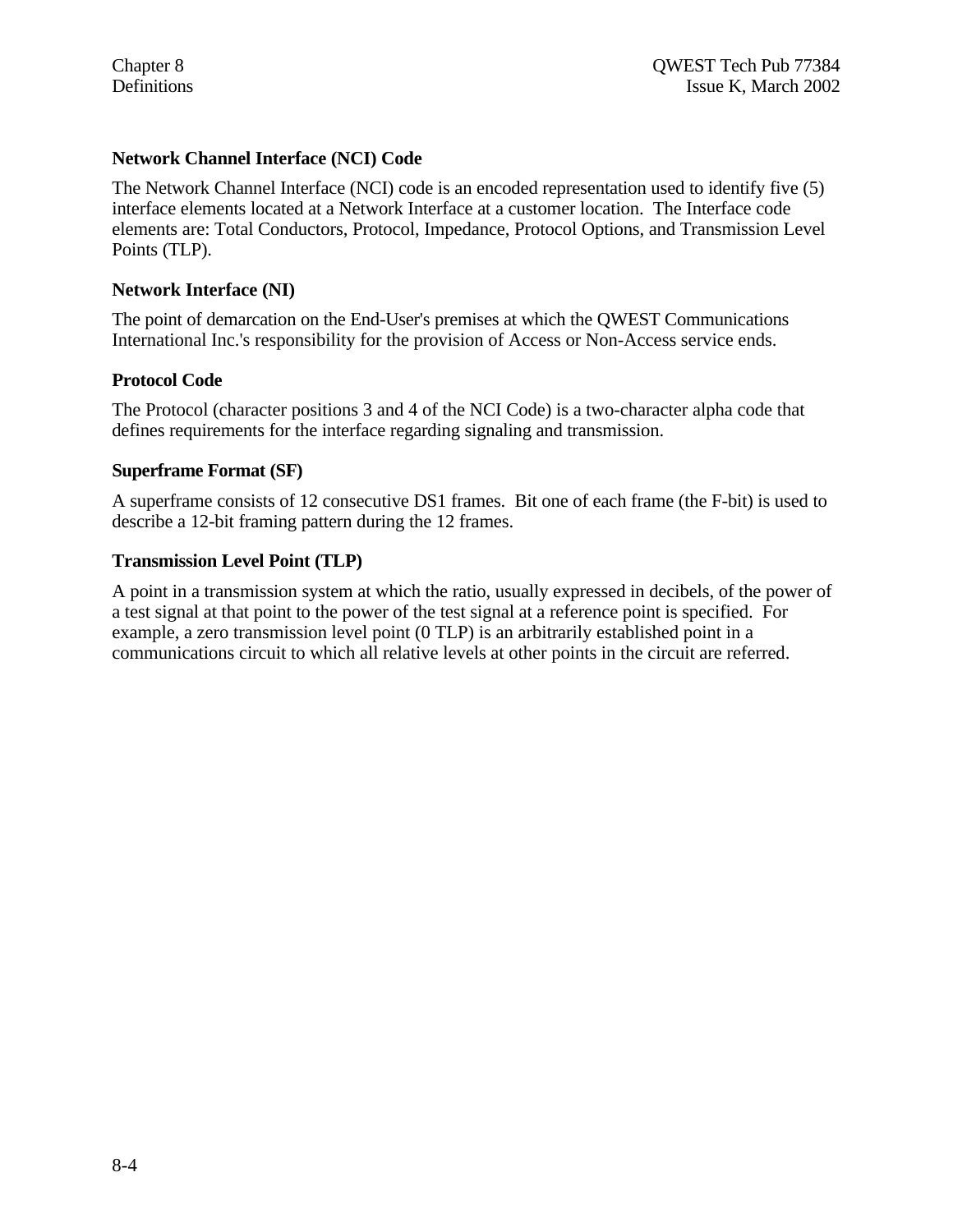### Network Channel Interface (NCI) Code

The Network Channel Interface (NCI) code is an encoded representation used to identify five (5) interface elements located at a Network Interface at a customer location. The Interface code elements are: Total Conductors, Protocol, Impedance, Protocol Options, and Transmission Level Points (TLP).

### Network Interface (NI)

The point of demarcation on the End-User's premises at which the QWEST Communications International Inc.'s responsibility for the provision of Access or Non-Access service ends.

### Protocol Code

The Protocol (character positions 3 and 4 of the NCI Code) is a two-character alpha code that defines requirements for the interface regarding signaling and transmission.

### Superframe Format (SF)

A superframe consists of 12 consecutive DS1 frames. Bit one of each frame (the F-bit) is used to describe a 12-bit framing pattern during the 12 frames.

### Transmission Level Point (TLP)

A point in a transmission system at which the ratio, usually expressed in decibels, of the power of a test signal at that point to the power of the test signal at a reference point is specified. For example, a zero transmission level point (0 TLP) is an arbitrarily established point in a communications circuit to which all relative levels at other points in the circuit are referred.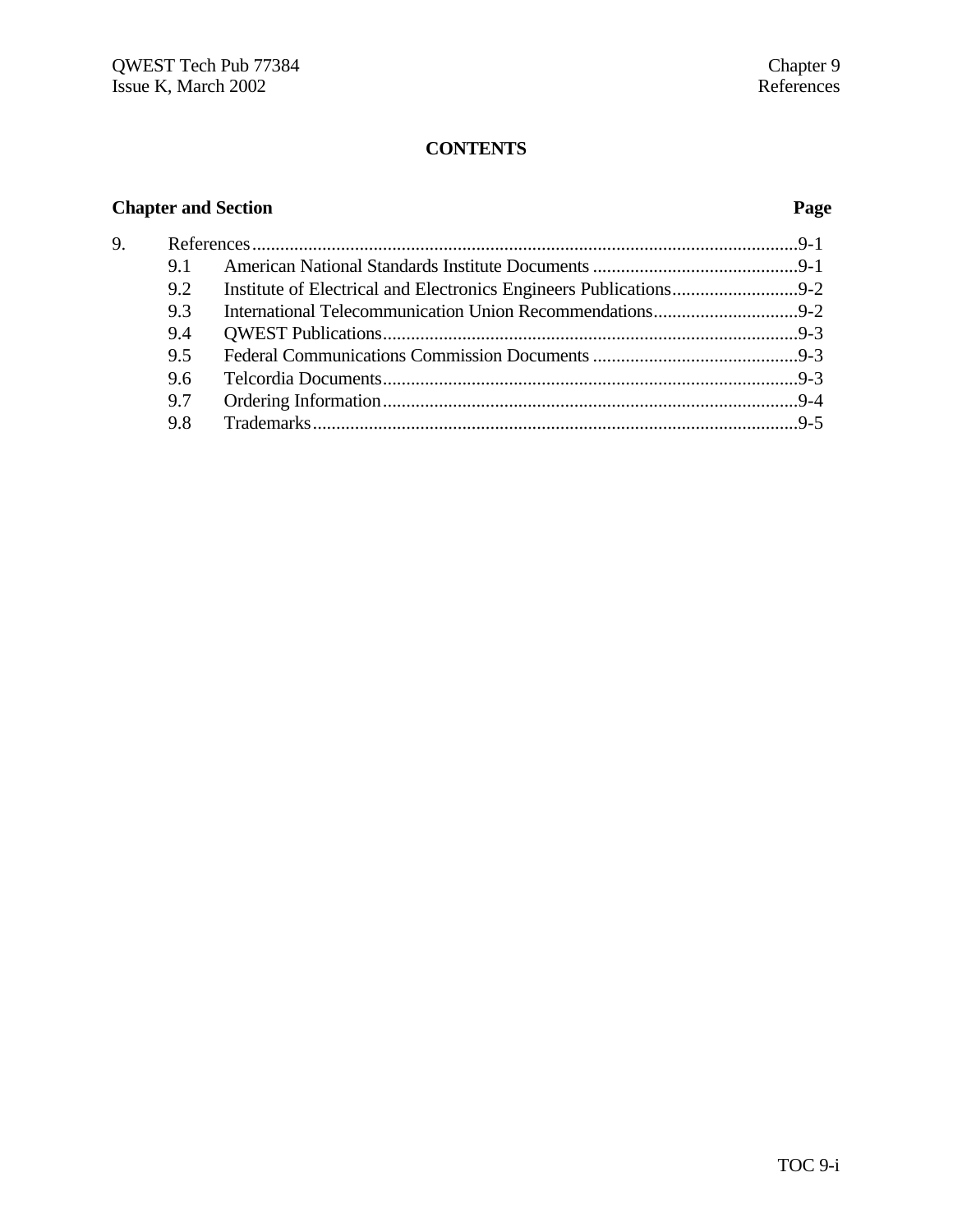## CONTENTS

| Chapter and Section | | Page |
|---|---|---|
| 9. | References | 9-1 |
| 9.1 | American National Standards Institute Documents | 9-1 |
| 9.2 | Institute of Electrical and Electronics Engineers Publications | 9-2 |
| 9.3 | International Telecommunication Union Recommendations | 9-2 |
| 9.4 | QWEST Publications | 9-3 |
| 9.5 | Federal Communications Commission Documents | 9-3 |
| 9.6 | Telcordia Documents | 9-3 |
| 9.7 | Ordering Information | 9-4 |
| 9.8 | Trademarks | 9-5 |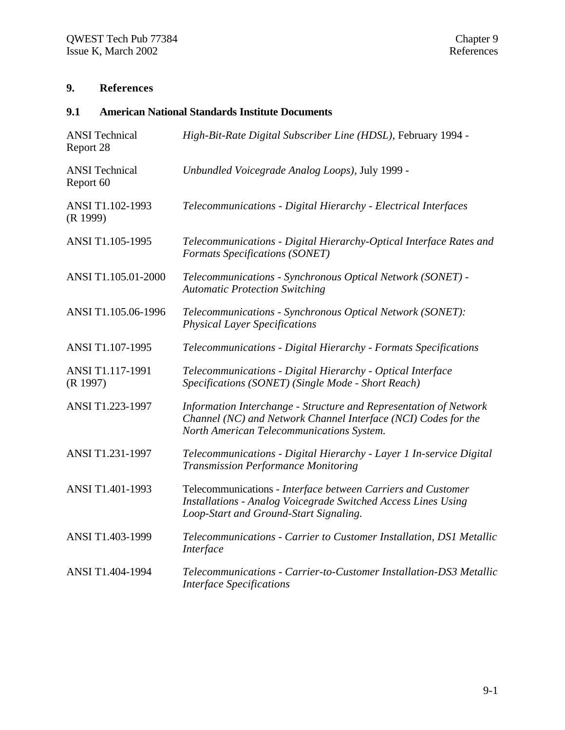# 9. References

## 9.1 American National Standards Institute Documents

| | |
|---|---|
| ANSI Technical Report 28 | *High-Bit-Rate Digital Subscriber Line (HDSL),* February 1994 - |
| ANSI Technical Report 60 | *Unbundled Voicegrade Analog Loops),* July 1999 - |
| ANSI T1.102-1993 (R 1999) | *Telecommunications - Digital Hierarchy - Electrical Interfaces* |
| ANSI T1.105-1995 | *Telecommunications - Digital Hierarchy-Optical Interface Rates and Formats Specifications (SONET)* |
| ANSI T1.105.01-2000 | *Telecommunications - Synchronous Optical Network (SONET) - Automatic Protection Switching* |
| ANSI T1.105.06-1996 | *Telecommunications - Synchronous Optical Network (SONET): Physical Layer Specifications* |
| ANSI T1.107-1995 | *Telecommunications - Digital Hierarchy - Formats Specifications* |
| ANSI T1.117-1991 (R 1997) | *Telecommunications - Digital Hierarchy - Optical Interface Specifications (SONET) (Single Mode - Short Reach)* |
| ANSI T1.223-1997 | *Information Interchange - Structure and Representation of Network Channel (NC) and Network Channel Interface (NCI) Codes for the North American Telecommunications System.* |
| ANSI T1.231-1997 | *Telecommunications - Digital Hierarchy - Layer 1 In-service Digital Transmission Performance Monitoring* |
| ANSI T1.401-1993 | Telecommunications - *Interface between Carriers and Customer Installations - Analog Voicegrade Switched Access Lines Using Loop-Start and Ground-Start Signaling.* |
| ANSI T1.403-1999 | *Telecommunications - Carrier to Customer Installation, DS1 Metallic Interface* |
| ANSI T1.404-1994 | *Telecommunications - Carrier-to-Customer Installation-DS3 Metallic Interface Specifications* |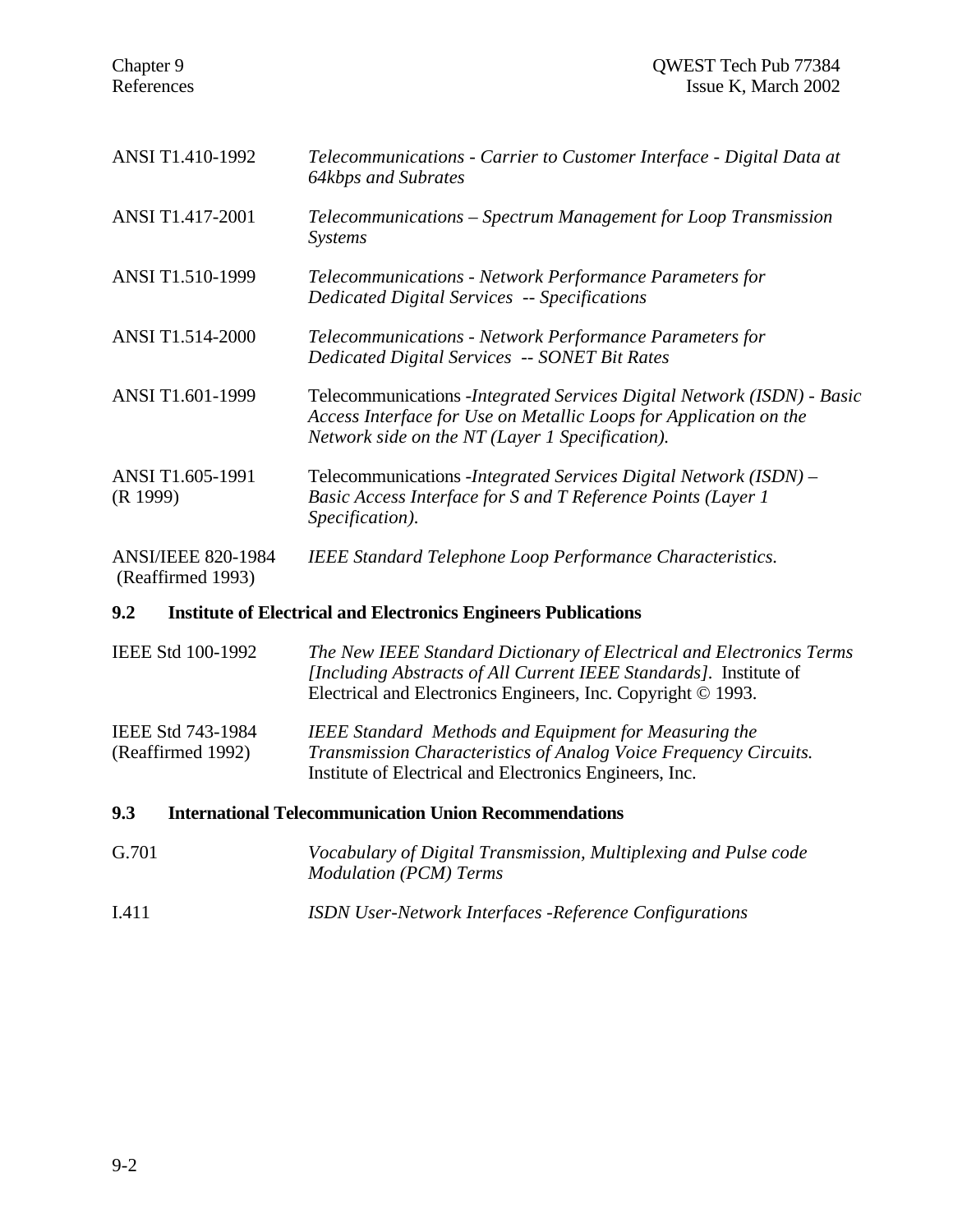| | |
|---|---|
| ANSI T1.410-1992 | *Telecommunications - Carrier to Customer Interface - Digital Data at 64kbps and Subrates* |
| ANSI T1.417-2001 | *Telecommunications – Spectrum Management for Loop Transmission Systems* |
| ANSI T1.510-1999 | *Telecommunications - Network Performance Parameters for Dedicated Digital Services -- Specifications* |
| ANSI T1.514-2000 | *Telecommunications - Network Performance Parameters for Dedicated Digital Services -- SONET Bit Rates* |
| ANSI T1.601-1999 | Telecommunications -*Integrated Services Digital Network (ISDN) - Basic Access Interface for Use on Metallic Loops for Application on the Network side on the NT (Layer 1 Specification).* |
| ANSI T1.605-1991 (R 1999) | Telecommunications -*Integrated Services Digital Network (ISDN) – Basic Access Interface for S and T Reference Points (Layer 1 Specification).* |
| ANSI/IEEE 820-1984 (Reaffirmed 1993) | *IEEE Standard Telephone Loop Performance Characteristics.* |

## 9.2 Institute of Electrical and Electronics Engineers Publications

| | |
|---|---|
| IEEE Std 100-1992 | *The New IEEE Standard Dictionary of Electrical and Electronics Terms [Including Abstracts of All Current IEEE Standards].* Institute of Electrical and Electronics Engineers, Inc. Copyright © 1993. |
| IEEE Std 743-1984 (Reaffirmed 1992) | *IEEE Standard Methods and Equipment for Measuring the Transmission Characteristics of Analog Voice Frequency Circuits.* Institute of Electrical and Electronics Engineers, Inc. |

## 9.3 International Telecommunication Union Recommendations

| | |
|---|---|
| G.701 | *Vocabulary of Digital Transmission, Multiplexing and Pulse code Modulation (PCM) Terms* |
| I.411 | *ISDN User-Network Interfaces -Reference Configurations* |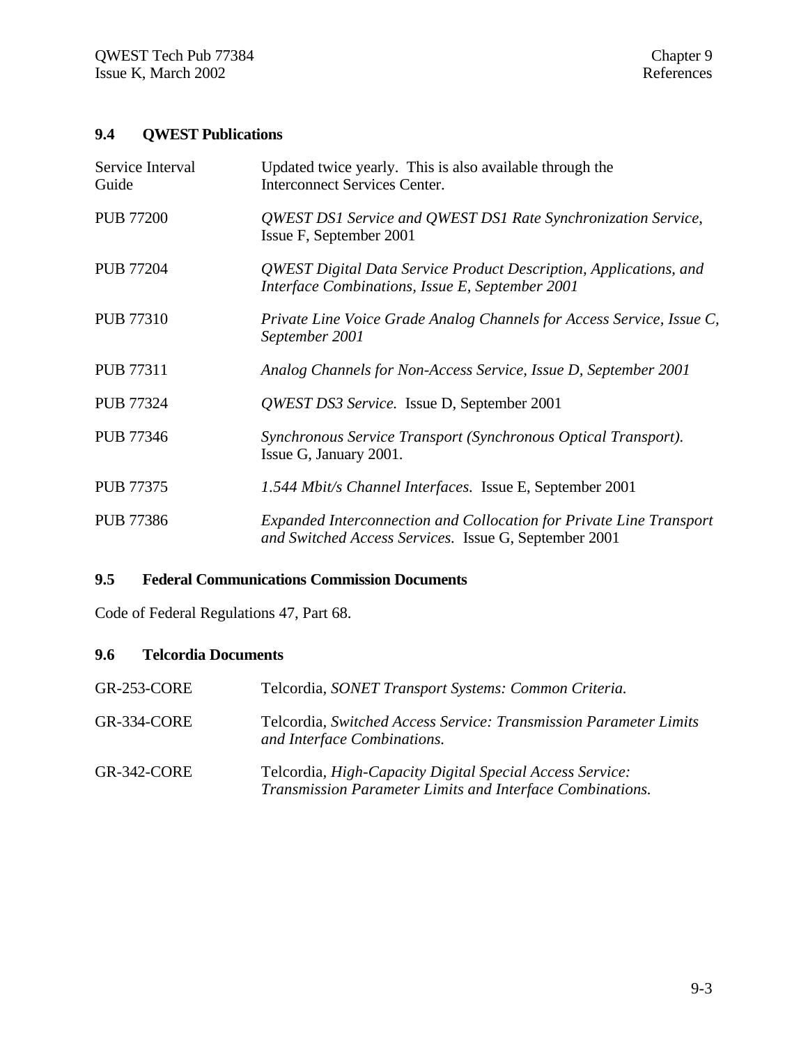## 9.4 QWEST Publications

| | |
|---|---|
| Service Interval Guide | Updated twice yearly. This is also available through the Interconnect Services Center. |
| PUB 77200 | *QWEST DS1 Service and QWEST DS1 Rate Synchronization Service,* Issue F, September 2001 |
| PUB 77204 | *QWEST Digital Data Service Product Description, Applications, and Interface Combinations, Issue E, September 2001* |
| PUB 77310 | *Private Line Voice Grade Analog Channels for Access Service, Issue C, September 2001* |
| PUB 77311 | *Analog Channels for Non-Access Service, Issue D, September 2001* |
| PUB 77324 | *QWEST DS3 Service.* Issue D, September 2001 |
| PUB 77346 | *Synchronous Service Transport (Synchronous Optical Transport).* Issue G, January 2001. |
| PUB 77375 | *1.544 Mbit/s Channel Interfaces.* Issue E, September 2001 |
| PUB 77386 | *Expanded Interconnection and Collocation for Private Line Transport and Switched Access Services.* Issue G, September 2001 |

## 9.5 Federal Communications Commission Documents

Code of Federal Regulations 47, Part 68.

## 9.6 Telcordia Documents

| | |
|---|---|
| GR-253-CORE | Telcordia, *SONET Transport Systems: Common Criteria.* |
| GR-334-CORE | Telcordia, *Switched Access Service: Transmission Parameter Limits and Interface Combinations.* |
| GR-342-CORE | Telcordia, *High-Capacity Digital Special Access Service: Transmission Parameter Limits and Interface Combinations.* |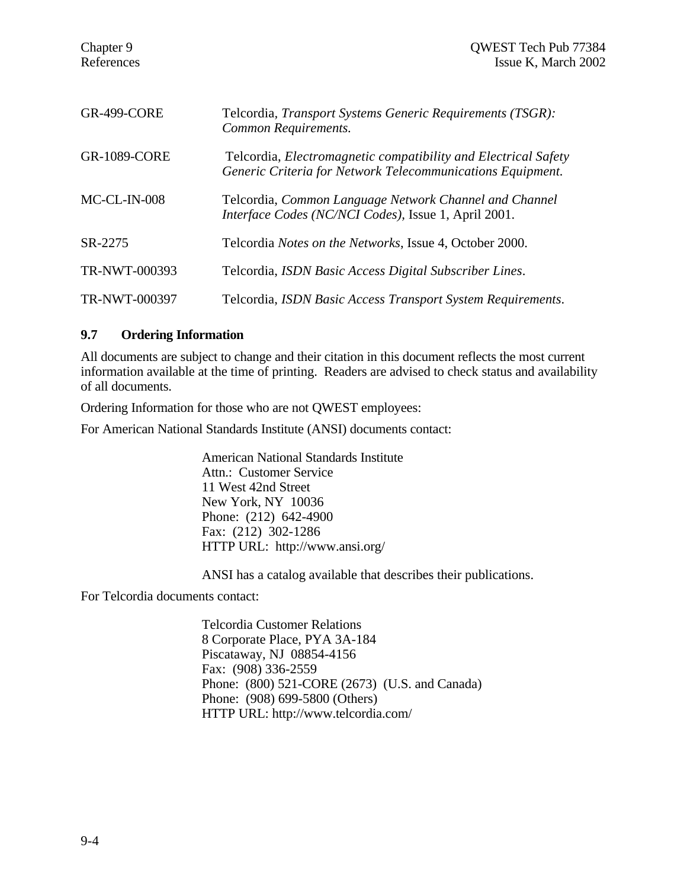| | |
|---|---|
| GR-499-CORE | Telcordia, *Transport Systems Generic Requirements (TSGR): Common Requirements.* |
| GR-1089-CORE | Telcordia, *Electromagnetic compatibility and Electrical Safety Generic Criteria for Network Telecommunications Equipment.* |
| MC-CL-IN-008 | Telcordia, *Common Language Network Channel and Channel Interface Codes (NC/NCI Codes),* Issue 1, April 2001. |
| SR-2275 | Telcordia *Notes on the Networks*, Issue 4, October 2000. |
| TR-NWT-000393 | Telcordia, *ISDN Basic Access Digital Subscriber Lines*. |
| TR-NWT-000397 | Telcordia, *ISDN Basic Access Transport System Requirements*. |

### 9.7 Ordering Information

All documents are subject to change and their citation in this document reflects the most current information available at the time of printing. Readers are advised to check status and availability of all documents.

Ordering Information for those who are not QWEST employees:

For American National Standards Institute (ANSI) documents contact:

American National Standards Institute
Attn.: Customer Service
11 West 42nd Street
New York, NY 10036
Phone: (212) 642-4900
Fax: (212) 302-1286
HTTP URL: http://www.ansi.org/

ANSI has a catalog available that describes their publications.

For Telcordia documents contact:

Telcordia Customer Relations
8 Corporate Place, PYA 3A-184
Piscataway, NJ 08854-4156
Fax: (908) 336-2559
Phone: (800) 521-CORE (2673) (U.S. and Canada)
Phone: (908) 699-5800 (Others)
HTTP URL: http://www.telcordia.com/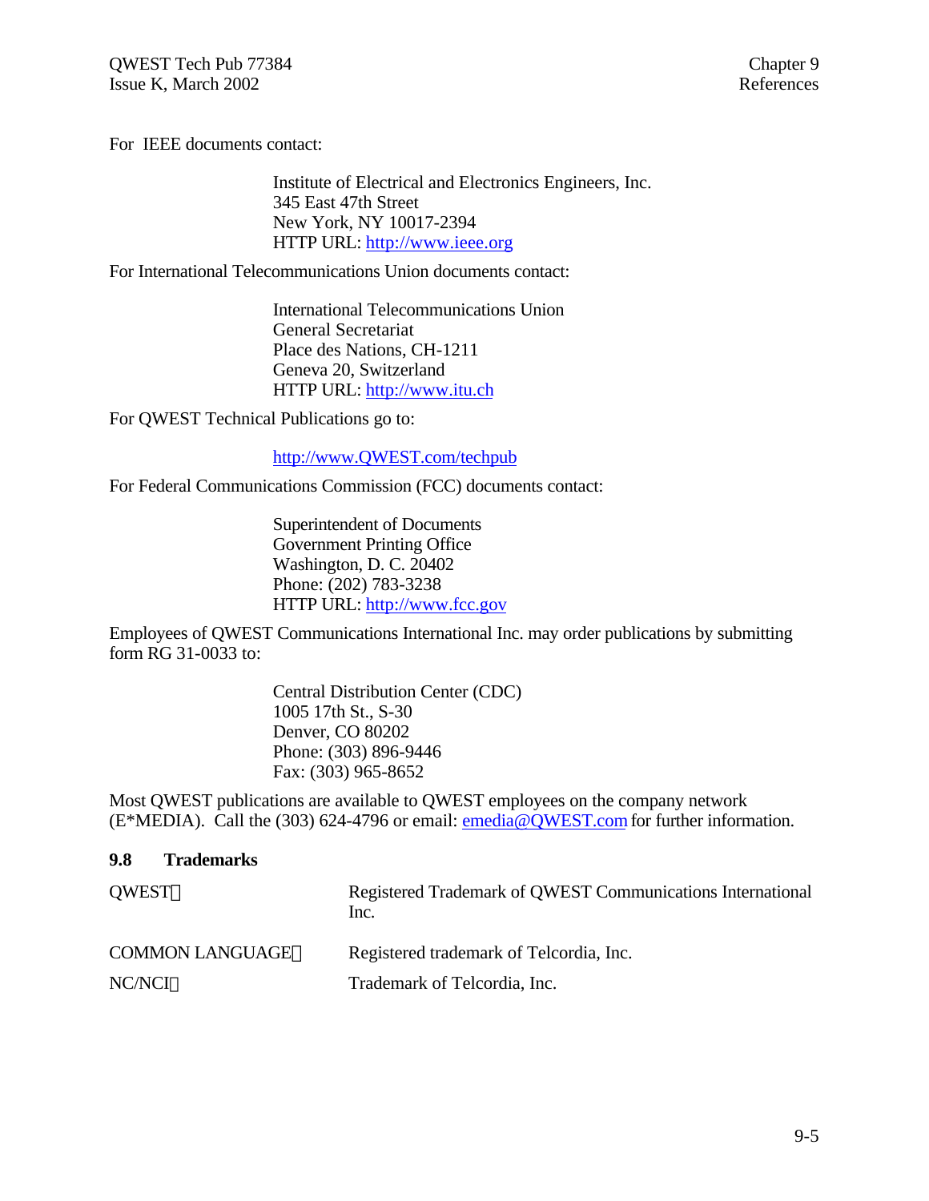For IEEE documents contact:

Institute of Electrical and Electronics Engineers, Inc.
345 East 47th Street
New York, NY 10017-2394
HTTP URL: http://www.ieee.org

For International Telecommunications Union documents contact:

International Telecommunications Union
General Secretariat
Place des Nations, CH-1211
Geneva 20, Switzerland
HTTP URL: http://www.itu.ch

For QWEST Technical Publications go to:

http://www.QWEST.com/techpub

For Federal Communications Commission (FCC) documents contact:

Superintendent of Documents
Government Printing Office
Washington, D. C. 20402
Phone: (202) 783-3238
HTTP URL: http://www.fcc.gov

Employees of QWEST Communications International Inc. may order publications by submitting form RG 31-0033 to:

Central Distribution Center (CDC)
1005 17th St., S-30
Denver, CO 80202
Phone: (303) 896-9446
Fax: (303) 965-8652

Most QWEST publications are available to QWEST employees on the company network (E*MEDIA). Call the (303) 624-4796 or email: emedia@QWEST.com for further information.

## 9.8 Trademarks

| | |
|---|---|
| QWEST® | Registered Trademark of QWEST Communications International Inc. |
| COMMON LANGUAGE® | Registered trademark of Telcordia, Inc. |
| NC/NCI™ | Trademark of Telcordia, Inc. |